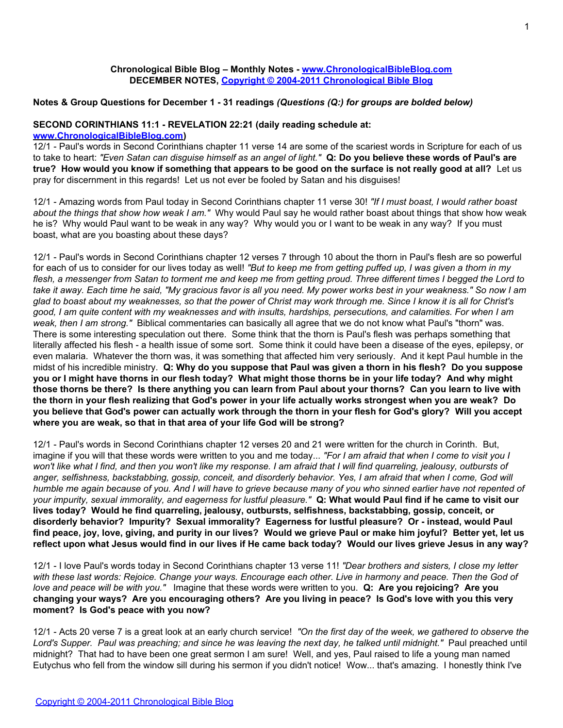**Chronological Bible Blog – Monthly Notes - [www.ChronologicalBibleBlog.com](http://www.ChronologicalBibleBlog.com)**
**DECEMBER NOTES, [Copyright © 2004-2011 Chronological Bible Blog](http://www.ChronologicalBibleBlog.com)**

**Notes & Group Questions for December 1 - 31 readings** ***(Questions (Q:) for groups are bolded below)***

**SECOND CORINTHIANS 11:1 - REVELATION 22:21 (daily reading schedule at: [www.ChronologicalBibleBlog.com](http://www.ChronologicalBibleBlog.com))**

12/1 - Paul's words in Second Corinthians chapter 11 verse 14 are some of the scariest words in Scripture for each of us to take to heart: *"Even Satan can disguise himself as an angel of light."* **Q: Do you believe these words of Paul's are true? How would you know if something that appears to be good on the surface is not really good at all?** Let us pray for discernment in this regards! Let us not ever be fooled by Satan and his disguises!

12/1 - Amazing words from Paul today in Second Corinthians chapter 11 verse 30! *"If I must boast, I would rather boast about the things that show how weak I am."* Why would Paul say he would rather boast about things that show how weak he is? Why would Paul want to be weak in any way? Why would you or I want to be weak in any way? If you must boast, what are you boasting about these days?

12/1 - Paul's words in Second Corinthians chapter 12 verses 7 through 10 about the thorn in Paul's flesh are so powerful for each of us to consider for our lives today as well! *"But to keep me from getting puffed up, I was given a thorn in my flesh, a messenger from Satan to torment me and keep me from getting proud. Three different times I begged the Lord to take it away. Each time he said, "My gracious favor is all you need. My power works best in your weakness." So now I am glad to boast about my weaknesses, so that the power of Christ may work through me. Since I know it is all for Christ's good, I am quite content with my weaknesses and with insults, hardships, persecutions, and calamities. For when I am weak, then I am strong."* Biblical commentaries can basically all agree that we do not know what Paul's "thorn" was. There is some interesting speculation out there. Some think that the thorn is Paul's flesh was perhaps something that literally affected his flesh - a health issue of some sort. Some think it could have been a disease of the eyes, epilepsy, or even malaria. Whatever the thorn was, it was something that affected him very seriously. And it kept Paul humble in the midst of his incredible ministry. **Q: Why do you suppose that Paul was given a thorn in his flesh? Do you suppose you or I might have thorns in our flesh today? What might those thorns be in your life today? And why might those thorns be there? Is there anything you can learn from Paul about your thorns? Can you learn to live with the thorn in your flesh realizing that God's power in your life actually works strongest when you are weak? Do you believe that God's power can actually work through the thorn in your flesh for God's glory? Will you accept where you are weak, so that in that area of your life God will be strong?**

12/1 - Paul's words in Second Corinthians chapter 12 verses 20 and 21 were written for the church in Corinth. But, imagine if you will that these words were written to you and me today... *"For I am afraid that when I come to visit you I won't like what I find, and then you won't like my response. I am afraid that I will find quarreling, jealousy, outbursts of anger, selfishness, backstabbing, gossip, conceit, and disorderly behavior. Yes, I am afraid that when I come, God will humble me again because of you. And I will have to grieve because many of you who sinned earlier have not repented of your impurity, sexual immorality, and eagerness for lustful pleasure."* **Q: What would Paul find if he came to visit our lives today? Would he find quarreling, jealousy, outbursts, selfishness, backstabbing, gossip, conceit, or disorderly behavior? Impurity? Sexual immorality? Eagerness for lustful pleasure? Or - instead, would Paul find peace, joy, love, giving, and purity in our lives? Would we grieve Paul or make him joyful? Better yet, let us reflect upon what Jesus would find in our lives if He came back today? Would our lives grieve Jesus in any way?**

12/1 - I love Paul's words today in Second Corinthians chapter 13 verse 11! *"Dear brothers and sisters, I close my letter with these last words: Rejoice. Change your ways. Encourage each other. Live in harmony and peace. Then the God of love and peace will be with you."* Imagine that these words were written to you. **Q: Are you rejoicing? Are you changing your ways? Are you encouraging others? Are you living in peace? Is God's love with you this very moment? Is God's peace with you now?**

12/1 - Acts 20 verse 7 is a great look at an early church service! *"On the first day of the week, we gathered to observe the Lord's Supper. Paul was preaching; and since he was leaving the next day, he talked until midnight."* Paul preached until midnight? That had to have been one great sermon I am sure! Well, and yes, Paul raised to life a young man named Eutychus who fell from the window sill during his sermon if you didn't notice! Wow... that's amazing. I honestly think I've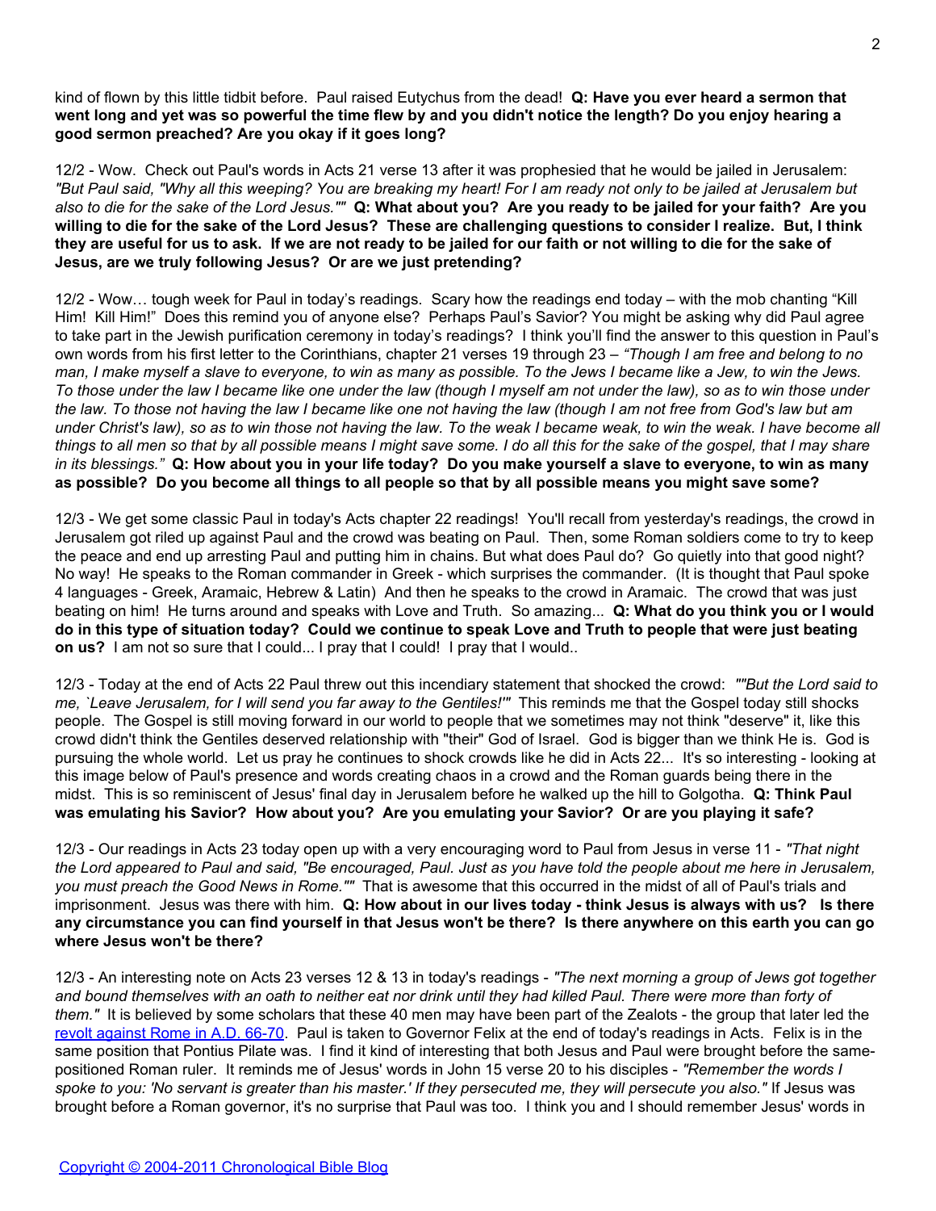kind of flown by this little tidbit before. Paul raised Eutychus from the dead! **Q: Have you ever heard a sermon that went long and yet was so powerful the time flew by and you didn't notice the length? Do you enjoy hearing a good sermon preached? Are you okay if it goes long?**

12/2 - Wow. Check out Paul's words in Acts 21 verse 13 after it was prophesied that he would be jailed in Jerusalem: *"But Paul said, "Why all this weeping? You are breaking my heart! For I am ready not only to be jailed at Jerusalem but also to die for the sake of the Lord Jesus.""* **Q: What about you? Are you ready to be jailed for your faith? Are you willing to die for the sake of the Lord Jesus? These are challenging questions to consider I realize. But, I think they are useful for us to ask. If we are not ready to be jailed for our faith or not willing to die for the sake of Jesus, are we truly following Jesus? Or are we just pretending?**

12/2 - Wow… tough week for Paul in today's readings. Scary how the readings end today – with the mob chanting "Kill Him! Kill Him!" Does this remind you of anyone else? Perhaps Paul's Savior? You might be asking why did Paul agree to take part in the Jewish purification ceremony in today's readings? I think you'll find the answer to this question in Paul's own words from his first letter to the Corinthians, chapter 21 verses 19 through 23 – *"Though I am free and belong to no man, I make myself a slave to everyone, to win as many as possible. To the Jews I became like a Jew, to win the Jews. To those under the law I became like one under the law (though I myself am not under the law), so as to win those under the law. To those not having the law I became like one not having the law (though I am not free from God's law but am under Christ's law), so as to win those not having the law. To the weak I became weak, to win the weak. I have become all things to all men so that by all possible means I might save some. I do all this for the sake of the gospel, that I may share in its blessings."* **Q: How about you in your life today? Do you make yourself a slave to everyone, to win as many as possible? Do you become all things to all people so that by all possible means you might save some?**

12/3 - We get some classic Paul in today's Acts chapter 22 readings! You'll recall from yesterday's readings, the crowd in Jerusalem got riled up against Paul and the crowd was beating on Paul. Then, some Roman soldiers come to try to keep the peace and end up arresting Paul and putting him in chains. But what does Paul do? Go quietly into that good night? No way! He speaks to the Roman commander in Greek - which surprises the commander. (It is thought that Paul spoke 4 languages - Greek, Aramaic, Hebrew & Latin) And then he speaks to the crowd in Aramaic. The crowd that was just beating on him! He turns around and speaks with Love and Truth. So amazing... **Q: What do you think you or I would do in this type of situation today? Could we continue to speak Love and Truth to people that were just beating on us?** I am not so sure that I could... I pray that I could! I pray that I would..

12/3 - Today at the end of Acts 22 Paul threw out this incendiary statement that shocked the crowd: *""But the Lord said to me, `Leave Jerusalem, for I will send you far away to the Gentiles!'"* This reminds me that the Gospel today still shocks people. The Gospel is still moving forward in our world to people that we sometimes may not think "deserve" it, like this crowd didn't think the Gentiles deserved relationship with "their" God of Israel. God is bigger than we think He is. God is pursuing the whole world. Let us pray he continues to shock crowds like he did in Acts 22... It's so interesting - looking at this image below of Paul's presence and words creating chaos in a crowd and the Roman guards being there in the midst. This is so reminiscent of Jesus' final day in Jerusalem before he walked up the hill to Golgotha. **Q: Think Paul was emulating his Savior? How about you? Are you emulating your Savior? Or are you playing it safe?**

12/3 - Our readings in Acts 23 today open up with a very encouraging word to Paul from Jesus in verse 11 - *"That night the Lord appeared to Paul and said, "Be encouraged, Paul. Just as you have told the people about me here in Jerusalem, you must preach the Good News in Rome.""* That is awesome that this occurred in the midst of all of Paul's trials and imprisonment. Jesus was there with him. **Q: How about in our lives today - think Jesus is always with us? Is there any circumstance you can find yourself in that Jesus won't be there? Is there anywhere on this earth you can go where Jesus won't be there?**

12/3 - An interesting note on Acts 23 verses 12 & 13 in today's readings - *"The next morning a group of Jews got together and bound themselves with an oath to neither eat nor drink until they had killed Paul. There were more than forty of them."* It is believed by some scholars that these 40 men may have been part of the Zealots - the group that later led the [revolt against Rome in A.D. 66-70](). Paul is taken to Governor Felix at the end of today's readings in Acts. Felix is in the same position that Pontius Pilate was. I find it kind of interesting that both Jesus and Paul were brought before the same-positioned Roman ruler. It reminds me of Jesus' words in John 15 verse 20 to his disciples - *"Remember the words I spoke to you: 'No servant is greater than his master.' If they persecuted me, they will persecute you also."* If Jesus was brought before a Roman governor, it's no surprise that Paul was too. I think you and I should remember Jesus' words in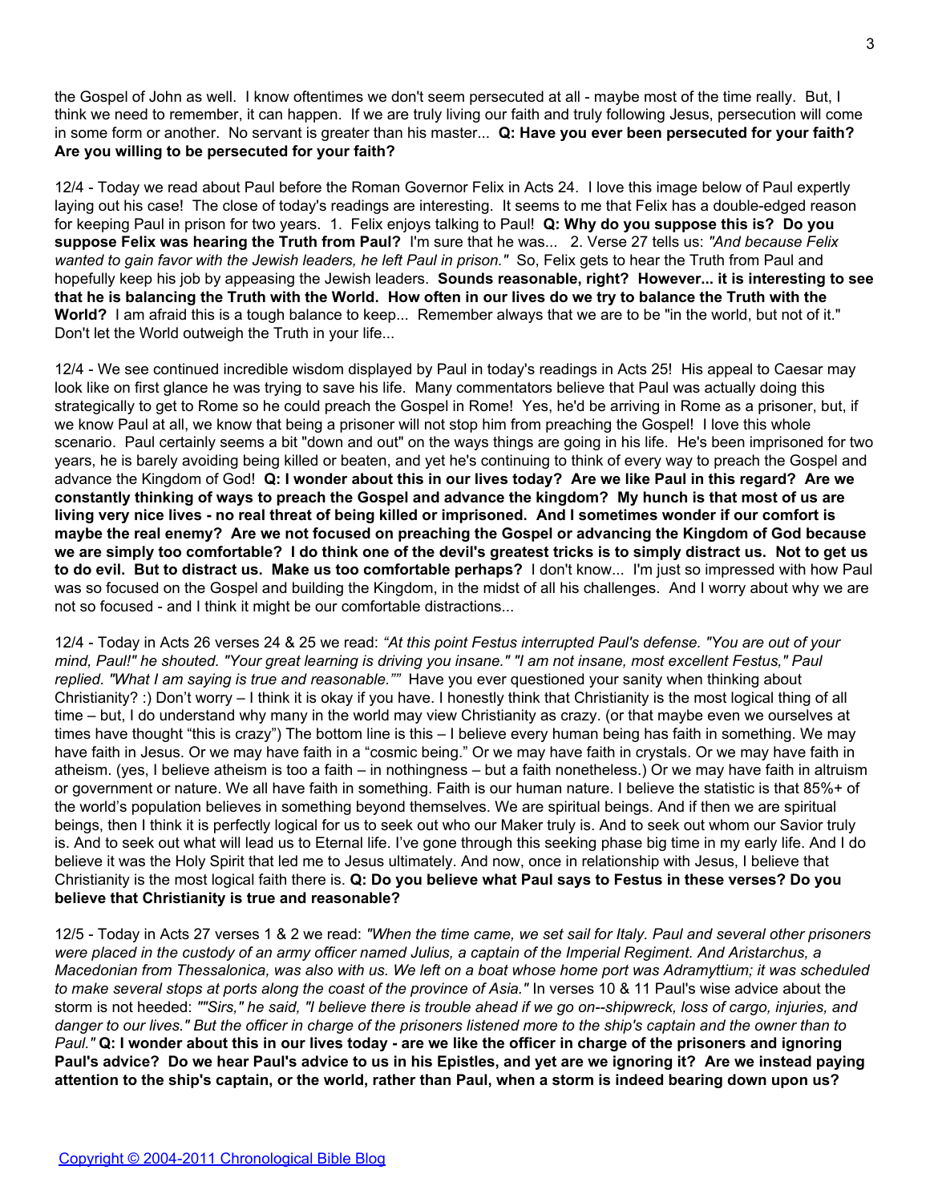the Gospel of John as well. I know oftentimes we don't seem persecuted at all - maybe most of the time really. But, I think we need to remember, it can happen. If we are truly living our faith and truly following Jesus, persecution will come in some form or another. No servant is greater than his master... **Q: Have you ever been persecuted for your faith? Are you willing to be persecuted for your faith?**

12/4 - Today we read about Paul before the Roman Governor Felix in Acts 24. I love this image below of Paul expertly laying out his case! The close of today's readings are interesting. It seems to me that Felix has a double-edged reason for keeping Paul in prison for two years. 1. Felix enjoys talking to Paul! **Q: Why do you suppose this is? Do you suppose Felix was hearing the Truth from Paul?** I'm sure that he was... 2. Verse 27 tells us: *"And because Felix wanted to gain favor with the Jewish leaders, he left Paul in prison."* So, Felix gets to hear the Truth from Paul and hopefully keep his job by appeasing the Jewish leaders. **Sounds reasonable, right? However... it is interesting to see that he is balancing the Truth with the World. How often in our lives do we try to balance the Truth with the World?** I am afraid this is a tough balance to keep... Remember always that we are to be "in the world, but not of it." Don't let the World outweigh the Truth in your life...

12/4 - We see continued incredible wisdom displayed by Paul in today's readings in Acts 25! His appeal to Caesar may look like on first glance he was trying to save his life. Many commentators believe that Paul was actually doing this strategically to get to Rome so he could preach the Gospel in Rome! Yes, he'd be arriving in Rome as a prisoner, but, if we know Paul at all, we know that being a prisoner will not stop him from preaching the Gospel! I love this whole scenario. Paul certainly seems a bit "down and out" on the ways things are going in his life. He's been imprisoned for two years, he is barely avoiding being killed or beaten, and yet he's continuing to think of every way to preach the Gospel and advance the Kingdom of God! **Q: I wonder about this in our lives today? Are we like Paul in this regard? Are we constantly thinking of ways to preach the Gospel and advance the kingdom? My hunch is that most of us are living very nice lives - no real threat of being killed or imprisoned. And I sometimes wonder if our comfort is maybe the real enemy? Are we not focused on preaching the Gospel or advancing the Kingdom of God because we are simply too comfortable? I do think one of the devil's greatest tricks is to simply distract us. Not to get us to do evil. But to distract us. Make us too comfortable perhaps?** I don't know... I'm just so impressed with how Paul was so focused on the Gospel and building the Kingdom, in the midst of all his challenges. And I worry about why we are not so focused - and I think it might be our comfortable distractions...

12/4 - Today in Acts 26 verses 24 & 25 we read: *"At this point Festus interrupted Paul's defense. "You are out of your mind, Paul!" he shouted. "Your great learning is driving you insane." "I am not insane, most excellent Festus," Paul replied. "What I am saying is true and reasonable.""* Have you ever questioned your sanity when thinking about Christianity? :) Don't worry – I think it is okay if you have. I honestly think that Christianity is the most logical thing of all time – but, I do understand why many in the world may view Christianity as crazy. (or that maybe even we ourselves at times have thought "this is crazy") The bottom line is this – I believe every human being has faith in something. We may have faith in Jesus. Or we may have faith in a "cosmic being." Or we may have faith in crystals. Or we may have faith in atheism. (yes, I believe atheism is too a faith – in nothingness – but a faith nonetheless.) Or we may have faith in altruism or government or nature. We all have faith in something. Faith is our human nature. I believe the statistic is that 85%+ of the world's population believes in something beyond themselves. We are spiritual beings. And if then we are spiritual beings, then I think it is perfectly logical for us to seek out who our Maker truly is. And to seek out whom our Savior truly is. And to seek out what will lead us to Eternal life. I've gone through this seeking phase big time in my early life. And I do believe it was the Holy Spirit that led me to Jesus ultimately. And now, once in relationship with Jesus, I believe that Christianity is the most logical faith there is. **Q: Do you believe what Paul says to Festus in these verses? Do you believe that Christianity is true and reasonable?**

12/5 - Today in Acts 27 verses 1 & 2 we read: *"When the time came, we set sail for Italy. Paul and several other prisoners were placed in the custody of an army officer named Julius, a captain of the Imperial Regiment. And Aristarchus, a Macedonian from Thessalonica, was also with us. We left on a boat whose home port was Adramyttium; it was scheduled to make several stops at ports along the coast of the province of Asia."* In verses 10 & 11 Paul's wise advice about the storm is not heeded: *""Sirs," he said, "I believe there is trouble ahead if we go on--shipwreck, loss of cargo, injuries, and danger to our lives." But the officer in charge of the prisoners listened more to the ship's captain and the owner than to Paul."* **Q: I wonder about this in our lives today - are we like the officer in charge of the prisoners and ignoring Paul's advice? Do we hear Paul's advice to us in his Epistles, and yet are we ignoring it? Are we instead paying attention to the ship's captain, or the world, rather than Paul, when a storm is indeed bearing down upon us?**

Copyright © 2004-2011 Chronological Bible Blog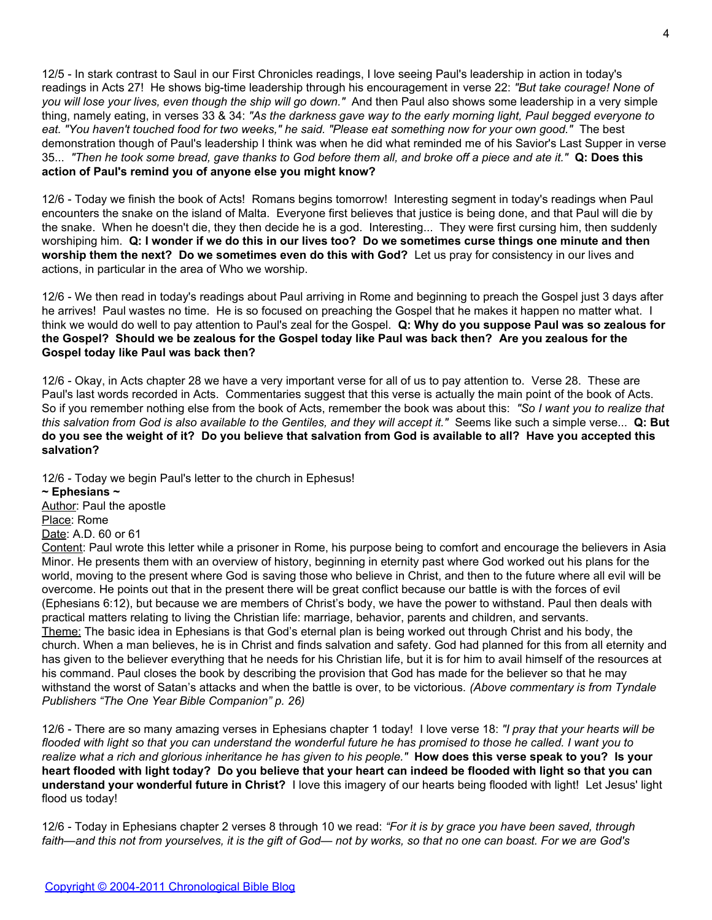12/5 - In stark contrast to Saul in our First Chronicles readings, I love seeing Paul's leadership in action in today's readings in Acts 27! He shows big-time leadership through his encouragement in verse 22: *"But take courage! None of you will lose your lives, even though the ship will go down."* And then Paul also shows some leadership in a very simple thing, namely eating, in verses 33 & 34: *"As the darkness gave way to the early morning light, Paul begged everyone to eat. "You haven't touched food for two weeks," he said. "Please eat something now for your own good."* The best demonstration though of Paul's leadership I think was when he did what reminded me of his Savior's Last Supper in verse 35... *"Then he took some bread, gave thanks to God before them all, and broke off a piece and ate it."* **Q: Does this action of Paul's remind you of anyone else you might know?**

12/6 - Today we finish the book of Acts! Romans begins tomorrow! Interesting segment in today's readings when Paul encounters the snake on the island of Malta. Everyone first believes that justice is being done, and that Paul will die by the snake. When he doesn't die, they then decide he is a god. Interesting... They were first cursing him, then suddenly worshiping him. **Q: I wonder if we do this in our lives too? Do we sometimes curse things one minute and then worship them the next? Do we sometimes even do this with God?** Let us pray for consistency in our lives and actions, in particular in the area of Who we worship.

12/6 - We then read in today's readings about Paul arriving in Rome and beginning to preach the Gospel just 3 days after he arrives! Paul wastes no time. He is so focused on preaching the Gospel that he makes it happen no matter what. I think we would do well to pay attention to Paul's zeal for the Gospel. **Q: Why do you suppose Paul was so zealous for the Gospel? Should we be zealous for the Gospel today like Paul was back then? Are you zealous for the Gospel today like Paul was back then?**

12/6 - Okay, in Acts chapter 28 we have a very important verse for all of us to pay attention to. Verse 28. These are Paul's last words recorded in Acts. Commentaries suggest that this verse is actually the main point of the book of Acts. So if you remember nothing else from the book of Acts, remember the book was about this: *"So I want you to realize that this salvation from God is also available to the Gentiles, and they will accept it."* Seems like such a simple verse... **Q: But do you see the weight of it? Do you believe that salvation from God is available to all? Have you accepted this salvation?**

12/6 - Today we begin Paul's letter to the church in Ephesus!

**~ Ephesians ~**

Author: Paul the apostle
Place: Rome
Date: A.D. 60 or 61
Content: Paul wrote this letter while a prisoner in Rome, his purpose being to comfort and encourage the believers in Asia Minor. He presents them with an overview of history, beginning in eternity past where God worked out his plans for the world, moving to the present where God is saving those who believe in Christ, and then to the future where all evil will be overcome. He points out that in the present there will be great conflict because our battle is with the forces of evil (Ephesians 6:12), but because we are members of Christ's body, we have the power to withstand. Paul then deals with practical matters relating to living the Christian life: marriage, behavior, parents and children, and servants.
Theme: The basic idea in Ephesians is that God's eternal plan is being worked out through Christ and his body, the church. When a man believes, he is in Christ and finds salvation and safety. God had planned for this from all eternity and has given to the believer everything that he needs for his Christian life, but it is for him to avail himself of the resources at his command. Paul closes the book by describing the provision that God has made for the believer so that he may withstand the worst of Satan's attacks and when the battle is over, to be victorious. *(Above commentary is from Tyndale Publishers "The One Year Bible Companion" p. 26)*

12/6 - There are so many amazing verses in Ephesians chapter 1 today! I love verse 18: *"I pray that your hearts will be flooded with light so that you can understand the wonderful future he has promised to those he called. I want you to realize what a rich and glorious inheritance he has given to his people."* **How does this verse speak to you? Is your heart flooded with light today? Do you believe that your heart can indeed be flooded with light so that you can understand your wonderful future in Christ?** I love this imagery of our hearts being flooded with light! Let Jesus' light flood us today!

12/6 - Today in Ephesians chapter 2 verses 8 through 10 we read: *"For it is by grace you have been saved, through faith—and this not from yourselves, it is the gift of God— not by works, so that no one can boast. For we are God's*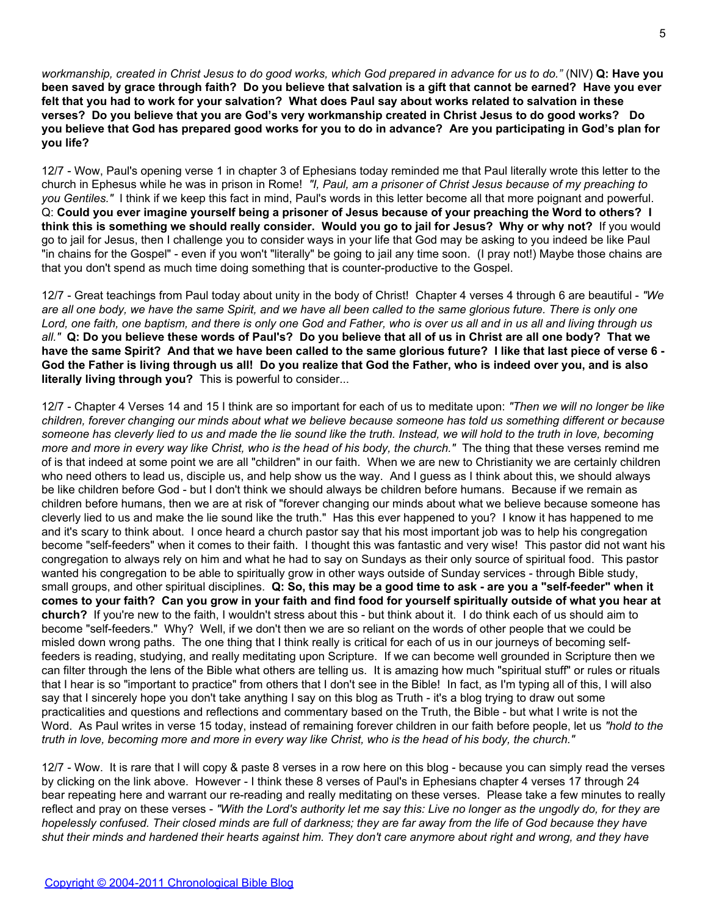*workmanship, created in Christ Jesus to do good works, which God prepared in advance for us to do."* (NIV) **Q: Have you been saved by grace through faith? Do you believe that salvation is a gift that cannot be earned? Have you ever felt that you had to work for your salvation? What does Paul say about works related to salvation in these verses? Do you believe that you are God's very workmanship created in Christ Jesus to do good works? Do you believe that God has prepared good works for you to do in advance? Are you participating in God's plan for you life?**

12/7 - Wow, Paul's opening verse 1 in chapter 3 of Ephesians today reminded me that Paul literally wrote this letter to the church in Ephesus while he was in prison in Rome! *"I, Paul, am a prisoner of Christ Jesus because of my preaching to you Gentiles."* I think if we keep this fact in mind, Paul's words in this letter become all that more poignant and powerful. Q: **Could you ever imagine yourself being a prisoner of Jesus because of your preaching the Word to others? I think this is something we should really consider. Would you go to jail for Jesus? Why or why not?** If you would go to jail for Jesus, then I challenge you to consider ways in your life that God may be asking to you indeed be like Paul "in chains for the Gospel" - even if you won't "literally" be going to jail any time soon. (I pray not!) Maybe those chains are that you don't spend as much time doing something that is counter-productive to the Gospel.

12/7 - Great teachings from Paul today about unity in the body of Christ! Chapter 4 verses 4 through 6 are beautiful - *"We are all one body, we have the same Spirit, and we have all been called to the same glorious future. There is only one Lord, one faith, one baptism, and there is only one God and Father, who is over us all and in us all and living through us all."* **Q: Do you believe these words of Paul's? Do you believe that all of us in Christ are all one body? That we have the same Spirit? And that we have been called to the same glorious future? I like that last piece of verse 6 - God the Father is living through us all! Do you realize that God the Father, who is indeed over you, and is also literally living through you?** This is powerful to consider...

12/7 - Chapter 4 Verses 14 and 15 I think are so important for each of us to meditate upon: *"Then we will no longer be like children, forever changing our minds about what we believe because someone has told us something different or because someone has cleverly lied to us and made the lie sound like the truth. Instead, we will hold to the truth in love, becoming more and more in every way like Christ, who is the head of his body, the church."* The thing that these verses remind me of is that indeed at some point we are all "children" in our faith. When we are new to Christianity we are certainly children who need others to lead us, disciple us, and help show us the way. And I guess as I think about this, we should always be like children before God - but I don't think we should always be children before humans. Because if we remain as children before humans, then we are at risk of "forever changing our minds about what we believe because someone has cleverly lied to us and make the lie sound like the truth." Has this ever happened to you? I know it has happened to me and it's scary to think about. I once heard a church pastor say that his most important job was to help his congregation become "self-feeders" when it comes to their faith. I thought this was fantastic and very wise! This pastor did not want his congregation to always rely on him and what he had to say on Sundays as their only source of spiritual food. This pastor wanted his congregation to be able to spiritually grow in other ways outside of Sunday services - through Bible study, small groups, and other spiritual disciplines. **Q: So, this may be a good time to ask - are you a "self-feeder" when it comes to your faith? Can you grow in your faith and find food for yourself spiritually outside of what you hear at church?** If you're new to the faith, I wouldn't stress about this - but think about it. I do think each of us should aim to become "self-feeders." Why? Well, if we don't then we are so reliant on the words of other people that we could be misled down wrong paths. The one thing that I think really is critical for each of us in our journeys of becoming self-feeders is reading, studying, and really meditating upon Scripture. If we can become well grounded in Scripture then we can filter through the lens of the Bible what others are telling us. It is amazing how much "spiritual stuff" or rules or rituals that I hear is so "important to practice" from others that I don't see in the Bible! In fact, as I'm typing all of this, I will also say that I sincerely hope you don't take anything I say on this blog as Truth - it's a blog trying to draw out some practicalities and questions and reflections and commentary based on the Truth, the Bible - but what I write is not the Word. As Paul writes in verse 15 today, instead of remaining forever children in our faith before people, let us *"hold to the truth in love, becoming more and more in every way like Christ, who is the head of his body, the church."*

12/7 - Wow. It is rare that I will copy & paste 8 verses in a row here on this blog - because you can simply read the verses by clicking on the link above. However - I think these 8 verses of Paul's in Ephesians chapter 4 verses 17 through 24 bear repeating here and warrant our re-reading and really meditating on these verses. Please take a few minutes to really reflect and pray on these verses - *"With the Lord's authority let me say this: Live no longer as the ungodly do, for they are hopelessly confused. Their closed minds are full of darkness; they are far away from the life of God because they have shut their minds and hardened their hearts against him. They don't care anymore about right and wrong, and they have*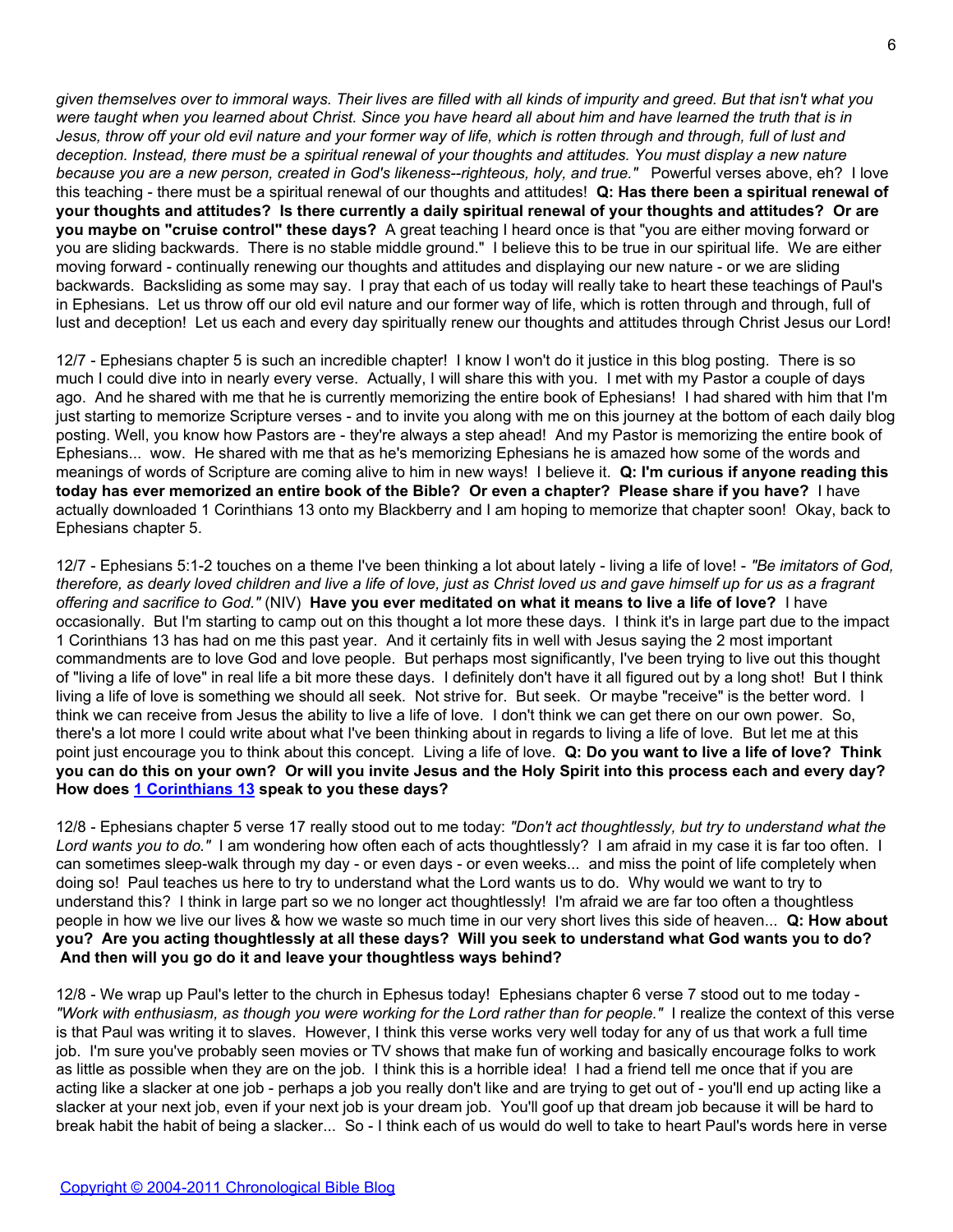*given themselves over to immoral ways. Their lives are filled with all kinds of impurity and greed. But that isn't what you were taught when you learned about Christ. Since you have heard all about him and have learned the truth that is in Jesus, throw off your old evil nature and your former way of life, which is rotten through and through, full of lust and deception. Instead, there must be a spiritual renewal of your thoughts and attitudes. You must display a new nature because you are a new person, created in God's likeness--righteous, holy, and true."* Powerful verses above, eh? I love this teaching - there must be a spiritual renewal of our thoughts and attitudes! **Q: Has there been a spiritual renewal of your thoughts and attitudes? Is there currently a daily spiritual renewal of your thoughts and attitudes? Or are you maybe on "cruise control" these days?** A great teaching I heard once is that "you are either moving forward or you are sliding backwards. There is no stable middle ground." I believe this to be true in our spiritual life. We are either moving forward - continually renewing our thoughts and attitudes and displaying our new nature - or we are sliding backwards. Backsliding as some may say. I pray that each of us today will really take to heart these teachings of Paul's in Ephesians. Let us throw off our old evil nature and our former way of life, which is rotten through and through, full of lust and deception! Let us each and every day spiritually renew our thoughts and attitudes through Christ Jesus our Lord!

12/7 - Ephesians chapter 5 is such an incredible chapter! I know I won't do it justice in this blog posting. There is so much I could dive into in nearly every verse. Actually, I will share this with you. I met with my Pastor a couple of days ago. And he shared with me that he is currently memorizing the entire book of Ephesians! I had shared with him that I'm just starting to memorize Scripture verses - and to invite you along with me on this journey at the bottom of each daily blog posting. Well, you know how Pastors are - they're always a step ahead! And my Pastor is memorizing the entire book of Ephesians... wow. He shared with me that as he's memorizing Ephesians he is amazed how some of the words and meanings of words of Scripture are coming alive to him in new ways! I believe it. **Q: I'm curious if anyone reading this today has ever memorized an entire book of the Bible? Or even a chapter? Please share if you have?** I have actually downloaded 1 Corinthians 13 onto my Blackberry and I am hoping to memorize that chapter soon! Okay, back to Ephesians chapter 5.

12/7 - Ephesians 5:1-2 touches on a theme I've been thinking a lot about lately - living a life of love! - *"Be imitators of God, therefore, as dearly loved children and live a life of love, just as Christ loved us and gave himself up for us as a fragrant offering and sacrifice to God."* (NIV) **Have you ever meditated on what it means to live a life of love?** I have occasionally. But I'm starting to camp out on this thought a lot more these days. I think it's in large part due to the impact 1 Corinthians 13 has had on me this past year. And it certainly fits in well with Jesus saying the 2 most important commandments are to love God and love people. But perhaps most significantly, I've been trying to live out this thought of "living a life of love" in real life a bit more these days. I definitely don't have it all figured out by a long shot! But I think living a life of love is something we should all seek. Not strive for. But seek. Or maybe "receive" is the better word. I think we can receive from Jesus the ability to live a life of love. I don't think we can get there on our own power. So, there's a lot more I could write about what I've been thinking about in regards to living a life of love. But let me at this point just encourage you to think about this concept. Living a life of love. **Q: Do you want to live a life of love? Think you can do this on your own? Or will you invite Jesus and the Holy Spirit into this process each and every day? How does [1 Corinthians 13] speak to you these days?**

12/8 - Ephesians chapter 5 verse 17 really stood out to me today: *"Don't act thoughtlessly, but try to understand what the Lord wants you to do."* I am wondering how often each of acts thoughtlessly? I am afraid in my case it is far too often. I can sometimes sleep-walk through my day - or even days - or even weeks... and miss the point of life completely when doing so! Paul teaches us here to try to understand what the Lord wants us to do. Why would we want to try to understand this? I think in large part so we no longer act thoughtlessly! I'm afraid we are far too often a thoughtless people in how we live our lives & how we waste so much time in our very short lives this side of heaven... **Q: How about you? Are you acting thoughtlessly at all these days? Will you seek to understand what God wants you to do? And then will you go do it and leave your thoughtless ways behind?**

12/8 - We wrap up Paul's letter to the church in Ephesus today! Ephesians chapter 6 verse 7 stood out to me today - *"Work with enthusiasm, as though you were working for the Lord rather than for people."* I realize the context of this verse is that Paul was writing it to slaves. However, I think this verse works very well today for any of us that work a full time job. I'm sure you've probably seen movies or TV shows that make fun of working and basically encourage folks to work as little as possible when they are on the job. I think this is a horrible idea! I had a friend tell me once that if you are acting like a slacker at one job - perhaps a job you really don't like and are trying to get out of - you'll end up acting like a slacker at your next job, even if your next job is your dream job. You'll goof up that dream job because it will be hard to break habit the habit of being a slacker... So - I think each of us would do well to take to heart Paul's words here in verse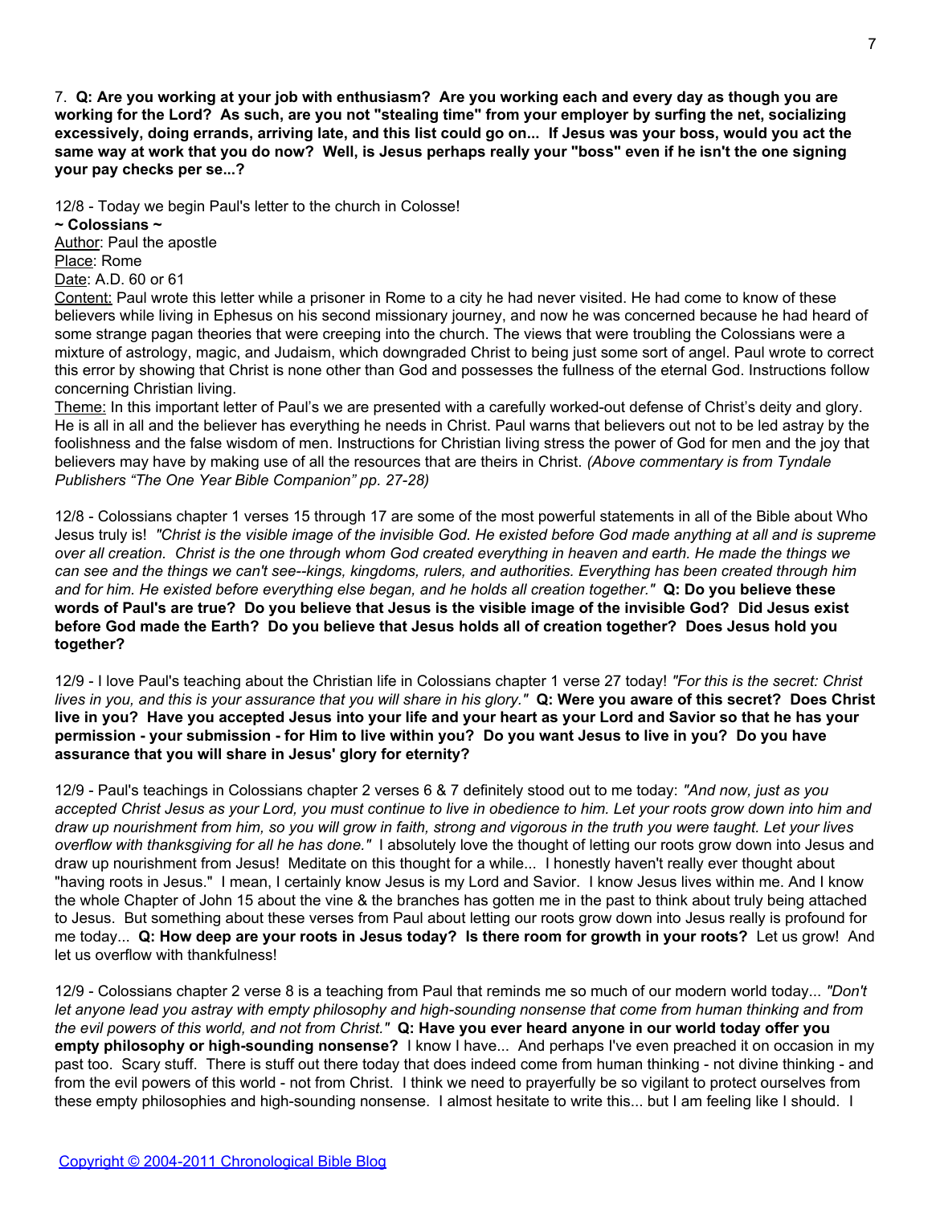7. **Q: Are you working at your job with enthusiasm? Are you working each and every day as though you are working for the Lord? As such, are you not "stealing time" from your employer by surfing the net, socializing excessively, doing errands, arriving late, and this list could go on... If Jesus was your boss, would you act the same way at work that you do now? Well, is Jesus perhaps really your "boss" even if he isn't the one signing your pay checks per se...?**

12/8 - Today we begin Paul's letter to the church in Colosse!

**~ Colossians ~**

<u>Author</u>: Paul the apostle

<u>Place</u>: Rome

<u>Date</u>: A.D. 60 or 61

<u>Content:</u> Paul wrote this letter while a prisoner in Rome to a city he had never visited. He had come to know of these believers while living in Ephesus on his second missionary journey, and now he was concerned because he had heard of some strange pagan theories that were creeping into the church. The views that were troubling the Colossians were a mixture of astrology, magic, and Judaism, which downgraded Christ to being just some sort of angel. Paul wrote to correct this error by showing that Christ is none other than God and possesses the fullness of the eternal God. Instructions follow concerning Christian living.

<u>Theme:</u> In this important letter of Paul's we are presented with a carefully worked-out defense of Christ's deity and glory. He is all in all and the believer has everything he needs in Christ. Paul warns that believers out not to be led astray by the foolishness and the false wisdom of men. Instructions for Christian living stress the power of God for men and the joy that believers may have by making use of all the resources that are theirs in Christ. *(Above commentary is from Tyndale Publishers "The One Year Bible Companion" pp. 27-28)*

12/8 - Colossians chapter 1 verses 15 through 17 are some of the most powerful statements in all of the Bible about Who Jesus truly is! *"Christ is the visible image of the invisible God. He existed before God made anything at all and is supreme over all creation. Christ is the one through whom God created everything in heaven and earth. He made the things we can see and the things we can't see--kings, kingdoms, rulers, and authorities. Everything has been created through him and for him. He existed before everything else began, and he holds all creation together."* **Q: Do you believe these words of Paul's are true? Do you believe that Jesus is the visible image of the invisible God? Did Jesus exist before God made the Earth? Do you believe that Jesus holds all of creation together? Does Jesus hold you together?**

12/9 - I love Paul's teaching about the Christian life in Colossians chapter 1 verse 27 today! *"For this is the secret: Christ lives in you, and this is your assurance that you will share in his glory."* **Q: Were you aware of this secret? Does Christ live in you? Have you accepted Jesus into your life and your heart as your Lord and Savior so that he has your permission - your submission - for Him to live within you? Do you want Jesus to live in you? Do you have assurance that you will share in Jesus' glory for eternity?**

12/9 - Paul's teachings in Colossians chapter 2 verses 6 & 7 definitely stood out to me today: *"And now, just as you accepted Christ Jesus as your Lord, you must continue to live in obedience to him. Let your roots grow down into him and draw up nourishment from him, so you will grow in faith, strong and vigorous in the truth you were taught. Let your lives overflow with thanksgiving for all he has done."* I absolutely love the thought of letting our roots grow down into Jesus and draw up nourishment from Jesus! Meditate on this thought for a while... I honestly haven't really ever thought about "having roots in Jesus." I mean, I certainly know Jesus is my Lord and Savior. I know Jesus lives within me. And I know the whole Chapter of John 15 about the vine & the branches has gotten me in the past to think about truly being attached to Jesus. But something about these verses from Paul about letting our roots grow down into Jesus really is profound for me today... **Q: How deep are your roots in Jesus today? Is there room for growth in your roots?** Let us grow! And let us overflow with thankfulness!

12/9 - Colossians chapter 2 verse 8 is a teaching from Paul that reminds me so much of our modern world today... *"Don't let anyone lead you astray with empty philosophy and high-sounding nonsense that come from human thinking and from the evil powers of this world, and not from Christ."* **Q: Have you ever heard anyone in our world today offer you empty philosophy or high-sounding nonsense?** I know I have... And perhaps I've even preached it on occasion in my past too. Scary stuff. There is stuff out there today that does indeed come from human thinking - not divine thinking - and from the evil powers of this world - not from Christ. I think we need to prayerfully be so vigilant to protect ourselves from these empty philosophies and high-sounding nonsense. I almost hesitate to write this... but I am feeling like I should. I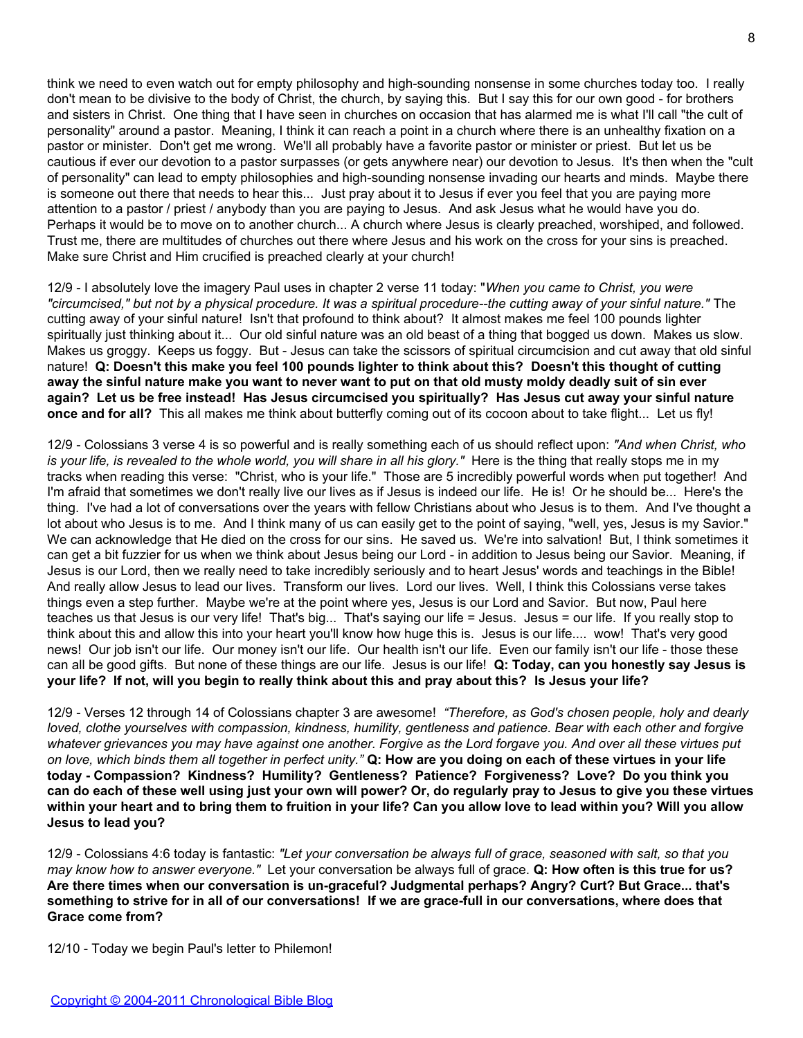think we need to even watch out for empty philosophy and high-sounding nonsense in some churches today too. I really don't mean to be divisive to the body of Christ, the church, by saying this. But I say this for our own good - for brothers and sisters in Christ. One thing that I have seen in churches on occasion that has alarmed me is what I'll call "the cult of personality" around a pastor. Meaning, I think it can reach a point in a church where there is an unhealthy fixation on a pastor or minister. Don't get me wrong. We'll all probably have a favorite pastor or minister or priest. But let us be cautious if ever our devotion to a pastor surpasses (or gets anywhere near) our devotion to Jesus. It's then when the "cult of personality" can lead to empty philosophies and high-sounding nonsense invading our hearts and minds. Maybe there is someone out there that needs to hear this... Just pray about it to Jesus if ever you feel that you are paying more attention to a pastor / priest / anybody than you are paying to Jesus. And ask Jesus what he would have you do. Perhaps it would be to move on to another church... A church where Jesus is clearly preached, worshiped, and followed. Trust me, there are multitudes of churches out there where Jesus and his work on the cross for your sins is preached. Make sure Christ and Him crucified is preached clearly at your church!

12/9 - I absolutely love the imagery Paul uses in chapter 2 verse 11 today: "*When you came to Christ, you were "circumcised," but not by a physical procedure. It was a spiritual procedure--the cutting away of your sinful nature."* The cutting away of your sinful nature! Isn't that profound to think about? It almost makes me feel 100 pounds lighter spiritually just thinking about it... Our old sinful nature was an old beast of a thing that bogged us down. Makes us slow. Makes us groggy. Keeps us foggy. But - Jesus can take the scissors of spiritual circumcision and cut away that old sinful nature! **Q: Doesn't this make you feel 100 pounds lighter to think about this? Doesn't this thought of cutting away the sinful nature make you want to never want to put on that old musty moldy deadly suit of sin ever again? Let us be free instead! Has Jesus circumcised you spiritually? Has Jesus cut away your sinful nature once and for all?** This all makes me think about butterfly coming out of its cocoon about to take flight... Let us fly!

12/9 - Colossians 3 verse 4 is so powerful and is really something each of us should reflect upon: *"And when Christ, who is your life, is revealed to the whole world, you will share in all his glory."* Here is the thing that really stops me in my tracks when reading this verse: "Christ, who is your life." Those are 5 incredibly powerful words when put together! And I'm afraid that sometimes we don't really live our lives as if Jesus is indeed our life. He is! Or he should be... Here's the thing. I've had a lot of conversations over the years with fellow Christians about who Jesus is to them. And I've thought a lot about who Jesus is to me. And I think many of us can easily get to the point of saying, "well, yes, Jesus is my Savior." We can acknowledge that He died on the cross for our sins. He saved us. We're into salvation! But, I think sometimes it can get a bit fuzzier for us when we think about Jesus being our Lord - in addition to Jesus being our Savior. Meaning, if Jesus is our Lord, then we really need to take incredibly seriously and to heart Jesus' words and teachings in the Bible! And really allow Jesus to lead our lives. Transform our lives. Lord our lives. Well, I think this Colossians verse takes things even a step further. Maybe we're at the point where yes, Jesus is our Lord and Savior. But now, Paul here teaches us that Jesus is our very life! That's big... That's saying our life = Jesus. Jesus = our life. If you really stop to think about this and allow this into your heart you'll know how huge this is. Jesus is our life.... wow! That's very good news! Our job isn't our life. Our money isn't our life. Our health isn't our life. Even our family isn't our life - those these can all be good gifts. But none of these things are our life. Jesus is our life! **Q: Today, can you honestly say Jesus is your life? If not, will you begin to really think about this and pray about this? Is Jesus your life?**

12/9 - Verses 12 through 14 of Colossians chapter 3 are awesome! *"Therefore, as God's chosen people, holy and dearly loved, clothe yourselves with compassion, kindness, humility, gentleness and patience. Bear with each other and forgive whatever grievances you may have against one another. Forgive as the Lord forgave you. And over all these virtues put on love, which binds them all together in perfect unity."* **Q: How are you doing on each of these virtues in your life today - Compassion? Kindness? Humility? Gentleness? Patience? Forgiveness? Love? Do you think you can do each of these well using just your own will power? Or, do regularly pray to Jesus to give you these virtues within your heart and to bring them to fruition in your life? Can you allow love to lead within you? Will you allow Jesus to lead you?**

12/9 - Colossians 4:6 today is fantastic: *"Let your conversation be always full of grace, seasoned with salt, so that you may know how to answer everyone."* Let your conversation be always full of grace. **Q: How often is this true for us? Are there times when our conversation is un-graceful? Judgmental perhaps? Angry? Curt? But Grace... that's something to strive for in all of our conversations! If we are grace-full in our conversations, where does that Grace come from?**

12/10 - Today we begin Paul's letter to Philemon!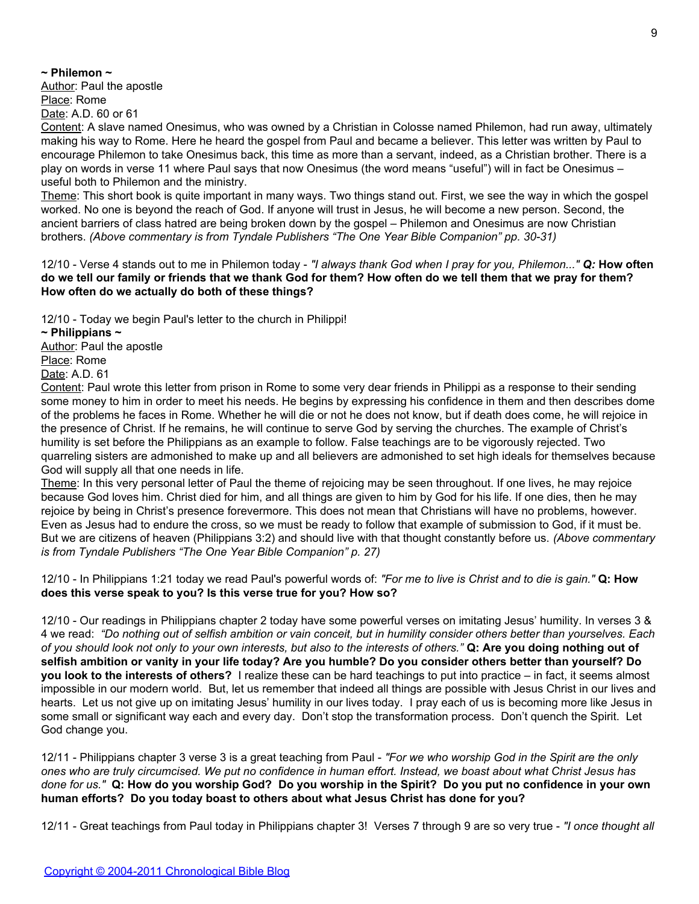**~ Philemon ~**

Author: Paul the apostle
Place: Rome
Date: A.D. 60 or 61
Content: A slave named Onesimus, who was owned by a Christian in Colosse named Philemon, had run away, ultimately making his way to Rome. Here he heard the gospel from Paul and became a believer. This letter was written by Paul to encourage Philemon to take Onesimus back, this time as more than a servant, indeed, as a Christian brother. There is a play on words in verse 11 where Paul says that now Onesimus (the word means "useful") will in fact be Onesimus – useful both to Philemon and the ministry.
Theme: This short book is quite important in many ways. Two things stand out. First, we see the way in which the gospel worked. No one is beyond the reach of God. If anyone will trust in Jesus, he will become a new person. Second, the ancient barriers of class hatred are being broken down by the gospel – Philemon and Onesimus are now Christian brothers. *(Above commentary is from Tyndale Publishers "The One Year Bible Companion" pp. 30-31)*

12/10 - Verse 4 stands out to me in Philemon today - *"I always thank God when I pray for you, Philemon..."* ***Q:*** **How often do we tell our family or friends that we thank God for them? How often do we tell them that we pray for them? How often do we actually do both of these things?**

12/10 - Today we begin Paul's letter to the church in Philippi!

**~ Philippians ~**

Author: Paul the apostle
Place: Rome
Date: A.D. 61
Content: Paul wrote this letter from prison in Rome to some very dear friends in Philippi as a response to their sending some money to him in order to meet his needs. He begins by expressing his confidence in them and then describes dome of the problems he faces in Rome. Whether he will die or not he does not know, but if death does come, he will rejoice in the presence of Christ. If he remains, he will continue to serve God by serving the churches. The example of Christ's humility is set before the Philippians as an example to follow. False teachings are to be vigorously rejected. Two quarreling sisters are admonished to make up and all believers are admonished to set high ideals for themselves because God will supply all that one needs in life.
Theme: In this very personal letter of Paul the theme of rejoicing may be seen throughout. If one lives, he may rejoice because God loves him. Christ died for him, and all things are given to him by God for his life. If one dies, then he may rejoice by being in Christ's presence forevermore. This does not mean that Christians will have no problems, however. Even as Jesus had to endure the cross, so we must be ready to follow that example of submission to God, if it must be. But we are citizens of heaven (Philippians 3:2) and should live with that thought constantly before us. *(Above commentary is from Tyndale Publishers "The One Year Bible Companion" p. 27)*

12/10 - In Philippians 1:21 today we read Paul's powerful words of: *"For me to live is Christ and to die is gain."* **Q: How does this verse speak to you? Is this verse true for you? How so?**

12/10 - Our readings in Philippians chapter 2 today have some powerful verses on imitating Jesus' humility. In verses 3 & 4 we read: *"Do nothing out of selfish ambition or vain conceit, but in humility consider others better than yourselves. Each of you should look not only to your own interests, but also to the interests of others."* **Q: Are you doing nothing out of selfish ambition or vanity in your life today? Are you humble? Do you consider others better than yourself? Do you look to the interests of others?** I realize these can be hard teachings to put into practice – in fact, it seems almost impossible in our modern world. But, let us remember that indeed all things are possible with Jesus Christ in our lives and hearts. Let us not give up on imitating Jesus' humility in our lives today. I pray each of us is becoming more like Jesus in some small or significant way each and every day. Don't stop the transformation process. Don't quench the Spirit. Let God change you.

12/11 - Philippians chapter 3 verse 3 is a great teaching from Paul - *"For we who worship God in the Spirit are the only ones who are truly circumcised. We put no confidence in human effort. Instead, we boast about what Christ Jesus has done for us."* **Q: How do you worship God? Do you worship in the Spirit? Do you put no confidence in your own human efforts? Do you today boast to others about what Jesus Christ has done for you?**

12/11 - Great teachings from Paul today in Philippians chapter 3! Verses 7 through 9 are so very true - *"I once thought all*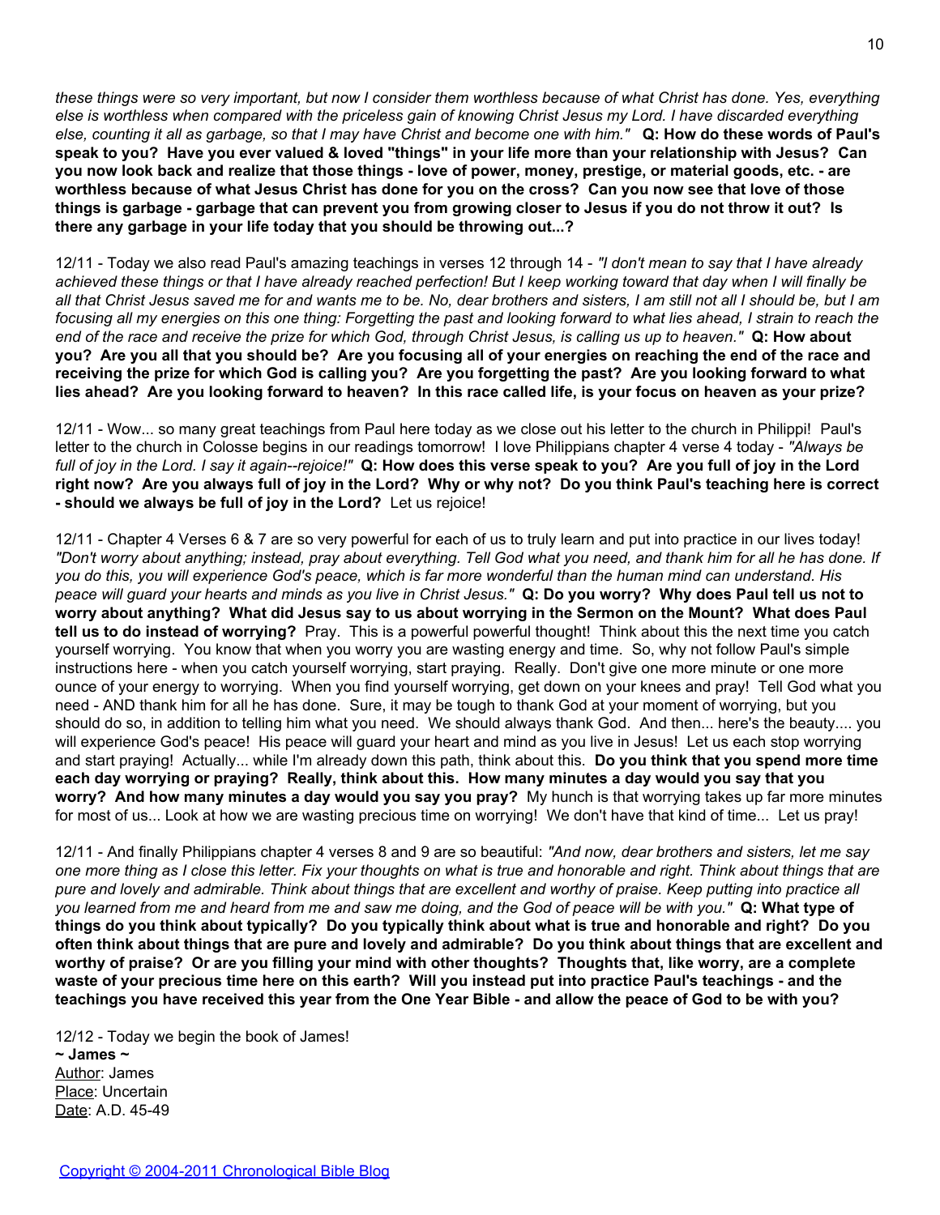*these things were so very important, but now I consider them worthless because of what Christ has done. Yes, everything else is worthless when compared with the priceless gain of knowing Christ Jesus my Lord. I have discarded everything else, counting it all as garbage, so that I may have Christ and become one with him."* **Q: How do these words of Paul's speak to you? Have you ever valued & loved "things" in your life more than your relationship with Jesus? Can you now look back and realize that those things - love of power, money, prestige, or material goods, etc. - are worthless because of what Jesus Christ has done for you on the cross? Can you now see that love of those things is garbage - garbage that can prevent you from growing closer to Jesus if you do not throw it out? Is there any garbage in your life today that you should be throwing out...?**

12/11 - Today we also read Paul's amazing teachings in verses 12 through 14 - *"I don't mean to say that I have already achieved these things or that I have already reached perfection! But I keep working toward that day when I will finally be all that Christ Jesus saved me for and wants me to be. No, dear brothers and sisters, I am still not all I should be, but I am focusing all my energies on this one thing: Forgetting the past and looking forward to what lies ahead, I strain to reach the end of the race and receive the prize for which God, through Christ Jesus, is calling us up to heaven."* **Q: How about you? Are you all that you should be? Are you focusing all of your energies on reaching the end of the race and receiving the prize for which God is calling you? Are you forgetting the past? Are you looking forward to what lies ahead? Are you looking forward to heaven? In this race called life, is your focus on heaven as your prize?**

12/11 - Wow... so many great teachings from Paul here today as we close out his letter to the church in Philippi! Paul's letter to the church in Colosse begins in our readings tomorrow! I love Philippians chapter 4 verse 4 today - *"Always be full of joy in the Lord. I say it again--rejoice!"* **Q: How does this verse speak to you? Are you full of joy in the Lord right now? Are you always full of joy in the Lord? Why or why not? Do you think Paul's teaching here is correct - should we always be full of joy in the Lord?** Let us rejoice!

12/11 - Chapter 4 Verses 6 & 7 are so very powerful for each of us to truly learn and put into practice in our lives today! *"Don't worry about anything; instead, pray about everything. Tell God what you need, and thank him for all he has done. If you do this, you will experience God's peace, which is far more wonderful than the human mind can understand. His peace will guard your hearts and minds as you live in Christ Jesus."* **Q: Do you worry? Why does Paul tell us not to worry about anything? What did Jesus say to us about worrying in the Sermon on the Mount? What does Paul tell us to do instead of worrying?** Pray. This is a powerful powerful thought! Think about this the next time you catch yourself worrying. You know that when you worry you are wasting energy and time. So, why not follow Paul's simple instructions here - when you catch yourself worrying, start praying. Really. Don't give one more minute or one more ounce of your energy to worrying. When you find yourself worrying, get down on your knees and pray! Tell God what you need - AND thank him for all he has done. Sure, it may be tough to thank God at your moment of worrying, but you should do so, in addition to telling him what you need. We should always thank God. And then... here's the beauty.... you will experience God's peace! His peace will guard your heart and mind as you live in Jesus! Let us each stop worrying and start praying! Actually... while I'm already down this path, think about this. **Do you think that you spend more time each day worrying or praying? Really, think about this. How many minutes a day would you say that you worry? And how many minutes a day would you say you pray?** My hunch is that worrying takes up far more minutes for most of us... Look at how we are wasting precious time on worrying! We don't have that kind of time... Let us pray!

12/11 - And finally Philippians chapter 4 verses 8 and 9 are so beautiful: *"And now, dear brothers and sisters, let me say one more thing as I close this letter. Fix your thoughts on what is true and honorable and right. Think about things that are pure and lovely and admirable. Think about things that are excellent and worthy of praise. Keep putting into practice all you learned from me and heard from me and saw me doing, and the God of peace will be with you."* **Q: What type of things do you think about typically? Do you typically think about what is true and honorable and right? Do you often think about things that are pure and lovely and admirable? Do you think about things that are excellent and worthy of praise? Or are you filling your mind with other thoughts? Thoughts that, like worry, are a complete waste of your precious time here on this earth? Will you instead put into practice Paul's teachings - and the teachings you have received this year from the One Year Bible - and allow the peace of God to be with you?**

12/12 - Today we begin the book of James!

**~ James ~**

Author: James
Place: Uncertain
Date: A.D. 45-49

Copyright © 2004-2011 Chronological Bible Blog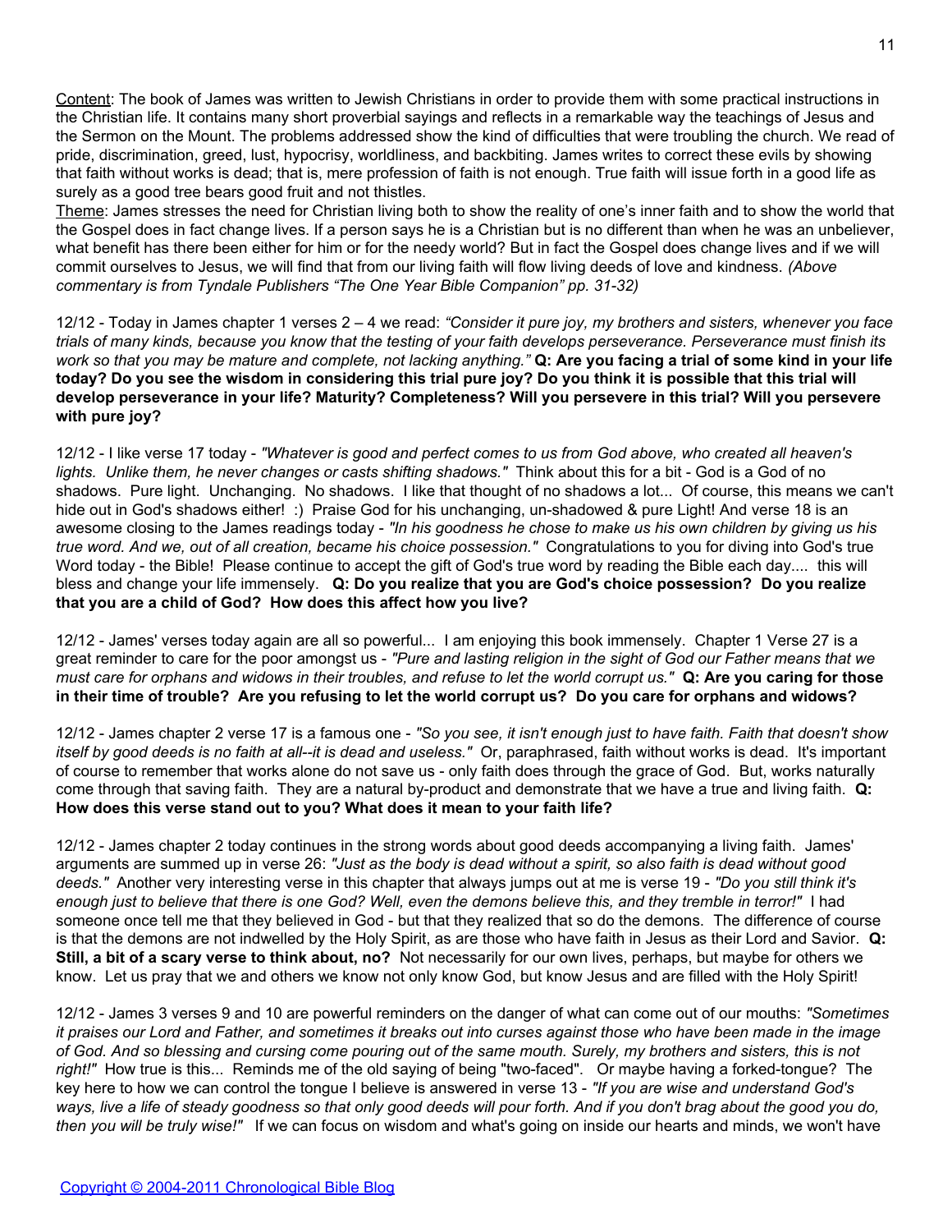Content: The book of James was written to Jewish Christians in order to provide them with some practical instructions in the Christian life. It contains many short proverbial sayings and reflects in a remarkable way the teachings of Jesus and the Sermon on the Mount. The problems addressed show the kind of difficulties that were troubling the church. We read of pride, discrimination, greed, lust, hypocrisy, worldliness, and backbiting. James writes to correct these evils by showing that faith without works is dead; that is, mere profession of faith is not enough. True faith will issue forth in a good life as surely as a good tree bears good fruit and not thistles.
Theme: James stresses the need for Christian living both to show the reality of one's inner faith and to show the world that the Gospel does in fact change lives. If a person says he is a Christian but is no different than when he was an unbeliever, what benefit has there been either for him or for the needy world? But in fact the Gospel does change lives and if we will commit ourselves to Jesus, we will find that from our living faith will flow living deeds of love and kindness. *(Above commentary is from Tyndale Publishers "The One Year Bible Companion" pp. 31-32)*

12/12 - Today in James chapter 1 verses 2 – 4 we read: *"Consider it pure joy, my brothers and sisters, whenever you face trials of many kinds, because you know that the testing of your faith develops perseverance. Perseverance must finish its work so that you may be mature and complete, not lacking anything."* **Q: Are you facing a trial of some kind in your life today? Do you see the wisdom in considering this trial pure joy? Do you think it is possible that this trial will develop perseverance in your life? Maturity? Completeness? Will you persevere in this trial? Will you persevere with pure joy?**

12/12 - I like verse 17 today - *"Whatever is good and perfect comes to us from God above, who created all heaven's lights. Unlike them, he never changes or casts shifting shadows."* Think about this for a bit - God is a God of no shadows. Pure light. Unchanging. No shadows. I like that thought of no shadows a lot... Of course, this means we can't hide out in God's shadows either! :) Praise God for his unchanging, un-shadowed & pure Light! And verse 18 is an awesome closing to the James readings today - *"In his goodness he chose to make us his own children by giving us his true word. And we, out of all creation, became his choice possession."* Congratulations to you for diving into God's true Word today - the Bible! Please continue to accept the gift of God's true word by reading the Bible each day.... this will bless and change your life immensely. **Q: Do you realize that you are God's choice possession? Do you realize that you are a child of God? How does this affect how you live?**

12/12 - James' verses today again are all so powerful... I am enjoying this book immensely. Chapter 1 Verse 27 is a great reminder to care for the poor amongst us - *"Pure and lasting religion in the sight of God our Father means that we must care for orphans and widows in their troubles, and refuse to let the world corrupt us."* **Q: Are you caring for those in their time of trouble? Are you refusing to let the world corrupt us? Do you care for orphans and widows?**

12/12 - James chapter 2 verse 17 is a famous one - *"So you see, it isn't enough just to have faith. Faith that doesn't show itself by good deeds is no faith at all--it is dead and useless."* Or, paraphrased, faith without works is dead. It's important of course to remember that works alone do not save us - only faith does through the grace of God. But, works naturally come through that saving faith. They are a natural by-product and demonstrate that we have a true and living faith. **Q: How does this verse stand out to you? What does it mean to your faith life?**

12/12 - James chapter 2 today continues in the strong words about good deeds accompanying a living faith. James' arguments are summed up in verse 26: *"Just as the body is dead without a spirit, so also faith is dead without good deeds."* Another very interesting verse in this chapter that always jumps out at me is verse 19 - *"Do you still think it's enough just to believe that there is one God? Well, even the demons believe this, and they tremble in terror!"* I had someone once tell me that they believed in God - but that they realized that so do the demons. The difference of course is that the demons are not indwelled by the Holy Spirit, as are those who have faith in Jesus as their Lord and Savior. **Q: Still, a bit of a scary verse to think about, no?** Not necessarily for our own lives, perhaps, but maybe for others we know. Let us pray that we and others we know not only know God, but know Jesus and are filled with the Holy Spirit!

12/12 - James 3 verses 9 and 10 are powerful reminders on the danger of what can come out of our mouths: *"Sometimes it praises our Lord and Father, and sometimes it breaks out into curses against those who have been made in the image of God. And so blessing and cursing come pouring out of the same mouth. Surely, my brothers and sisters, this is not right!"* How true is this... Reminds me of the old saying of being "two-faced". Or maybe having a forked-tongue? The key here to how we can control the tongue I believe is answered in verse 13 - *"If you are wise and understand God's ways, live a life of steady goodness so that only good deeds will pour forth. And if you don't brag about the good you do, then you will be truly wise!"* If we can focus on wisdom and what's going on inside our hearts and minds, we won't have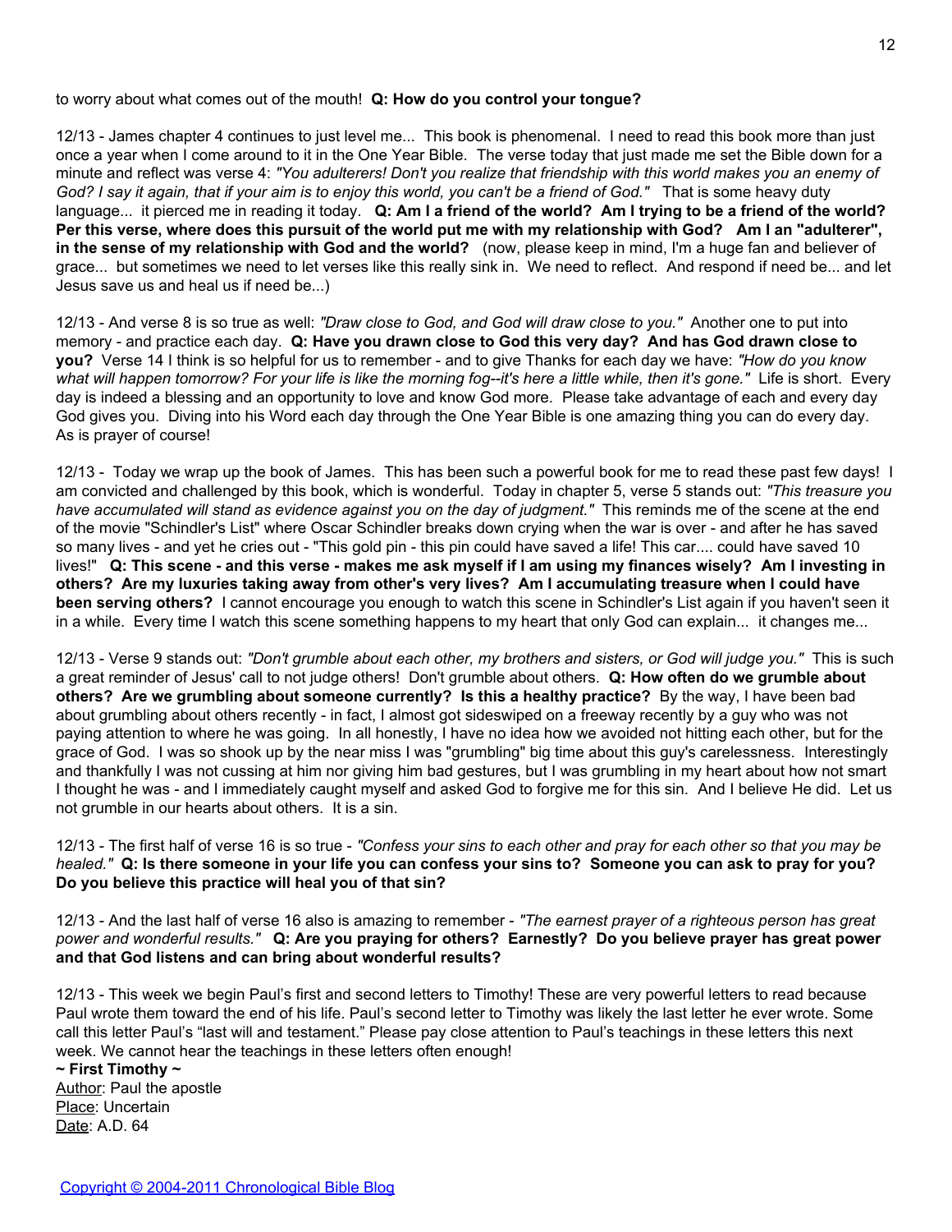to worry about what comes out of the mouth! **Q: How do you control your tongue?**

12/13 - James chapter 4 continues to just level me... This book is phenomenal. I need to read this book more than just once a year when I come around to it in the One Year Bible. The verse today that just made me set the Bible down for a minute and reflect was verse 4: *"You adulterers! Don't you realize that friendship with this world makes you an enemy of God? I say it again, that if your aim is to enjoy this world, you can't be a friend of God."* That is some heavy duty language... it pierced me in reading it today. **Q: Am I a friend of the world? Am I trying to be a friend of the world? Per this verse, where does this pursuit of the world put me with my relationship with God? Am I an "adulterer", in the sense of my relationship with God and the world?** (now, please keep in mind, I'm a huge fan and believer of grace... but sometimes we need to let verses like this really sink in. We need to reflect. And respond if need be... and let Jesus save us and heal us if need be...)

12/13 - And verse 8 is so true as well: *"Draw close to God, and God will draw close to you."* Another one to put into memory - and practice each day. **Q: Have you drawn close to God this very day? And has God drawn close to you?** Verse 14 I think is so helpful for us to remember - and to give Thanks for each day we have: *"How do you know what will happen tomorrow? For your life is like the morning fog--it's here a little while, then it's gone."* Life is short. Every day is indeed a blessing and an opportunity to love and know God more. Please take advantage of each and every day God gives you. Diving into his Word each day through the One Year Bible is one amazing thing you can do every day. As is prayer of course!

12/13 - Today we wrap up the book of James. This has been such a powerful book for me to read these past few days! I am convicted and challenged by this book, which is wonderful. Today in chapter 5, verse 5 stands out: *"This treasure you have accumulated will stand as evidence against you on the day of judgment."* This reminds me of the scene at the end of the movie "Schindler's List" where Oscar Schindler breaks down crying when the war is over - and after he has saved so many lives - and yet he cries out - "This gold pin - this pin could have saved a life! This car.... could have saved 10 lives!" **Q: This scene - and this verse - makes me ask myself if I am using my finances wisely? Am I investing in others? Are my luxuries taking away from other's very lives? Am I accumulating treasure when I could have been serving others?** I cannot encourage you enough to watch this scene in Schindler's List again if you haven't seen it in a while. Every time I watch this scene something happens to my heart that only God can explain... it changes me...

12/13 - Verse 9 stands out: *"Don't grumble about each other, my brothers and sisters, or God will judge you."* This is such a great reminder of Jesus' call to not judge others! Don't grumble about others. **Q: How often do we grumble about others? Are we grumbling about someone currently? Is this a healthy practice?** By the way, I have been bad about grumbling about others recently - in fact, I almost got sideswiped on a freeway recently by a guy who was not paying attention to where he was going. In all honestly, I have no idea how we avoided not hitting each other, but for the grace of God. I was so shook up by the near miss I was "grumbling" big time about this guy's carelessness. Interestingly and thankfully I was not cussing at him nor giving him bad gestures, but I was grumbling in my heart about how not smart I thought he was - and I immediately caught myself and asked God to forgive me for this sin. And I believe He did. Let us not grumble in our hearts about others. It is a sin.

12/13 - The first half of verse 16 is so true - *"Confess your sins to each other and pray for each other so that you may be healed."* **Q: Is there someone in your life you can confess your sins to? Someone you can ask to pray for you? Do you believe this practice will heal you of that sin?**

12/13 - And the last half of verse 16 also is amazing to remember - *"The earnest prayer of a righteous person has great power and wonderful results."* **Q: Are you praying for others? Earnestly? Do you believe prayer has great power and that God listens and can bring about wonderful results?**

12/13 - This week we begin Paul's first and second letters to Timothy! These are very powerful letters to read because Paul wrote them toward the end of his life. Paul's second letter to Timothy was likely the last letter he ever wrote. Some call this letter Paul's "last will and testament." Please pay close attention to Paul's teachings in these letters this next week. We cannot hear the teachings in these letters often enough!

**~ First Timothy ~**
Author: Paul the apostle
Place: Uncertain
Date: A.D. 64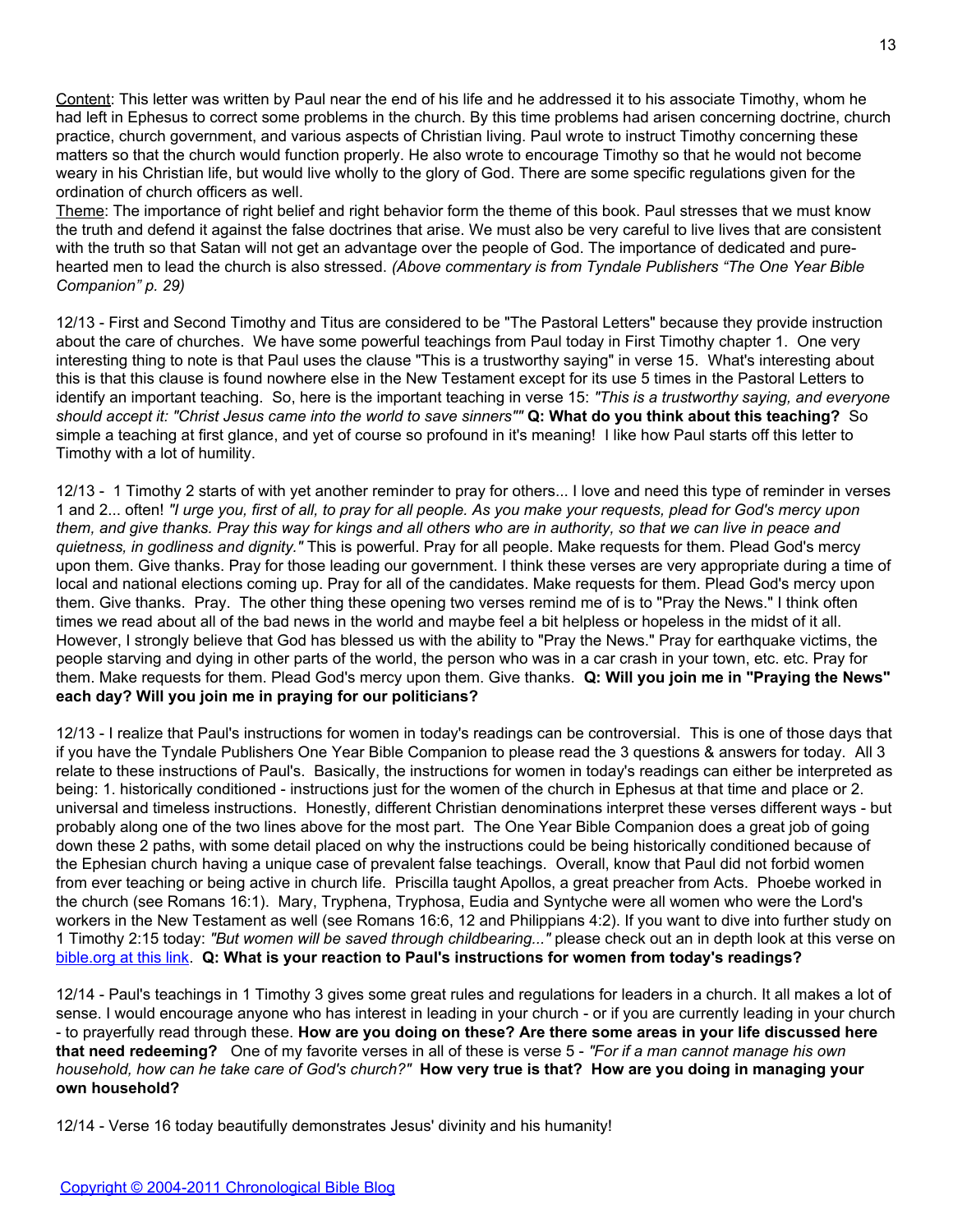<u>Content</u>: This letter was written by Paul near the end of his life and he addressed it to his associate Timothy, whom he had left in Ephesus to correct some problems in the church. By this time problems had arisen concerning doctrine, church practice, church government, and various aspects of Christian living. Paul wrote to instruct Timothy concerning these matters so that the church would function properly. He also wrote to encourage Timothy so that he would not become weary in his Christian life, but would live wholly to the glory of God. There are some specific regulations given for the ordination of church officers as well.

<u>Theme</u>: The importance of right belief and right behavior form the theme of this book. Paul stresses that we must know the truth and defend it against the false doctrines that arise. We must also be very careful to live lives that are consistent with the truth so that Satan will not get an advantage over the people of God. The importance of dedicated and pure-hearted men to lead the church is also stressed. *(Above commentary is from Tyndale Publishers "The One Year Bible Companion" p. 29)*

12/13 - First and Second Timothy and Titus are considered to be "The Pastoral Letters" because they provide instruction about the care of churches. We have some powerful teachings from Paul today in First Timothy chapter 1. One very interesting thing to note is that Paul uses the clause "This is a trustworthy saying" in verse 15. What's interesting about this is that this clause is found nowhere else in the New Testament except for its use 5 times in the Pastoral Letters to identify an important teaching. So, here is the important teaching in verse 15: *"This is a trustworthy saying, and everyone should accept it: "Christ Jesus came into the world to save sinners""* **Q: What do you think about this teaching?** So simple a teaching at first glance, and yet of course so profound in it's meaning! I like how Paul starts off this letter to Timothy with a lot of humility.

12/13 - 1 Timothy 2 starts of with yet another reminder to pray for others... I love and need this type of reminder in verses 1 and 2... often! *"I urge you, first of all, to pray for all people. As you make your requests, plead for God's mercy upon them, and give thanks. Pray this way for kings and all others who are in authority, so that we can live in peace and quietness, in godliness and dignity."* This is powerful. Pray for all people. Make requests for them. Plead God's mercy upon them. Give thanks. Pray for those leading our government. I think these verses are very appropriate during a time of local and national elections coming up. Pray for all of the candidates. Make requests for them. Plead God's mercy upon them. Give thanks. Pray. The other thing these opening two verses remind me of is to "Pray the News." I think often times we read about all of the bad news in the world and maybe feel a bit helpless or hopeless in the midst of it all. However, I strongly believe that God has blessed us with the ability to "Pray the News." Pray for earthquake victims, the people starving and dying in other parts of the world, the person who was in a car crash in your town, etc. etc. Pray for them. Make requests for them. Plead God's mercy upon them. Give thanks. **Q: Will you join me in "Praying the News" each day? Will you join me in praying for our politicians?**

12/13 - I realize that Paul's instructions for women in today's readings can be controversial. This is one of those days that if you have the Tyndale Publishers One Year Bible Companion to please read the 3 questions & answers for today. All 3 relate to these instructions of Paul's. Basically, the instructions for women in today's readings can either be interpreted as being: 1. historically conditioned - instructions just for the women of the church in Ephesus at that time and place or 2. universal and timeless instructions. Honestly, different Christian denominations interpret these verses different ways - but probably along one of the two lines above for the most part. The One Year Bible Companion does a great job of going down these 2 paths, with some detail placed on why the instructions could be being historically conditioned because of the Ephesian church having a unique case of prevalent false teachings. Overall, know that Paul did not forbid women from ever teaching or being active in church life. Priscilla taught Apollos, a great preacher from Acts. Phoebe worked in the church (see Romans 16:1). Mary, Tryphena, Tryphosa, Eudia and Syntyche were all women who were the Lord's workers in the New Testament as well (see Romans 16:6, 12 and Philippians 4:2). If you want to dive into further study on 1 Timothy 2:15 today: *"But women will be saved through childbearing..."* please check out an in depth look at this verse on [bible.org at this link](). **Q: What is your reaction to Paul's instructions for women from today's readings?**

12/14 - Paul's teachings in 1 Timothy 3 gives some great rules and regulations for leaders in a church. It all makes a lot of sense. I would encourage anyone who has interest in leading in your church - or if you are currently leading in your church - to prayerfully read through these. **How are you doing on these? Are there some areas in your life discussed here that need redeeming?** One of my favorite verses in all of these is verse 5 - *"For if a man cannot manage his own household, how can he take care of God's church?"* **How very true is that? How are you doing in managing your own household?**

12/14 - Verse 16 today beautifully demonstrates Jesus' divinity and his humanity!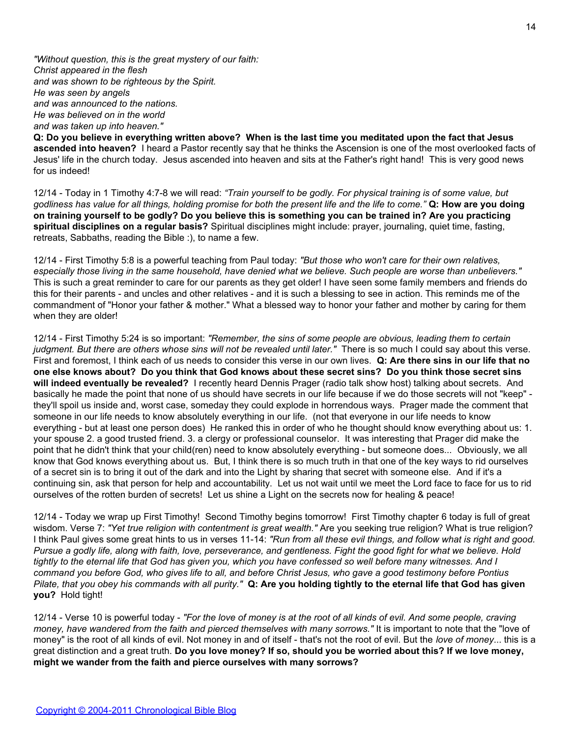*"Without question, this is the great mystery of our faith:*
*Christ appeared in the flesh*
*and was shown to be righteous by the Spirit.*
*He was seen by angels*
*and was announced to the nations.*
*He was believed on in the world*
*and was taken up into heaven."*
**Q: Do you believe in everything written above? When is the last time you meditated upon the fact that Jesus ascended into heaven?** I heard a Pastor recently say that he thinks the Ascension is one of the most overlooked facts of Jesus' life in the church today. Jesus ascended into heaven and sits at the Father's right hand! This is very good news for us indeed!

12/14 - Today in 1 Timothy 4:7-8 we will read: *"Train yourself to be godly. For physical training is of some value, but godliness has value for all things, holding promise for both the present life and the life to come."* **Q: How are you doing on training yourself to be godly? Do you believe this is something you can be trained in? Are you practicing spiritual disciplines on a regular basis?** Spiritual disciplines might include: prayer, journaling, quiet time, fasting, retreats, Sabbaths, reading the Bible :), to name a few.

12/14 - First Timothy 5:8 is a powerful teaching from Paul today: *"But those who won't care for their own relatives, especially those living in the same household, have denied what we believe. Such people are worse than unbelievers."* This is such a great reminder to care for our parents as they get older! I have seen some family members and friends do this for their parents - and uncles and other relatives - and it is such a blessing to see in action. This reminds me of the commandment of "Honor your father & mother." What a blessed way to honor your father and mother by caring for them when they are older!

12/14 - First Timothy 5:24 is so important: *"Remember, the sins of some people are obvious, leading them to certain judgment. But there are others whose sins will not be revealed until later."* There is so much I could say about this verse. First and foremost, I think each of us needs to consider this verse in our own lives. **Q: Are there sins in our life that no one else knows about? Do you think that God knows about these secret sins? Do you think those secret sins will indeed eventually be revealed?** I recently heard Dennis Prager (radio talk show host) talking about secrets. And basically he made the point that none of us should have secrets in our life because if we do those secrets will not "keep" - they'll spoil us inside and, worst case, someday they could explode in horrendous ways. Prager made the comment that someone in our life needs to know absolutely everything in our life. (not that everyone in our life needs to know everything - but at least one person does) He ranked this in order of who he thought should know everything about us: 1. your spouse 2. a good trusted friend. 3. a clergy or professional counselor. It was interesting that Prager did make the point that he didn't think that your child(ren) need to know absolutely everything - but someone does... Obviously, we all know that God knows everything about us. But, I think there is so much truth in that one of the key ways to rid ourselves of a secret sin is to bring it out of the dark and into the Light by sharing that secret with someone else. And if it's a continuing sin, ask that person for help and accountability. Let us not wait until we meet the Lord face to face for us to rid ourselves of the rotten burden of secrets! Let us shine a Light on the secrets now for healing & peace!

12/14 - Today we wrap up First Timothy! Second Timothy begins tomorrow! First Timothy chapter 6 today is full of great wisdom. Verse 7: *"Yet true religion with contentment is great wealth."* Are you seeking true religion? What is true religion? I think Paul gives some great hints to us in verses 11-14: *"Run from all these evil things, and follow what is right and good. Pursue a godly life, along with faith, love, perseverance, and gentleness. Fight the good fight for what we believe. Hold tightly to the eternal life that God has given you, which you have confessed so well before many witnesses. And I command you before God, who gives life to all, and before Christ Jesus, who gave a good testimony before Pontius Pilate, that you obey his commands with all purity."* **Q: Are you holding tightly to the eternal life that God has given you?** Hold tight!

12/14 - Verse 10 is powerful today - *"For the love of money is at the root of all kinds of evil. And some people, craving money, have wandered from the faith and pierced themselves with many sorrows."* It is important to note that the "love of money" is the root of all kinds of evil. Not money in and of itself - that's not the root of evil. But the *love of money*... this is a great distinction and a great truth. **Do you love money? If so, should you be worried about this? If we love money, might we wander from the faith and pierce ourselves with many sorrows?**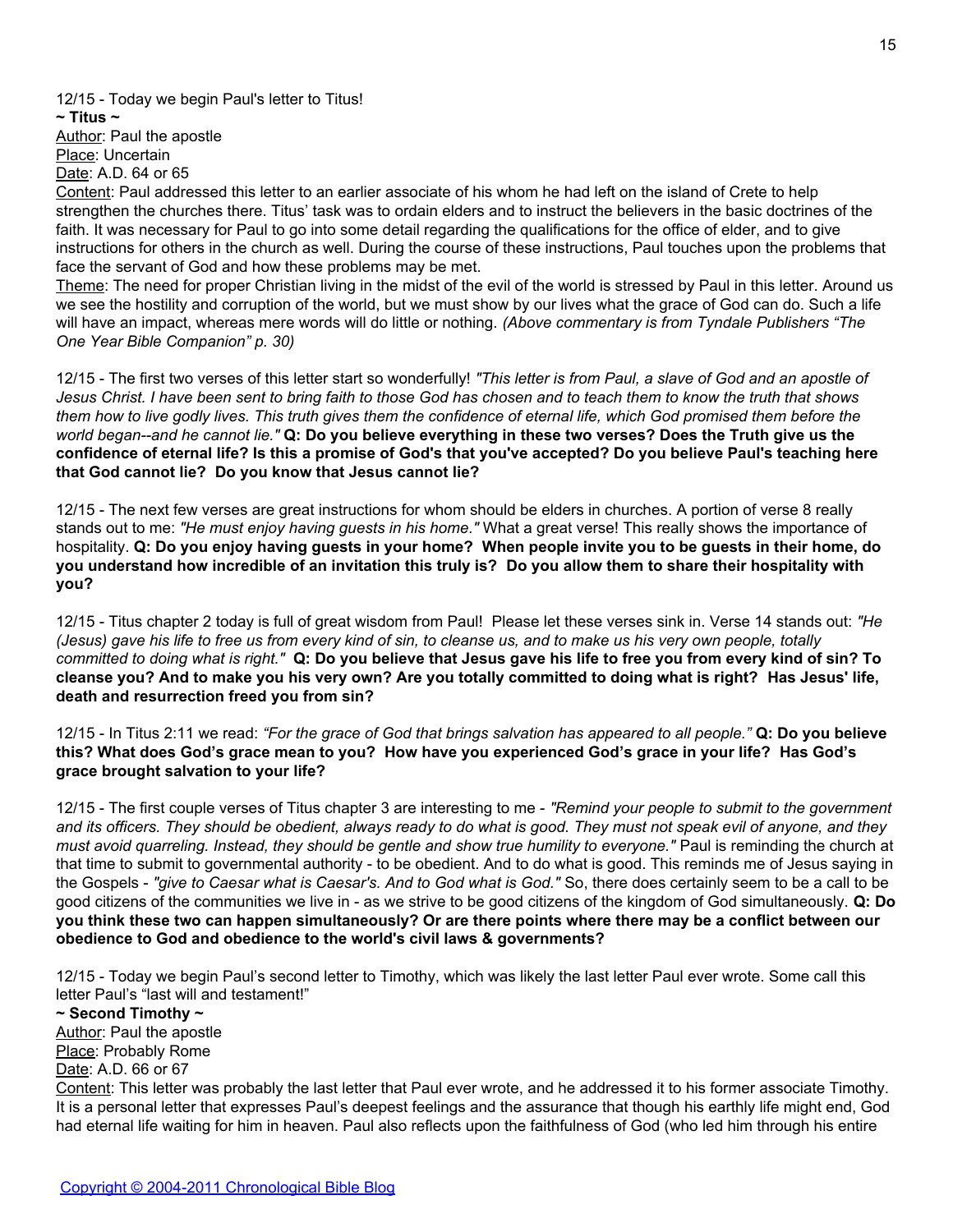12/15 - Today we begin Paul's letter to Titus!

**~ Titus ~**

Author: Paul the apostle
Place: Uncertain
Date: A.D. 64 or 65
Content: Paul addressed this letter to an earlier associate of his whom he had left on the island of Crete to help strengthen the churches there. Titus' task was to ordain elders and to instruct the believers in the basic doctrines of the faith. It was necessary for Paul to go into some detail regarding the qualifications for the office of elder, and to give instructions for others in the church as well. During the course of these instructions, Paul touches upon the problems that face the servant of God and how these problems may be met.
Theme: The need for proper Christian living in the midst of the evil of the world is stressed by Paul in this letter. Around us we see the hostility and corruption of the world, but we must show by our lives what the grace of God can do. Such a life will have an impact, whereas mere words will do little or nothing. *(Above commentary is from Tyndale Publishers "The One Year Bible Companion" p. 30)*

12/15 - The first two verses of this letter start so wonderfully! *"This letter is from Paul, a slave of God and an apostle of Jesus Christ. I have been sent to bring faith to those God has chosen and to teach them to know the truth that shows them how to live godly lives. This truth gives them the confidence of eternal life, which God promised them before the world began--and he cannot lie."* **Q: Do you believe everything in these two verses? Does the Truth give us the confidence of eternal life? Is this a promise of God's that you've accepted? Do you believe Paul's teaching here that God cannot lie? Do you know that Jesus cannot lie?**

12/15 - The next few verses are great instructions for whom should be elders in churches. A portion of verse 8 really stands out to me: *"He must enjoy having guests in his home."* What a great verse! This really shows the importance of hospitality. **Q: Do you enjoy having guests in your home? When people invite you to be guests in their home, do you understand how incredible of an invitation this truly is? Do you allow them to share their hospitality with you?**

12/15 - Titus chapter 2 today is full of great wisdom from Paul! Please let these verses sink in. Verse 14 stands out: *"He (Jesus) gave his life to free us from every kind of sin, to cleanse us, and to make us his very own people, totally committed to doing what is right."* **Q: Do you believe that Jesus gave his life to free you from every kind of sin? To cleanse you? And to make you his very own? Are you totally committed to doing what is right? Has Jesus' life, death and resurrection freed you from sin?**

12/15 - In Titus 2:11 we read: *"For the grace of God that brings salvation has appeared to all people."* **Q: Do you believe this? What does God's grace mean to you? How have you experienced God's grace in your life? Has God's grace brought salvation to your life?**

12/15 - The first couple verses of Titus chapter 3 are interesting to me - *"Remind your people to submit to the government and its officers. They should be obedient, always ready to do what is good. They must not speak evil of anyone, and they must avoid quarreling. Instead, they should be gentle and show true humility to everyone."* Paul is reminding the church at that time to submit to governmental authority - to be obedient. And to do what is good. This reminds me of Jesus saying in the Gospels - *"give to Caesar what is Caesar's. And to God what is God."* So, there does certainly seem to be a call to be good citizens of the communities we live in - as we strive to be good citizens of the kingdom of God simultaneously. **Q: Do you think these two can happen simultaneously? Or are there points where there may be a conflict between our obedience to God and obedience to the world's civil laws & governments?**

12/15 - Today we begin Paul's second letter to Timothy, which was likely the last letter Paul ever wrote. Some call this letter Paul's "last will and testament!"

**~ Second Timothy ~**

Author: Paul the apostle
Place: Probably Rome
Date: A.D. 66 or 67
Content: This letter was probably the last letter that Paul ever wrote, and he addressed it to his former associate Timothy. It is a personal letter that expresses Paul's deepest feelings and the assurance that though his earthly life might end, God had eternal life waiting for him in heaven. Paul also reflects upon the faithfulness of God (who led him through his entire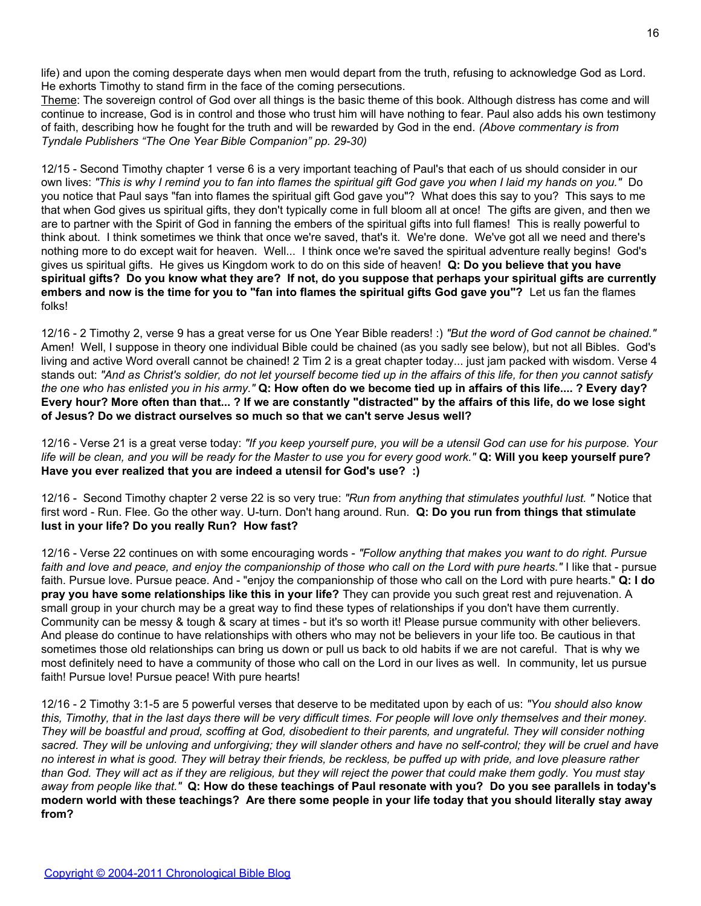life) and upon the coming desperate days when men would depart from the truth, refusing to acknowledge God as Lord. He exhorts Timothy to stand firm in the face of the coming persecutions.

Theme: The sovereign control of God over all things is the basic theme of this book. Although distress has come and will continue to increase, God is in control and those who trust him will have nothing to fear. Paul also adds his own testimony of faith, describing how he fought for the truth and will be rewarded by God in the end. *(Above commentary is from Tyndale Publishers "The One Year Bible Companion" pp. 29-30)*

12/15 - Second Timothy chapter 1 verse 6 is a very important teaching of Paul's that each of us should consider in our own lives: *"This is why I remind you to fan into flames the spiritual gift God gave you when I laid my hands on you."* Do you notice that Paul says "fan into flames the spiritual gift God gave you"? What does this say to you? This says to me that when God gives us spiritual gifts, they don't typically come in full bloom all at once! The gifts are given, and then we are to partner with the Spirit of God in fanning the embers of the spiritual gifts into full flames! This is really powerful to think about. I think sometimes we think that once we're saved, that's it. We're done. We've got all we need and there's nothing more to do except wait for heaven. Well... I think once we're saved the spiritual adventure really begins! God's gives us spiritual gifts. He gives us Kingdom work to do on this side of heaven! **Q: Do you believe that you have spiritual gifts? Do you know what they are? If not, do you suppose that perhaps your spiritual gifts are currently embers and now is the time for you to "fan into flames the spiritual gifts God gave you"?** Let us fan the flames folks!

12/16 - 2 Timothy 2, verse 9 has a great verse for us One Year Bible readers! :) *"But the word of God cannot be chained."* Amen! Well, I suppose in theory one individual Bible could be chained (as you sadly see below), but not all Bibles. God's living and active Word overall cannot be chained! 2 Tim 2 is a great chapter today... just jam packed with wisdom. Verse 4 stands out: *"And as Christ's soldier, do not let yourself become tied up in the affairs of this life, for then you cannot satisfy the one who has enlisted you in his army."* **Q: How often do we become tied up in affairs of this life.... ? Every day? Every hour? More often than that... ? If we are constantly "distracted" by the affairs of this life, do we lose sight of Jesus? Do we distract ourselves so much so that we can't serve Jesus well?**

12/16 - Verse 21 is a great verse today: *"If you keep yourself pure, you will be a utensil God can use for his purpose. Your life will be clean, and you will be ready for the Master to use you for every good work."* **Q: Will you keep yourself pure? Have you ever realized that you are indeed a utensil for God's use? :)**

12/16 - Second Timothy chapter 2 verse 22 is so very true: *"Run from anything that stimulates youthful lust. "* Notice that first word - Run. Flee. Go the other way. U-turn. Don't hang around. Run. **Q: Do you run from things that stimulate lust in your life? Do you really Run? How fast?**

12/16 - Verse 22 continues on with some encouraging words - *"Follow anything that makes you want to do right. Pursue faith and love and peace, and enjoy the companionship of those who call on the Lord with pure hearts."* I like that - pursue faith. Pursue love. Pursue peace. And - "enjoy the companionship of those who call on the Lord with pure hearts." **Q: I do pray you have some relationships like this in your life?** They can provide you such great rest and rejuvenation. A small group in your church may be a great way to find these types of relationships if you don't have them currently. Community can be messy & tough & scary at times - but it's so worth it! Please pursue community with other believers. And please do continue to have relationships with others who may not be believers in your life too. Be cautious in that sometimes those old relationships can bring us down or pull us back to old habits if we are not careful. That is why we most definitely need to have a community of those who call on the Lord in our lives as well. In community, let us pursue faith! Pursue love! Pursue peace! With pure hearts!

12/16 - 2 Timothy 3:1-5 are 5 powerful verses that deserve to be meditated upon by each of us: *"You should also know this, Timothy, that in the last days there will be very difficult times. For people will love only themselves and their money. They will be boastful and proud, scoffing at God, disobedient to their parents, and ungrateful. They will consider nothing sacred. They will be unloving and unforgiving; they will slander others and have no self-control; they will be cruel and have no interest in what is good. They will betray their friends, be reckless, be puffed up with pride, and love pleasure rather than God. They will act as if they are religious, but they will reject the power that could make them godly. You must stay away from people like that."* **Q: How do these teachings of Paul resonate with you? Do you see parallels in today's modern world with these teachings? Are there some people in your life today that you should literally stay away from?**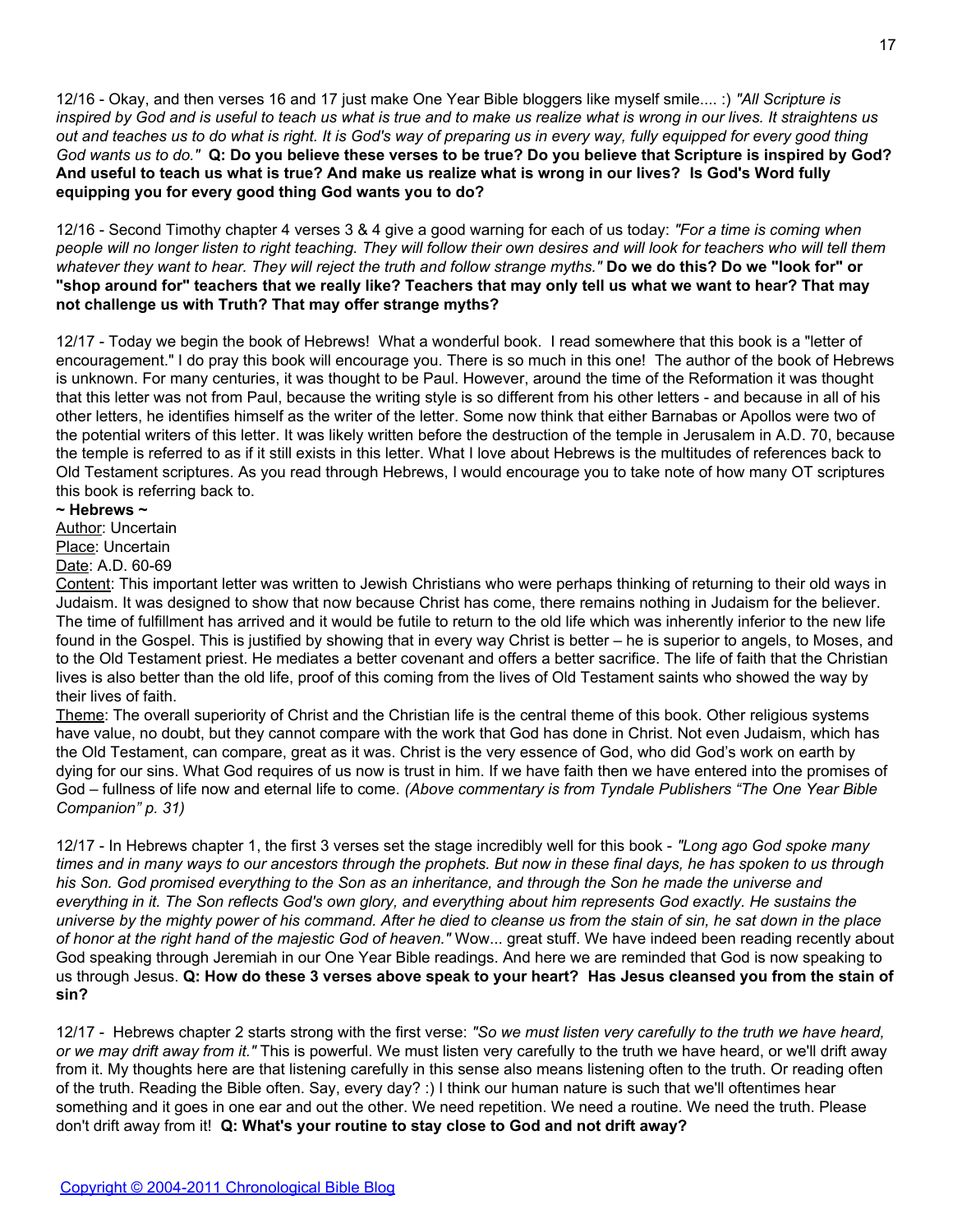12/16 - Okay, and then verses 16 and 17 just make One Year Bible bloggers like myself smile.... :) *"All Scripture is inspired by God and is useful to teach us what is true and to make us realize what is wrong in our lives. It straightens us out and teaches us to do what is right. It is God's way of preparing us in every way, fully equipped for every good thing God wants us to do."* **Q: Do you believe these verses to be true? Do you believe that Scripture is inspired by God? And useful to teach us what is true? And make us realize what is wrong in our lives? Is God's Word fully equipping you for every good thing God wants you to do?**

12/16 - Second Timothy chapter 4 verses 3 & 4 give a good warning for each of us today: *"For a time is coming when people will no longer listen to right teaching. They will follow their own desires and will look for teachers who will tell them whatever they want to hear. They will reject the truth and follow strange myths."* **Do we do this? Do we "look for" or "shop around for" teachers that we really like? Teachers that may only tell us what we want to hear? That may not challenge us with Truth? That may offer strange myths?**

12/17 - Today we begin the book of Hebrews! What a wonderful book. I read somewhere that this book is a "letter of encouragement." I do pray this book will encourage you. There is so much in this one! The author of the book of Hebrews is unknown. For many centuries, it was thought to be Paul. However, around the time of the Reformation it was thought that this letter was not from Paul, because the writing style is so different from his other letters - and because in all of his other letters, he identifies himself as the writer of the letter. Some now think that either Barnabas or Apollos were two of the potential writers of this letter. It was likely written before the destruction of the temple in Jerusalem in A.D. 70, because the temple is referred to as if it still exists in this letter. What I love about Hebrews is the multitudes of references back to Old Testament scriptures. As you read through Hebrews, I would encourage you to take note of how many OT scriptures this book is referring back to.

**~ Hebrews ~**

Author: Uncertain

Place: Uncertain

Date: A.D. 60-69

Content: This important letter was written to Jewish Christians who were perhaps thinking of returning to their old ways in Judaism. It was designed to show that now because Christ has come, there remains nothing in Judaism for the believer. The time of fulfillment has arrived and it would be futile to return to the old life which was inherently inferior to the new life found in the Gospel. This is justified by showing that in every way Christ is better – he is superior to angels, to Moses, and to the Old Testament priest. He mediates a better covenant and offers a better sacrifice. The life of faith that the Christian lives is also better than the old life, proof of this coming from the lives of Old Testament saints who showed the way by their lives of faith.

Theme: The overall superiority of Christ and the Christian life is the central theme of this book. Other religious systems have value, no doubt, but they cannot compare with the work that God has done in Christ. Not even Judaism, which has the Old Testament, can compare, great as it was. Christ is the very essence of God, who did God's work on earth by dying for our sins. What God requires of us now is trust in him. If we have faith then we have entered into the promises of God – fullness of life now and eternal life to come. *(Above commentary is from Tyndale Publishers "The One Year Bible Companion" p. 31)*

12/17 - In Hebrews chapter 1, the first 3 verses set the stage incredibly well for this book - *"Long ago God spoke many times and in many ways to our ancestors through the prophets. But now in these final days, he has spoken to us through his Son. God promised everything to the Son as an inheritance, and through the Son he made the universe and everything in it. The Son reflects God's own glory, and everything about him represents God exactly. He sustains the universe by the mighty power of his command. After he died to cleanse us from the stain of sin, he sat down in the place of honor at the right hand of the majestic God of heaven."* Wow... great stuff. We have indeed been reading recently about God speaking through Jeremiah in our One Year Bible readings. And here we are reminded that God is now speaking to us through Jesus. **Q: How do these 3 verses above speak to your heart? Has Jesus cleansed you from the stain of sin?**

12/17 - Hebrews chapter 2 starts strong with the first verse: *"So we must listen very carefully to the truth we have heard, or we may drift away from it."* This is powerful. We must listen very carefully to the truth we have heard, or we'll drift away from it. My thoughts here are that listening carefully in this sense also means listening often to the truth. Or reading often of the truth. Reading the Bible often. Say, every day? :) I think our human nature is such that we'll oftentimes hear something and it goes in one ear and out the other. We need repetition. We need a routine. We need the truth. Please don't drift away from it! **Q: What's your routine to stay close to God and not drift away?**

Copyright © 2004-2011 Chronological Bible Blog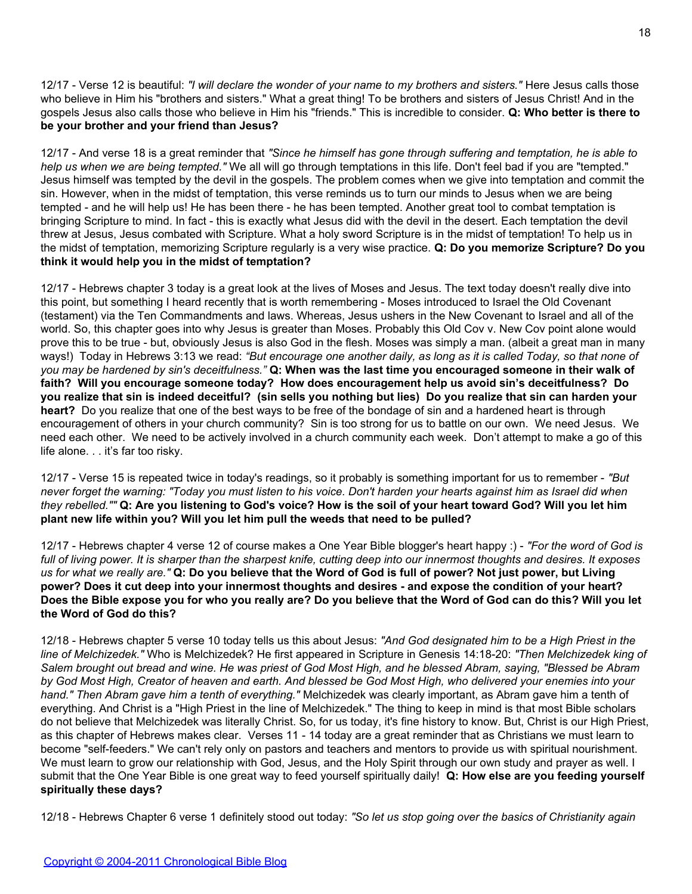12/17 - Verse 12 is beautiful: *"I will declare the wonder of your name to my brothers and sisters."* Here Jesus calls those who believe in Him his "brothers and sisters." What a great thing! To be brothers and sisters of Jesus Christ! And in the gospels Jesus also calls those who believe in Him his "friends." This is incredible to consider. **Q: Who better is there to be your brother and your friend than Jesus?**

12/17 - And verse 18 is a great reminder that *"Since he himself has gone through suffering and temptation, he is able to help us when we are being tempted."* We all will go through temptations in this life. Don't feel bad if you are "tempted." Jesus himself was tempted by the devil in the gospels. The problem comes when we give into temptation and commit the sin. However, when in the midst of temptation, this verse reminds us to turn our minds to Jesus when we are being tempted - and he will help us! He has been there - he has been tempted. Another great tool to combat temptation is bringing Scripture to mind. In fact - this is exactly what Jesus did with the devil in the desert. Each temptation the devil threw at Jesus, Jesus combated with Scripture. What a holy sword Scripture is in the midst of temptation! To help us in the midst of temptation, memorizing Scripture regularly is a very wise practice. **Q: Do you memorize Scripture? Do you think it would help you in the midst of temptation?**

12/17 - Hebrews chapter 3 today is a great look at the lives of Moses and Jesus. The text today doesn't really dive into this point, but something I heard recently that is worth remembering - Moses introduced to Israel the Old Covenant (testament) via the Ten Commandments and laws. Whereas, Jesus ushers in the New Covenant to Israel and all of the world. So, this chapter goes into why Jesus is greater than Moses. Probably this Old Cov v. New Cov point alone would prove this to be true - but, obviously Jesus is also God in the flesh. Moses was simply a man. (albeit a great man in many ways!) Today in Hebrews 3:13 we read: *"But encourage one another daily, as long as it is called Today, so that none of you may be hardened by sin's deceitfulness."* **Q: When was the last time you encouraged someone in their walk of faith? Will you encourage someone today? How does encouragement help us avoid sin's deceitfulness? Do you realize that sin is indeed deceitful? (sin sells you nothing but lies) Do you realize that sin can harden your heart?** Do you realize that one of the best ways to be free of the bondage of sin and a hardened heart is through encouragement of others in your church community? Sin is too strong for us to battle on our own. We need Jesus. We need each other. We need to be actively involved in a church community each week. Don't attempt to make a go of this life alone. . . it's far too risky.

12/17 - Verse 15 is repeated twice in today's readings, so it probably is something important for us to remember - *"But never forget the warning: "Today you must listen to his voice. Don't harden your hearts against him as Israel did when they rebelled.""* **Q: Are you listening to God's voice? How is the soil of your heart toward God? Will you let him plant new life within you? Will you let him pull the weeds that need to be pulled?**

12/17 - Hebrews chapter 4 verse 12 of course makes a One Year Bible blogger's heart happy :) - *"For the word of God is full of living power. It is sharper than the sharpest knife, cutting deep into our innermost thoughts and desires. It exposes us for what we really are."* **Q: Do you believe that the Word of God is full of power? Not just power, but Living power? Does it cut deep into your innermost thoughts and desires - and expose the condition of your heart? Does the Bible expose you for who you really are? Do you believe that the Word of God can do this? Will you let the Word of God do this?**

12/18 - Hebrews chapter 5 verse 10 today tells us this about Jesus: *"And God designated him to be a High Priest in the line of Melchizedek."* Who is Melchizedek? He first appeared in Scripture in Genesis 14:18-20: *"Then Melchizedek king of Salem brought out bread and wine. He was priest of God Most High, and he blessed Abram, saying, "Blessed be Abram by God Most High, Creator of heaven and earth. And blessed be God Most High, who delivered your enemies into your hand." Then Abram gave him a tenth of everything."* Melchizedek was clearly important, as Abram gave him a tenth of everything. And Christ is a "High Priest in the line of Melchizedek." The thing to keep in mind is that most Bible scholars do not believe that Melchizedek was literally Christ. So, for us today, it's fine history to know. But, Christ is our High Priest, as this chapter of Hebrews makes clear. Verses 11 - 14 today are a great reminder that as Christians we must learn to become "self-feeders." We can't rely only on pastors and teachers and mentors to provide us with spiritual nourishment. We must learn to grow our relationship with God, Jesus, and the Holy Spirit through our own study and prayer as well. I submit that the One Year Bible is one great way to feed yourself spiritually daily! **Q: How else are you feeding yourself spiritually these days?**

12/18 - Hebrews Chapter 6 verse 1 definitely stood out today: *"So let us stop going over the basics of Christianity again*

Copyright © 2004-2011 Chronological Bible Blog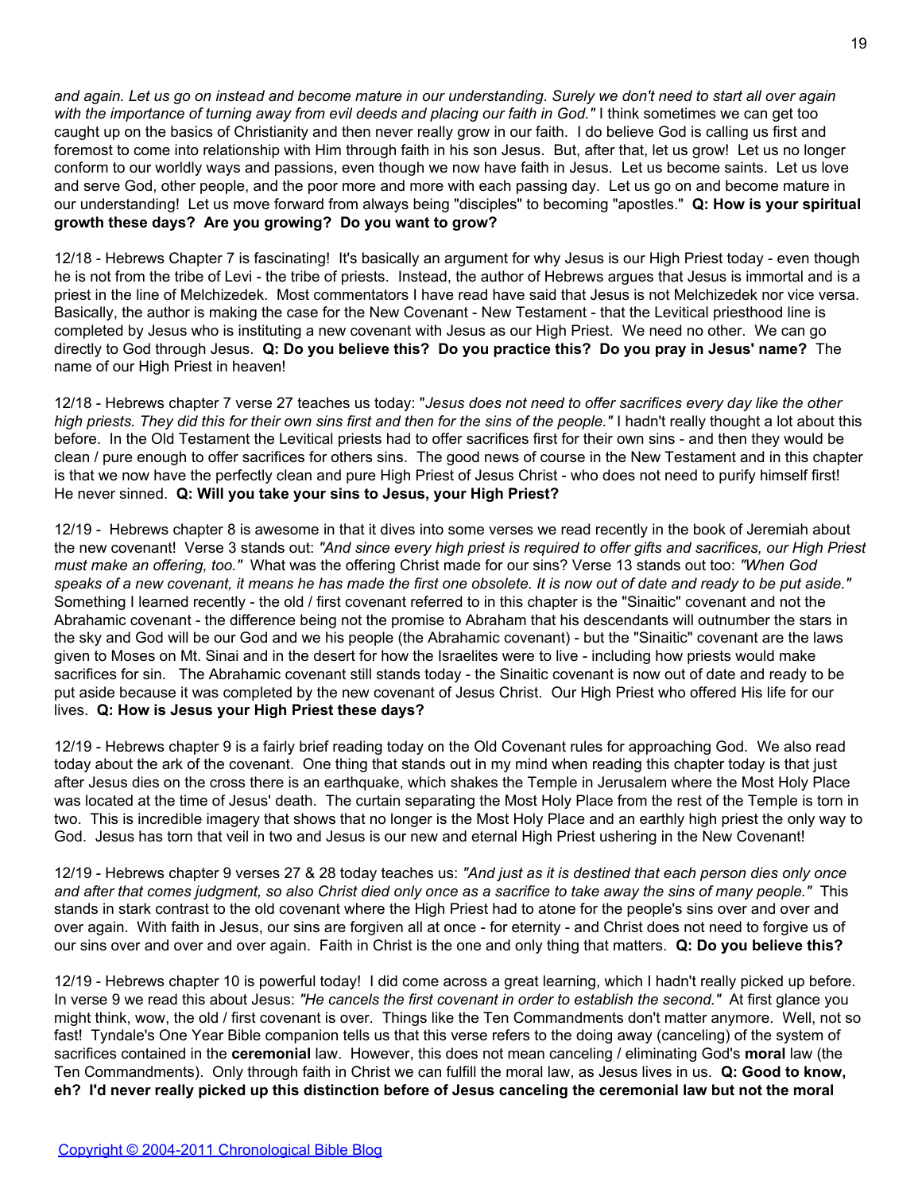*and again. Let us go on instead and become mature in our understanding. Surely we don't need to start all over again with the importance of turning away from evil deeds and placing our faith in God."* I think sometimes we can get too caught up on the basics of Christianity and then never really grow in our faith. I do believe God is calling us first and foremost to come into relationship with Him through faith in his son Jesus. But, after that, let us grow! Let us no longer conform to our worldly ways and passions, even though we now have faith in Jesus. Let us become saints. Let us love and serve God, other people, and the poor more and more with each passing day. Let us go on and become mature in our understanding! Let us move forward from always being "disciples" to becoming "apostles." **Q: How is your spiritual growth these days? Are you growing? Do you want to grow?**

12/18 - Hebrews Chapter 7 is fascinating! It's basically an argument for why Jesus is our High Priest today - even though he is not from the tribe of Levi - the tribe of priests. Instead, the author of Hebrews argues that Jesus is immortal and is a priest in the line of Melchizedek. Most commentators I have read have said that Jesus is not Melchizedek nor vice versa. Basically, the author is making the case for the New Covenant - New Testament - that the Levitical priesthood line is completed by Jesus who is instituting a new covenant with Jesus as our High Priest. We need no other. We can go directly to God through Jesus. **Q: Do you believe this? Do you practice this? Do you pray in Jesus' name?** The name of our High Priest in heaven!

12/18 - Hebrews chapter 7 verse 27 teaches us today: "*Jesus does not need to offer sacrifices every day like the other high priests. They did this for their own sins first and then for the sins of the people."* I hadn't really thought a lot about this before. In the Old Testament the Levitical priests had to offer sacrifices first for their own sins - and then they would be clean / pure enough to offer sacrifices for others sins. The good news of course in the New Testament and in this chapter is that we now have the perfectly clean and pure High Priest of Jesus Christ - who does not need to purify himself first! He never sinned. **Q: Will you take your sins to Jesus, your High Priest?**

12/19 - Hebrews chapter 8 is awesome in that it dives into some verses we read recently in the book of Jeremiah about the new covenant! Verse 3 stands out: *"And since every high priest is required to offer gifts and sacrifices, our High Priest must make an offering, too."* What was the offering Christ made for our sins? Verse 13 stands out too: *"When God speaks of a new covenant, it means he has made the first one obsolete. It is now out of date and ready to be put aside."* Something I learned recently - the old / first covenant referred to in this chapter is the "Sinaitic" covenant and not the Abrahamic covenant - the difference being not the promise to Abraham that his descendants will outnumber the stars in the sky and God will be our God and we his people (the Abrahamic covenant) - but the "Sinaitic" covenant are the laws given to Moses on Mt. Sinai and in the desert for how the Israelites were to live - including how priests would make sacrifices for sin. The Abrahamic covenant still stands today - the Sinaitic covenant is now out of date and ready to be put aside because it was completed by the new covenant of Jesus Christ. Our High Priest who offered His life for our lives. **Q: How is Jesus your High Priest these days?**

12/19 - Hebrews chapter 9 is a fairly brief reading today on the Old Covenant rules for approaching God. We also read today about the ark of the covenant. One thing that stands out in my mind when reading this chapter today is that just after Jesus dies on the cross there is an earthquake, which shakes the Temple in Jerusalem where the Most Holy Place was located at the time of Jesus' death. The curtain separating the Most Holy Place from the rest of the Temple is torn in two. This is incredible imagery that shows that no longer is the Most Holy Place and an earthly high priest the only way to God. Jesus has torn that veil in two and Jesus is our new and eternal High Priest ushering in the New Covenant!

12/19 - Hebrews chapter 9 verses 27 & 28 today teaches us: *"And just as it is destined that each person dies only once and after that comes judgment, so also Christ died only once as a sacrifice to take away the sins of many people."* This stands in stark contrast to the old covenant where the High Priest had to atone for the people's sins over and over and over again. With faith in Jesus, our sins are forgiven all at once - for eternity - and Christ does not need to forgive us of our sins over and over and over again. Faith in Christ is the one and only thing that matters. **Q: Do you believe this?**

12/19 - Hebrews chapter 10 is powerful today! I did come across a great learning, which I hadn't really picked up before. In verse 9 we read this about Jesus: *"He cancels the first covenant in order to establish the second."* At first glance you might think, wow, the old / first covenant is over. Things like the Ten Commandments don't matter anymore. Well, not so fast! Tyndale's One Year Bible companion tells us that this verse refers to the doing away (canceling) of the system of sacrifices contained in the **ceremonial** law. However, this does not mean canceling / eliminating God's **moral** law (the Ten Commandments). Only through faith in Christ we can fulfill the moral law, as Jesus lives in us. **Q: Good to know, eh? I'd never really picked up this distinction before of Jesus canceling the ceremonial law but not the moral**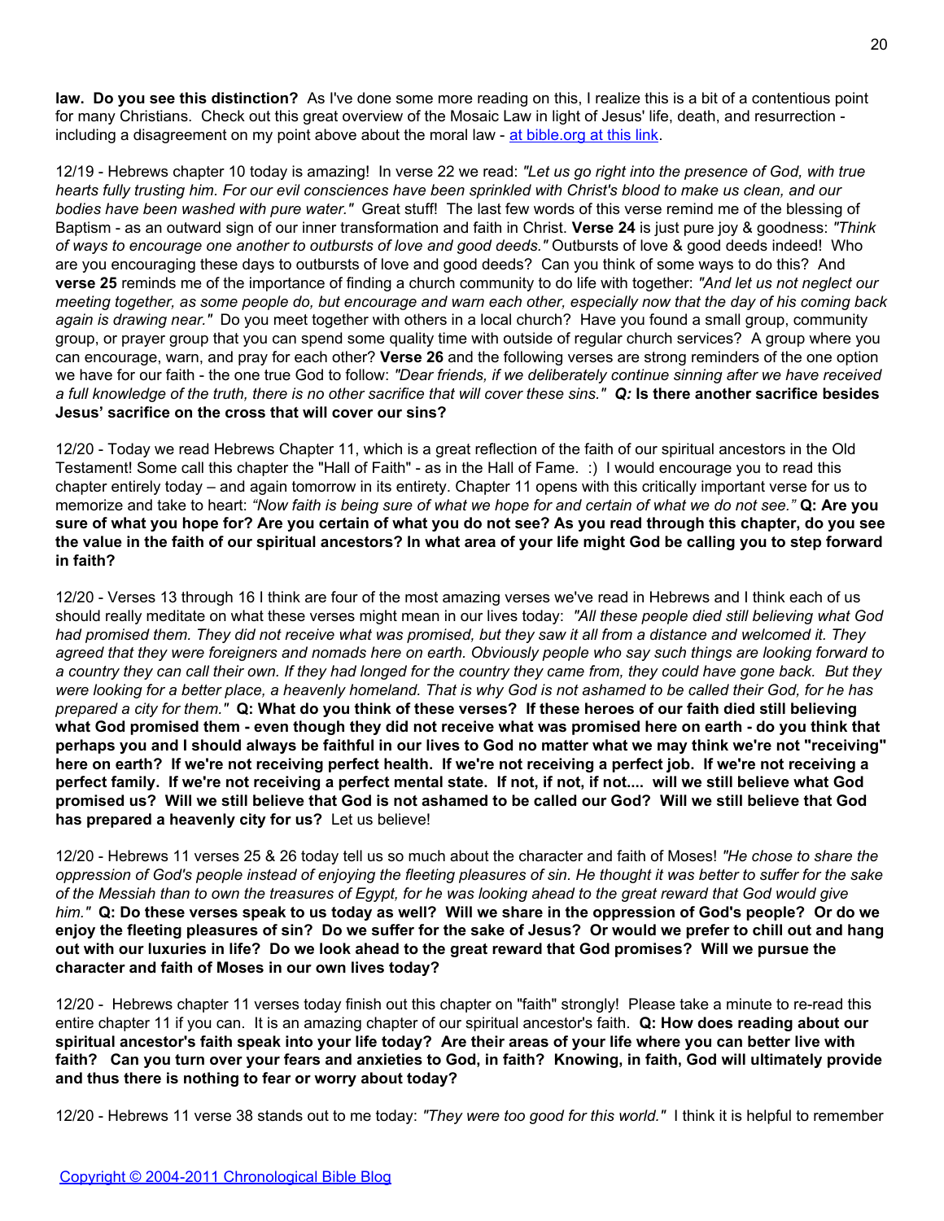**law. Do you see this distinction?** As I've done some more reading on this, I realize this is a bit of a contentious point for many Christians. Check out this great overview of the Mosaic Law in light of Jesus' life, death, and resurrection - including a disagreement on my point above about the moral law - [at bible.org at this link](#).

12/19 - Hebrews chapter 10 today is amazing! In verse 22 we read: *"Let us go right into the presence of God, with true hearts fully trusting him. For our evil consciences have been sprinkled with Christ's blood to make us clean, and our bodies have been washed with pure water."* Great stuff! The last few words of this verse remind me of the blessing of Baptism - as an outward sign of our inner transformation and faith in Christ. **Verse 24** is just pure joy & goodness: *"Think of ways to encourage one another to outbursts of love and good deeds."* Outbursts of love & good deeds indeed! Who are you encouraging these days to outbursts of love and good deeds? Can you think of some ways to do this? And **verse 25** reminds me of the importance of finding a church community to do life with together: *"And let us not neglect our meeting together, as some people do, but encourage and warn each other, especially now that the day of his coming back again is drawing near."* Do you meet together with others in a local church? Have you found a small group, community group, or prayer group that you can spend some quality time with outside of regular church services? A group where you can encourage, warn, and pray for each other? **Verse 26** and the following verses are strong reminders of the one option we have for our faith - the one true God to follow: *"Dear friends, if we deliberately continue sinning after we have received a full knowledge of the truth, there is no other sacrifice that will cover these sins."* ***Q:*** **Is there another sacrifice besides Jesus' sacrifice on the cross that will cover our sins?**

12/20 - Today we read Hebrews Chapter 11, which is a great reflection of the faith of our spiritual ancestors in the Old Testament! Some call this chapter the "Hall of Faith" - as in the Hall of Fame. :) I would encourage you to read this chapter entirely today – and again tomorrow in its entirety. Chapter 11 opens with this critically important verse for us to memorize and take to heart: *"Now faith is being sure of what we hope for and certain of what we do not see."* **Q: Are you sure of what you hope for? Are you certain of what you do not see? As you read through this chapter, do you see the value in the faith of our spiritual ancestors? In what area of your life might God be calling you to step forward in faith?**

12/20 - Verses 13 through 16 I think are four of the most amazing verses we've read in Hebrews and I think each of us should really meditate on what these verses might mean in our lives today: *"All these people died still believing what God had promised them. They did not receive what was promised, but they saw it all from a distance and welcomed it. They agreed that they were foreigners and nomads here on earth. Obviously people who say such things are looking forward to a country they can call their own. If they had longed for the country they came from, they could have gone back. But they were looking for a better place, a heavenly homeland. That is why God is not ashamed to be called their God, for he has prepared a city for them."* **Q: What do you think of these verses? If these heroes of our faith died still believing what God promised them - even though they did not receive what was promised here on earth - do you think that perhaps you and I should always be faithful in our lives to God no matter what we may think we're not "receiving" here on earth? If we're not receiving perfect health. If we're not receiving a perfect job. If we're not receiving a perfect family. If we're not receiving a perfect mental state. If not, if not, if not.... will we still believe what God promised us? Will we still believe that God is not ashamed to be called our God? Will we still believe that God has prepared a heavenly city for us?** Let us believe!

12/20 - Hebrews 11 verses 25 & 26 today tell us so much about the character and faith of Moses! *"He chose to share the oppression of God's people instead of enjoying the fleeting pleasures of sin. He thought it was better to suffer for the sake of the Messiah than to own the treasures of Egypt, for he was looking ahead to the great reward that God would give him."* **Q: Do these verses speak to us today as well? Will we share in the oppression of God's people? Or do we enjoy the fleeting pleasures of sin? Do we suffer for the sake of Jesus? Or would we prefer to chill out and hang out with our luxuries in life? Do we look ahead to the great reward that God promises? Will we pursue the character and faith of Moses in our own lives today?**

12/20 - Hebrews chapter 11 verses today finish out this chapter on "faith" strongly! Please take a minute to re-read this entire chapter 11 if you can. It is an amazing chapter of our spiritual ancestor's faith. **Q: How does reading about our spiritual ancestor's faith speak into your life today? Are their areas of your life where you can better live with faith? Can you turn over your fears and anxieties to God, in faith? Knowing, in faith, God will ultimately provide and thus there is nothing to fear or worry about today?**

12/20 - Hebrews 11 verse 38 stands out to me today: *"They were too good for this world."* I think it is helpful to remember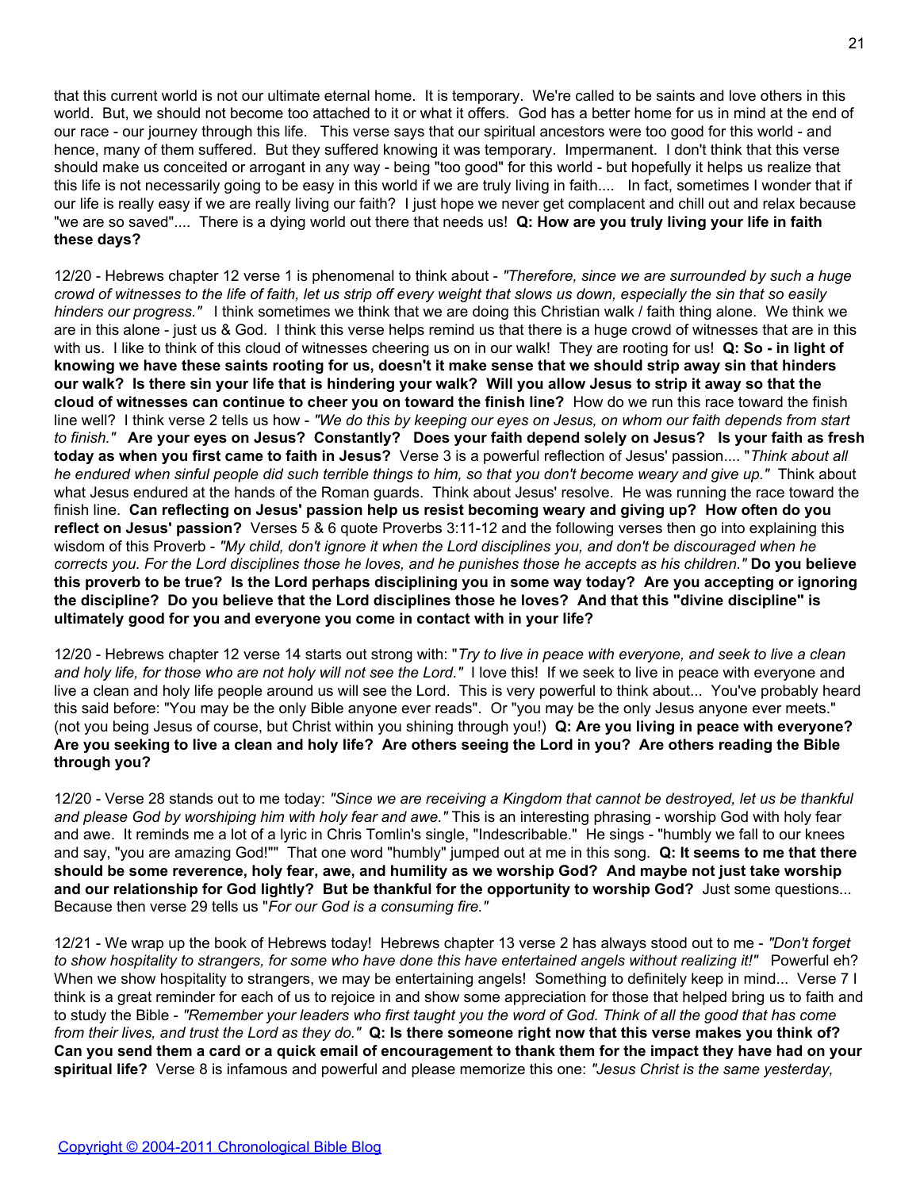that this current world is not our ultimate eternal home. It is temporary. We're called to be saints and love others in this world. But, we should not become too attached to it or what it offers. God has a better home for us in mind at the end of our race - our journey through this life. This verse says that our spiritual ancestors were too good for this world - and hence, many of them suffered. But they suffered knowing it was temporary. Impermanent. I don't think that this verse should make us conceited or arrogant in any way - being "too good" for this world - but hopefully it helps us realize that this life is not necessarily going to be easy in this world if we are truly living in faith.... In fact, sometimes I wonder that if our life is really easy if we are really living our faith? I just hope we never get complacent and chill out and relax because "we are so saved".... There is a dying world out there that needs us! **Q: How are you truly living your life in faith these days?**

12/20 - Hebrews chapter 12 verse 1 is phenomenal to think about - *"Therefore, since we are surrounded by such a huge crowd of witnesses to the life of faith, let us strip off every weight that slows us down, especially the sin that so easily hinders our progress."* I think sometimes we think that we are doing this Christian walk / faith thing alone. We think we are in this alone - just us & God. I think this verse helps remind us that there is a huge crowd of witnesses that are in this with us. I like to think of this cloud of witnesses cheering us on in our walk! They are rooting for us! **Q: So - in light of knowing we have these saints rooting for us, doesn't it make sense that we should strip away sin that hinders our walk? Is there sin your life that is hindering your walk? Will you allow Jesus to strip it away so that the cloud of witnesses can continue to cheer you on toward the finish line?** How do we run this race toward the finish line well? I think verse 2 tells us how - *"We do this by keeping our eyes on Jesus, on whom our faith depends from start to finish."* **Are your eyes on Jesus? Constantly? Does your faith depend solely on Jesus? Is your faith as fresh today as when you first came to faith in Jesus?** Verse 3 is a powerful reflection of Jesus' passion.... "*Think about all he endured when sinful people did such terrible things to him, so that you don't become weary and give up."* Think about what Jesus endured at the hands of the Roman guards. Think about Jesus' resolve. He was running the race toward the finish line. **Can reflecting on Jesus' passion help us resist becoming weary and giving up? How often do you reflect on Jesus' passion?** Verses 5 & 6 quote Proverbs 3:11-12 and the following verses then go into explaining this wisdom of this Proverb - *"My child, don't ignore it when the Lord disciplines you, and don't be discouraged when he corrects you. For the Lord disciplines those he loves, and he punishes those he accepts as his children."* **Do you believe this proverb to be true? Is the Lord perhaps disciplining you in some way today? Are you accepting or ignoring the discipline? Do you believe that the Lord disciplines those he loves? And that this "divine discipline" is ultimately good for you and everyone you come in contact with in your life?**

12/20 - Hebrews chapter 12 verse 14 starts out strong with: "*Try to live in peace with everyone, and seek to live a clean and holy life, for those who are not holy will not see the Lord."* I love this! If we seek to live in peace with everyone and live a clean and holy life people around us will see the Lord. This is very powerful to think about... You've probably heard this said before: "You may be the only Bible anyone ever reads". Or "you may be the only Jesus anyone ever meets." (not you being Jesus of course, but Christ within you shining through you!) **Q: Are you living in peace with everyone? Are you seeking to live a clean and holy life? Are others seeing the Lord in you? Are others reading the Bible through you?**

12/20 - Verse 28 stands out to me today: *"Since we are receiving a Kingdom that cannot be destroyed, let us be thankful and please God by worshiping him with holy fear and awe."* This is an interesting phrasing - worship God with holy fear and awe. It reminds me a lot of a lyric in Chris Tomlin's single, "Indescribable." He sings - "humbly we fall to our knees and say, "you are amazing God!"" That one word "humbly" jumped out at me in this song. **Q: It seems to me that there should be some reverence, holy fear, awe, and humility as we worship God? And maybe not just take worship and our relationship for God lightly? But be thankful for the opportunity to worship God?** Just some questions... Because then verse 29 tells us "*For our God is a consuming fire."*

12/21 - We wrap up the book of Hebrews today! Hebrews chapter 13 verse 2 has always stood out to me - *"Don't forget to show hospitality to strangers, for some who have done this have entertained angels without realizing it!"* Powerful eh? When we show hospitality to strangers, we may be entertaining angels! Something to definitely keep in mind... Verse 7 I think is a great reminder for each of us to rejoice in and show some appreciation for those that helped bring us to faith and to study the Bible - *"Remember your leaders who first taught you the word of God. Think of all the good that has come from their lives, and trust the Lord as they do."* **Q: Is there someone right now that this verse makes you think of? Can you send them a card or a quick email of encouragement to thank them for the impact they have had on your spiritual life?** Verse 8 is infamous and powerful and please memorize this one: *"Jesus Christ is the same yesterday,*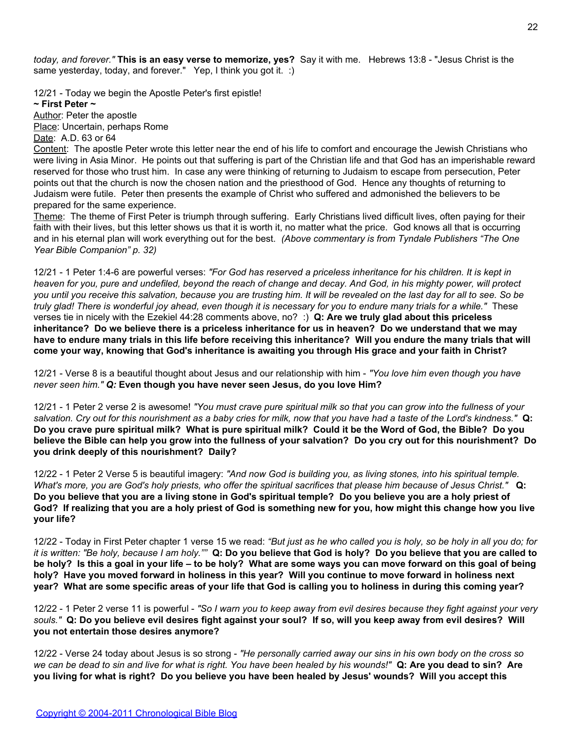*today, and forever."* **This is an easy verse to memorize, yes?** Say it with me. Hebrews 13:8 - "Jesus Christ is the same yesterday, today, and forever." Yep, I think you got it. :)

12/21 - Today we begin the Apostle Peter's first epistle!

**~ First Peter ~**

Author: Peter the apostle

Place: Uncertain, perhaps Rome

Date: A.D. 63 or 64

Content: The apostle Peter wrote this letter near the end of his life to comfort and encourage the Jewish Christians who were living in Asia Minor. He points out that suffering is part of the Christian life and that God has an imperishable reward reserved for those who trust him. In case any were thinking of returning to Judaism to escape from persecution, Peter points out that the church is now the chosen nation and the priesthood of God. Hence any thoughts of returning to Judaism were futile. Peter then presents the example of Christ who suffered and admonished the believers to be prepared for the same experience.

Theme: The theme of First Peter is triumph through suffering. Early Christians lived difficult lives, often paying for their faith with their lives, but this letter shows us that it is worth it, no matter what the price. God knows all that is occurring and in his eternal plan will work everything out for the best. *(Above commentary is from Tyndale Publishers "The One Year Bible Companion" p. 32)*

12/21 - 1 Peter 1:4-6 are powerful verses: *"For God has reserved a priceless inheritance for his children. It is kept in heaven for you, pure and undefiled, beyond the reach of change and decay. And God, in his mighty power, will protect you until you receive this salvation, because you are trusting him. It will be revealed on the last day for all to see. So be truly glad! There is wonderful joy ahead, even though it is necessary for you to endure many trials for a while."* These verses tie in nicely with the Ezekiel 44:28 comments above, no? :) **Q: Are we truly glad about this priceless inheritance? Do we believe there is a priceless inheritance for us in heaven? Do we understand that we may have to endure many trials in this life before receiving this inheritance? Will you endure the many trials that will come your way, knowing that God's inheritance is awaiting you through His grace and your faith in Christ?**

12/21 - Verse 8 is a beautiful thought about Jesus and our relationship with him - *"You love him even though you have never seen him."* ***Q:*** **Even though you have never seen Jesus, do you love Him?**

12/21 - 1 Peter 2 verse 2 is awesome! *"You must crave pure spiritual milk so that you can grow into the fullness of your salvation. Cry out for this nourishment as a baby cries for milk, now that you have had a taste of the Lord's kindness."* **Q: Do you crave pure spiritual milk? What is pure spiritual milk? Could it be the Word of God, the Bible? Do you believe the Bible can help you grow into the fullness of your salvation? Do you cry out for this nourishment? Do you drink deeply of this nourishment? Daily?**

12/22 - 1 Peter 2 Verse 5 is beautiful imagery: *"And now God is building you, as living stones, into his spiritual temple. What's more, you are God's holy priests, who offer the spiritual sacrifices that please him because of Jesus Christ."* **Q: Do you believe that you are a living stone in God's spiritual temple? Do you believe you are a holy priest of God? If realizing that you are a holy priest of God is something new for you, how might this change how you live your life?**

12/22 - Today in First Peter chapter 1 verse 15 we read: *"But just as he who called you is holy, so be holy in all you do; for it is written: "Be holy, because I am holy.""* **Q: Do you believe that God is holy? Do you believe that you are called to be holy? Is this a goal in your life – to be holy? What are some ways you can move forward on this goal of being holy? Have you moved forward in holiness in this year? Will you continue to move forward in holiness next year? What are some specific areas of your life that God is calling you to holiness in during this coming year?**

12/22 - 1 Peter 2 verse 11 is powerful - *"So I warn you to keep away from evil desires because they fight against your very souls."* **Q: Do you believe evil desires fight against your soul? If so, will you keep away from evil desires? Will you not entertain those desires anymore?**

12/22 - Verse 24 today about Jesus is so strong - *"He personally carried away our sins in his own body on the cross so we can be dead to sin and live for what is right. You have been healed by his wounds!"* **Q: Are you dead to sin? Are you living for what is right? Do you believe you have been healed by Jesus' wounds? Will you accept this**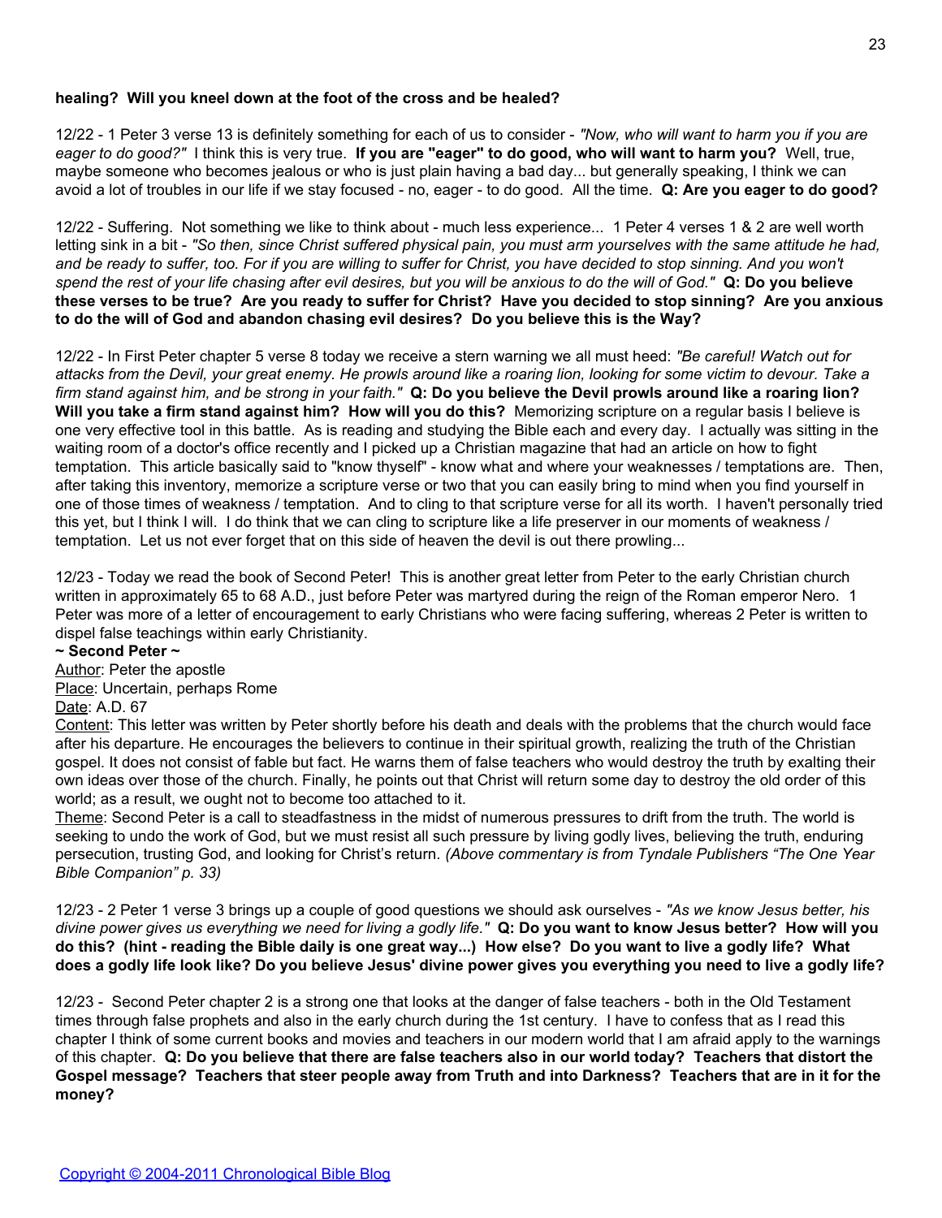**healing? Will you kneel down at the foot of the cross and be healed?**

12/22 - 1 Peter 3 verse 13 is definitely something for each of us to consider - *"Now, who will want to harm you if you are eager to do good?"* I think this is very true. **If you are "eager" to do good, who will want to harm you?** Well, true, maybe someone who becomes jealous or who is just plain having a bad day... but generally speaking, I think we can avoid a lot of troubles in our life if we stay focused - no, eager - to do good. All the time. **Q: Are you eager to do good?**

12/22 - Suffering. Not something we like to think about - much less experience... 1 Peter 4 verses 1 & 2 are well worth letting sink in a bit - *"So then, since Christ suffered physical pain, you must arm yourselves with the same attitude he had, and be ready to suffer, too. For if you are willing to suffer for Christ, you have decided to stop sinning. And you won't spend the rest of your life chasing after evil desires, but you will be anxious to do the will of God."* **Q: Do you believe these verses to be true? Are you ready to suffer for Christ? Have you decided to stop sinning? Are you anxious to do the will of God and abandon chasing evil desires? Do you believe this is the Way?**

12/22 - In First Peter chapter 5 verse 8 today we receive a stern warning we all must heed: *"Be careful! Watch out for attacks from the Devil, your great enemy. He prowls around like a roaring lion, looking for some victim to devour. Take a firm stand against him, and be strong in your faith."* **Q: Do you believe the Devil prowls around like a roaring lion? Will you take a firm stand against him? How will you do this?** Memorizing scripture on a regular basis I believe is one very effective tool in this battle. As is reading and studying the Bible each and every day. I actually was sitting in the waiting room of a doctor's office recently and I picked up a Christian magazine that had an article on how to fight temptation. This article basically said to "know thyself" - know what and where your weaknesses / temptations are. Then, after taking this inventory, memorize a scripture verse or two that you can easily bring to mind when you find yourself in one of those times of weakness / temptation. And to cling to that scripture verse for all its worth. I haven't personally tried this yet, but I think I will. I do think that we can cling to scripture like a life preserver in our moments of weakness / temptation. Let us not ever forget that on this side of heaven the devil is out there prowling...

12/23 - Today we read the book of Second Peter! This is another great letter from Peter to the early Christian church written in approximately 65 to 68 A.D., just before Peter was martyred during the reign of the Roman emperor Nero. 1 Peter was more of a letter of encouragement to early Christians who were facing suffering, whereas 2 Peter is written to dispel false teachings within early Christianity.

**~ Second Peter ~**

Author: Peter the apostle

Place: Uncertain, perhaps Rome

Date: A.D. 67

Content: This letter was written by Peter shortly before his death and deals with the problems that the church would face after his departure. He encourages the believers to continue in their spiritual growth, realizing the truth of the Christian gospel. It does not consist of fable but fact. He warns them of false teachers who would destroy the truth by exalting their own ideas over those of the church. Finally, he points out that Christ will return some day to destroy the old order of this world; as a result, we ought not to become too attached to it.

Theme: Second Peter is a call to steadfastness in the midst of numerous pressures to drift from the truth. The world is seeking to undo the work of God, but we must resist all such pressure by living godly lives, believing the truth, enduring persecution, trusting God, and looking for Christ's return. *(Above commentary is from Tyndale Publishers "The One Year Bible Companion" p. 33)*

12/23 - 2 Peter 1 verse 3 brings up a couple of good questions we should ask ourselves - *"As we know Jesus better, his divine power gives us everything we need for living a godly life."* **Q: Do you want to know Jesus better? How will you do this? (hint - reading the Bible daily is one great way...) How else? Do you want to live a godly life? What does a godly life look like? Do you believe Jesus' divine power gives you everything you need to live a godly life?**

12/23 - Second Peter chapter 2 is a strong one that looks at the danger of false teachers - both in the Old Testament times through false prophets and also in the early church during the 1st century. I have to confess that as I read this chapter I think of some current books and movies and teachers in our modern world that I am afraid apply to the warnings of this chapter. **Q: Do you believe that there are false teachers also in our world today? Teachers that distort the Gospel message? Teachers that steer people away from Truth and into Darkness? Teachers that are in it for the money?**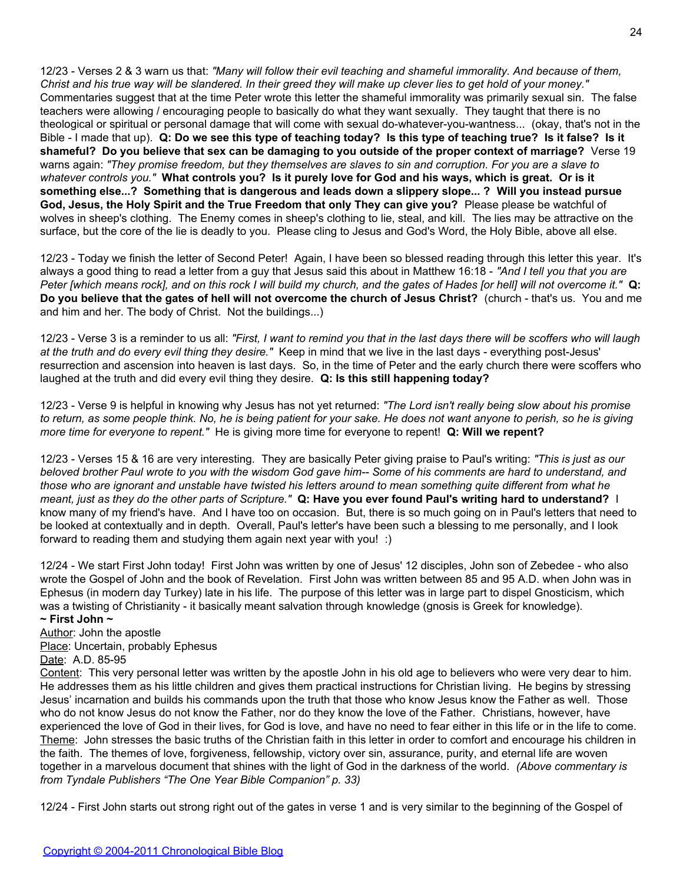12/23 - Verses 2 & 3 warn us that: *"Many will follow their evil teaching and shameful immorality. And because of them, Christ and his true way will be slandered. In their greed they will make up clever lies to get hold of your money."* Commentaries suggest that at the time Peter wrote this letter the shameful immorality was primarily sexual sin. The false teachers were allowing / encouraging people to basically do what they want sexually. They taught that there is no theological or spiritual or personal damage that will come with sexual do-whatever-you-wantness... (okay, that's not in the Bible - I made that up). **Q: Do we see this type of teaching today? Is this type of teaching true? Is it false? Is it shameful? Do you believe that sex can be damaging to you outside of the proper context of marriage?** Verse 19 warns again: *"They promise freedom, but they themselves are slaves to sin and corruption. For you are a slave to whatever controls you."* **What controls you? Is it purely love for God and his ways, which is great. Or is it something else...? Something that is dangerous and leads down a slippery slope... ? Will you instead pursue God, Jesus, the Holy Spirit and the True Freedom that only They can give you?** Please please be watchful of wolves in sheep's clothing. The Enemy comes in sheep's clothing to lie, steal, and kill. The lies may be attractive on the surface, but the core of the lie is deadly to you. Please cling to Jesus and God's Word, the Holy Bible, above all else.

12/23 - Today we finish the letter of Second Peter! Again, I have been so blessed reading through this letter this year. It's always a good thing to read a letter from a guy that Jesus said this about in Matthew 16:18 - *"And I tell you that you are Peter [which means rock], and on this rock I will build my church, and the gates of Hades [or hell] will not overcome it."* **Q: Do you believe that the gates of hell will not overcome the church of Jesus Christ?** (church - that's us. You and me and him and her. The body of Christ. Not the buildings...)

12/23 - Verse 3 is a reminder to us all: *"First, I want to remind you that in the last days there will be scoffers who will laugh at the truth and do every evil thing they desire."* Keep in mind that we live in the last days - everything post-Jesus' resurrection and ascension into heaven is last days. So, in the time of Peter and the early church there were scoffers who laughed at the truth and did every evil thing they desire. **Q: Is this still happening today?**

12/23 - Verse 9 is helpful in knowing why Jesus has not yet returned: *"The Lord isn't really being slow about his promise to return, as some people think. No, he is being patient for your sake. He does not want anyone to perish, so he is giving more time for everyone to repent."* He is giving more time for everyone to repent! **Q: Will we repent?**

12/23 - Verses 15 & 16 are very interesting. They are basically Peter giving praise to Paul's writing: *"This is just as our beloved brother Paul wrote to you with the wisdom God gave him-- Some of his comments are hard to understand, and those who are ignorant and unstable have twisted his letters around to mean something quite different from what he meant, just as they do the other parts of Scripture."* **Q: Have you ever found Paul's writing hard to understand?** I know many of my friend's have. And I have too on occasion. But, there is so much going on in Paul's letters that need to be looked at contextually and in depth. Overall, Paul's letter's have been such a blessing to me personally, and I look forward to reading them and studying them again next year with you! :)

12/24 - We start First John today! First John was written by one of Jesus' 12 disciples, John son of Zebedee - who also wrote the Gospel of John and the book of Revelation. First John was written between 85 and 95 A.D. when John was in Ephesus (in modern day Turkey) late in his life. The purpose of this letter was in large part to dispel Gnosticism, which was a twisting of Christianity - it basically meant salvation through knowledge (gnosis is Greek for knowledge).

**~ First John ~**

Author: John the apostle
Place: Uncertain, probably Ephesus
Date: A.D. 85-95
Content: This very personal letter was written by the apostle John in his old age to believers who were very dear to him. He addresses them as his little children and gives them practical instructions for Christian living. He begins by stressing Jesus' incarnation and builds his commands upon the truth that those who know Jesus know the Father as well. Those who do not know Jesus do not know the Father, nor do they know the love of the Father. Christians, however, have experienced the love of God in their lives, for God is love, and have no need to fear either in this life or in the life to come.
Theme: John stresses the basic truths of the Christian faith in this letter in order to comfort and encourage his children in the faith. The themes of love, forgiveness, fellowship, victory over sin, assurance, purity, and eternal life are woven together in a marvelous document that shines with the light of God in the darkness of the world. *(Above commentary is from Tyndale Publishers "The One Year Bible Companion" p. 33)*

12/24 - First John starts out strong right out of the gates in verse 1 and is very similar to the beginning of the Gospel of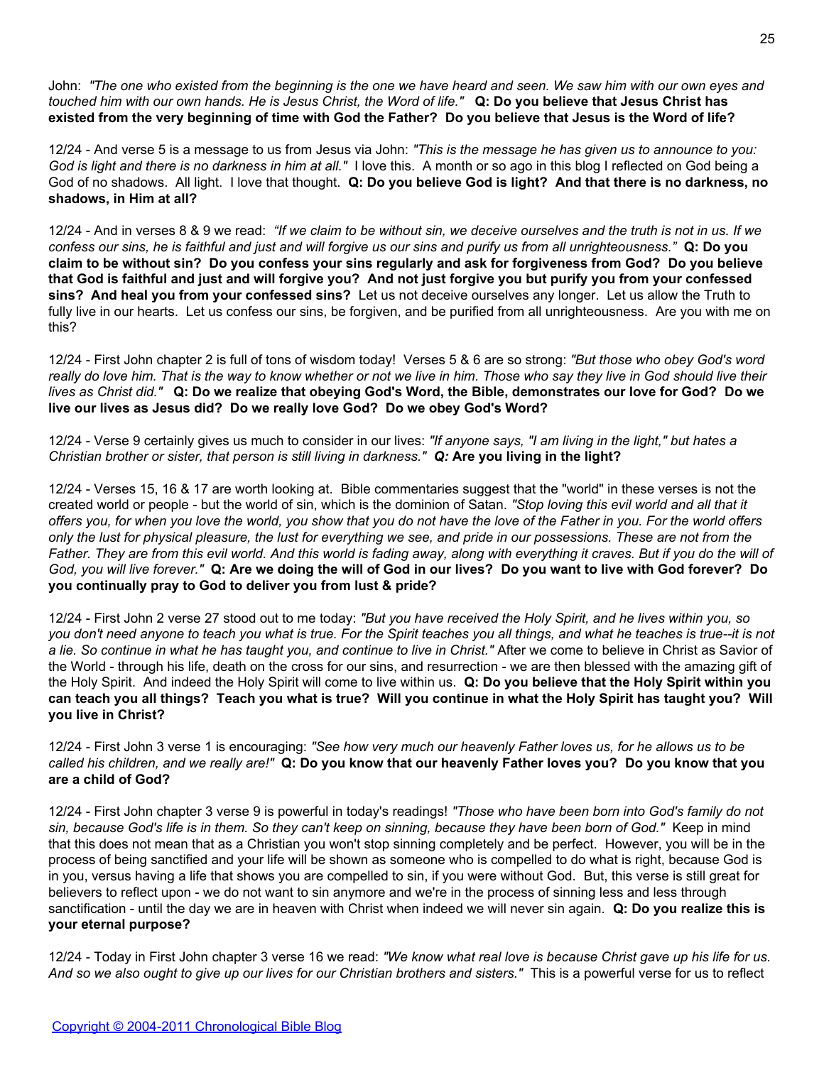John: *"The one who existed from the beginning is the one we have heard and seen. We saw him with our own eyes and touched him with our own hands. He is Jesus Christ, the Word of life."* **Q: Do you believe that Jesus Christ has existed from the very beginning of time with God the Father? Do you believe that Jesus is the Word of life?**

12/24 - And verse 5 is a message to us from Jesus via John: *"This is the message he has given us to announce to you: God is light and there is no darkness in him at all."* I love this. A month or so ago in this blog I reflected on God being a God of no shadows. All light. I love that thought. **Q: Do you believe God is light? And that there is no darkness, no shadows, in Him at all?**

12/24 - And in verses 8 & 9 we read: *"If we claim to be without sin, we deceive ourselves and the truth is not in us. If we confess our sins, he is faithful and just and will forgive us our sins and purify us from all unrighteousness."* **Q: Do you claim to be without sin? Do you confess your sins regularly and ask for forgiveness from God? Do you believe that God is faithful and just and will forgive you? And not just forgive you but purify you from your confessed sins? And heal you from your confessed sins?** Let us not deceive ourselves any longer. Let us allow the Truth to fully live in our hearts. Let us confess our sins, be forgiven, and be purified from all unrighteousness. Are you with me on this?

12/24 - First John chapter 2 is full of tons of wisdom today! Verses 5 & 6 are so strong: *"But those who obey God's word really do love him. That is the way to know whether or not we live in him. Those who say they live in God should live their lives as Christ did."* **Q: Do we realize that obeying God's Word, the Bible, demonstrates our love for God? Do we live our lives as Jesus did? Do we really love God? Do we obey God's Word?**

12/24 - Verse 9 certainly gives us much to consider in our lives: *"If anyone says, "I am living in the light," but hates a Christian brother or sister, that person is still living in darkness."* ***Q:*** **Are you living in the light?**

12/24 - Verses 15, 16 & 17 are worth looking at. Bible commentaries suggest that the "world" in these verses is not the created world or people - but the world of sin, which is the dominion of Satan. *"Stop loving this evil world and all that it offers you, for when you love the world, you show that you do not have the love of the Father in you. For the world offers only the lust for physical pleasure, the lust for everything we see, and pride in our possessions. These are not from the Father. They are from this evil world. And this world is fading away, along with everything it craves. But if you do the will of God, you will live forever."* **Q: Are we doing the will of God in our lives? Do you want to live with God forever? Do you continually pray to God to deliver you from lust & pride?**

12/24 - First John 2 verse 27 stood out to me today: *"But you have received the Holy Spirit, and he lives within you, so you don't need anyone to teach you what is true. For the Spirit teaches you all things, and what he teaches is true--it is not a lie. So continue in what he has taught you, and continue to live in Christ."* After we come to believe in Christ as Savior of the World - through his life, death on the cross for our sins, and resurrection - we are then blessed with the amazing gift of the Holy Spirit. And indeed the Holy Spirit will come to live within us. **Q: Do you believe that the Holy Spirit within you can teach you all things? Teach you what is true? Will you continue in what the Holy Spirit has taught you? Will you live in Christ?**

12/24 - First John 3 verse 1 is encouraging: *"See how very much our heavenly Father loves us, for he allows us to be called his children, and we really are!"* **Q: Do you know that our heavenly Father loves you? Do you know that you are a child of God?**

12/24 - First John chapter 3 verse 9 is powerful in today's readings! *"Those who have been born into God's family do not sin, because God's life is in them. So they can't keep on sinning, because they have been born of God."* Keep in mind that this does not mean that as a Christian you won't stop sinning completely and be perfect. However, you will be in the process of being sanctified and your life will be shown as someone who is compelled to do what is right, because God is in you, versus having a life that shows you are compelled to sin, if you were without God. But, this verse is still great for believers to reflect upon - we do not want to sin anymore and we're in the process of sinning less and less through sanctification - until the day we are in heaven with Christ when indeed we will never sin again. **Q: Do you realize this is your eternal purpose?**

12/24 - Today in First John chapter 3 verse 16 we read: *"We know what real love is because Christ gave up his life for us. And so we also ought to give up our lives for our Christian brothers and sisters."* This is a powerful verse for us to reflect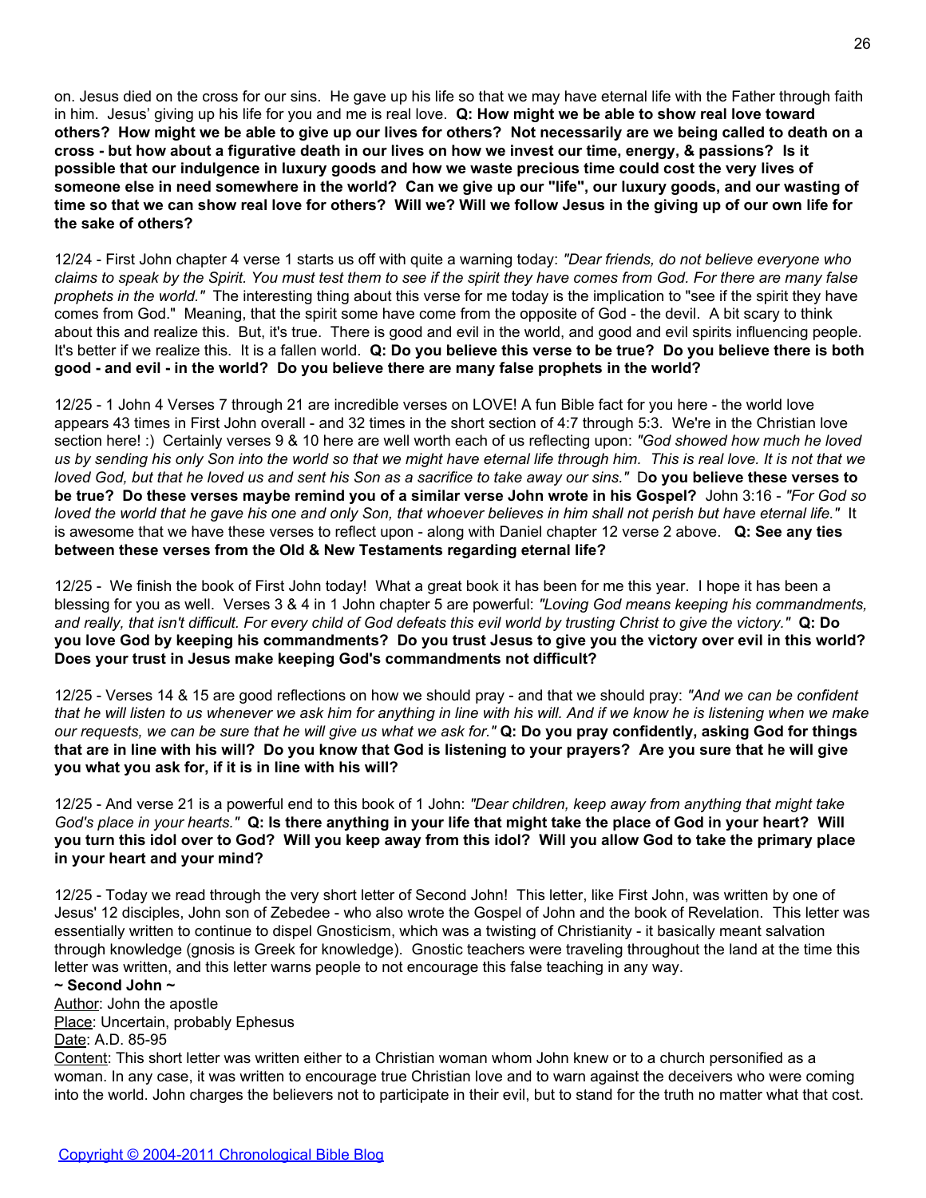on. Jesus died on the cross for our sins. He gave up his life so that we may have eternal life with the Father through faith in him. Jesus' giving up his life for you and me is real love. **Q: How might we be able to show real love toward others? How might we be able to give up our lives for others? Not necessarily are we being called to death on a cross - but how about a figurative death in our lives on how we invest our time, energy, & passions? Is it possible that our indulgence in luxury goods and how we waste precious time could cost the very lives of someone else in need somewhere in the world? Can we give up our "life", our luxury goods, and our wasting of time so that we can show real love for others? Will we? Will we follow Jesus in the giving up of our own life for the sake of others?**

12/24 - First John chapter 4 verse 1 starts us off with quite a warning today: *"Dear friends, do not believe everyone who claims to speak by the Spirit. You must test them to see if the spirit they have comes from God. For there are many false prophets in the world."* The interesting thing about this verse for me today is the implication to "see if the spirit they have comes from God." Meaning, that the spirit some have come from the opposite of God - the devil. A bit scary to think about this and realize this. But, it's true. There is good and evil in the world, and good and evil spirits influencing people. It's better if we realize this. It is a fallen world. **Q: Do you believe this verse to be true? Do you believe there is both good - and evil - in the world? Do you believe there are many false prophets in the world?**

12/25 - 1 John 4 Verses 7 through 21 are incredible verses on LOVE! A fun Bible fact for you here - the world love appears 43 times in First John overall - and 32 times in the short section of 4:7 through 5:3. We're in the Christian love section here! :) Certainly verses 9 & 10 here are well worth each of us reflecting upon: *"God showed how much he loved us by sending his only Son into the world so that we might have eternal life through him. This is real love. It is not that we loved God, but that he loved us and sent his Son as a sacrifice to take away our sins."* D**o you believe these verses to be true? Do these verses maybe remind you of a similar verse John wrote in his Gospel?** John 3:16 - *"For God so loved the world that he gave his one and only Son, that whoever believes in him shall not perish but have eternal life."* It is awesome that we have these verses to reflect upon - along with Daniel chapter 12 verse 2 above. **Q: See any ties between these verses from the Old & New Testaments regarding eternal life?**

12/25 - We finish the book of First John today! What a great book it has been for me this year. I hope it has been a blessing for you as well. Verses 3 & 4 in 1 John chapter 5 are powerful: *"Loving God means keeping his commandments, and really, that isn't difficult. For every child of God defeats this evil world by trusting Christ to give the victory."* **Q: Do you love God by keeping his commandments? Do you trust Jesus to give you the victory over evil in this world? Does your trust in Jesus make keeping God's commandments not difficult?**

12/25 - Verses 14 & 15 are good reflections on how we should pray - and that we should pray: *"And we can be confident that he will listen to us whenever we ask him for anything in line with his will. And if we know he is listening when we make our requests, we can be sure that he will give us what we ask for."* **Q: Do you pray confidently, asking God for things that are in line with his will? Do you know that God is listening to your prayers? Are you sure that he will give you what you ask for, if it is in line with his will?**

12/25 - And verse 21 is a powerful end to this book of 1 John: *"Dear children, keep away from anything that might take God's place in your hearts."* **Q: Is there anything in your life that might take the place of God in your heart? Will you turn this idol over to God? Will you keep away from this idol? Will you allow God to take the primary place in your heart and your mind?**

12/25 - Today we read through the very short letter of Second John! This letter, like First John, was written by one of Jesus' 12 disciples, John son of Zebedee - who also wrote the Gospel of John and the book of Revelation. This letter was essentially written to continue to dispel Gnosticism, which was a twisting of Christianity - it basically meant salvation through knowledge (gnosis is Greek for knowledge). Gnostic teachers were traveling throughout the land at the time this letter was written, and this letter warns people to not encourage this false teaching in any way.

**~ Second John ~**

Author: John the apostle

Place: Uncertain, probably Ephesus

Date: A.D. 85-95

Content: This short letter was written either to a Christian woman whom John knew or to a church personified as a woman. In any case, it was written to encourage true Christian love and to warn against the deceivers who were coming into the world. John charges the believers not to participate in their evil, but to stand for the truth no matter what that cost.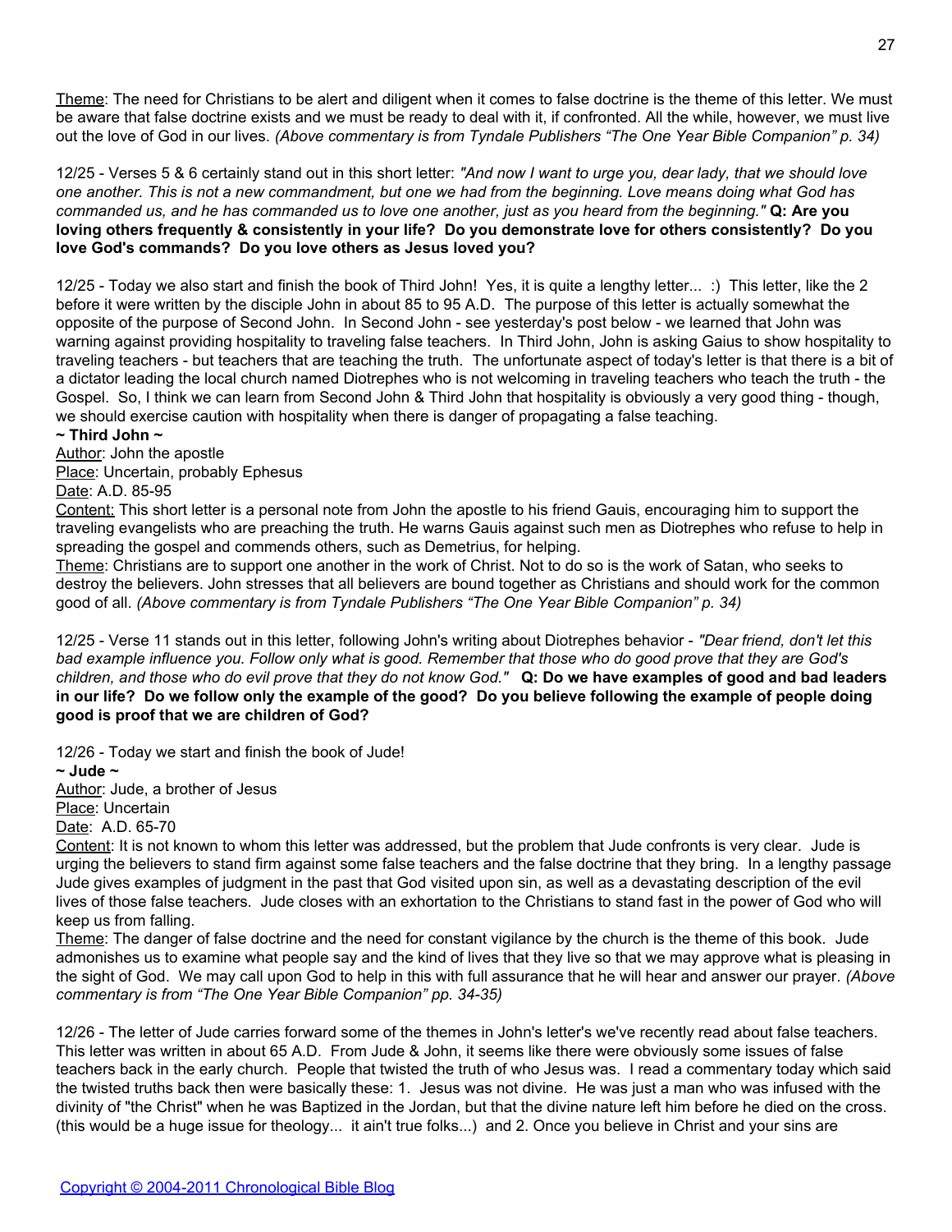<u>Theme</u>: The need for Christians to be alert and diligent when it comes to false doctrine is the theme of this letter. We must be aware that false doctrine exists and we must be ready to deal with it, if confronted. All the while, however, we must live out the love of God in our lives. *(Above commentary is from Tyndale Publishers "The One Year Bible Companion" p. 34)*

12/25 - Verses 5 & 6 certainly stand out in this short letter: *"And now I want to urge you, dear lady, that we should love one another. This is not a new commandment, but one we had from the beginning. Love means doing what God has commanded us, and he has commanded us to love one another, just as you heard from the beginning."* **Q: Are you loving others frequently & consistently in your life? Do you demonstrate love for others consistently? Do you love God's commands? Do you love others as Jesus loved you?**

12/25 - Today we also start and finish the book of Third John! Yes, it is quite a lengthy letter... :) This letter, like the 2 before it were written by the disciple John in about 85 to 95 A.D. The purpose of this letter is actually somewhat the opposite of the purpose of Second John. In Second John - see yesterday's post below - we learned that John was warning against providing hospitality to traveling false teachers. In Third John, John is asking Gaius to show hospitality to traveling teachers - but teachers that are teaching the truth. The unfortunate aspect of today's letter is that there is a bit of a dictator leading the local church named Diotrephes who is not welcoming in traveling teachers who teach the truth - the Gospel. So, I think we can learn from Second John & Third John that hospitality is obviously a very good thing - though, we should exercise caution with hospitality when there is danger of propagating a false teaching.

**~ Third John ~**

<u>Author</u>: John the apostle

<u>Place</u>: Uncertain, probably Ephesus

<u>Date</u>: A.D. 85-95

<u>Content:</u> This short letter is a personal note from John the apostle to his friend Gauis, encouraging him to support the traveling evangelists who are preaching the truth. He warns Gauis against such men as Diotrephes who refuse to help in spreading the gospel and commends others, such as Demetrius, for helping.

<u>Theme</u>: Christians are to support one another in the work of Christ. Not to do so is the work of Satan, who seeks to destroy the believers. John stresses that all believers are bound together as Christians and should work for the common good of all. *(Above commentary is from Tyndale Publishers "The One Year Bible Companion" p. 34)*

12/25 - Verse 11 stands out in this letter, following John's writing about Diotrephes behavior - *"Dear friend, don't let this bad example influence you. Follow only what is good. Remember that those who do good prove that they are God's children, and those who do evil prove that they do not know God."* **Q: Do we have examples of good and bad leaders in our life? Do we follow only the example of the good? Do you believe following the example of people doing good is proof that we are children of God?**

12/26 - Today we start and finish the book of Jude!

**~ Jude ~**

<u>Author</u>: Jude, a brother of Jesus

<u>Place</u>: Uncertain

<u>Date</u>: A.D. 65-70

<u>Content</u>: It is not known to whom this letter was addressed, but the problem that Jude confronts is very clear. Jude is urging the believers to stand firm against some false teachers and the false doctrine that they bring. In a lengthy passage Jude gives examples of judgment in the past that God visited upon sin, as well as a devastating description of the evil lives of those false teachers. Jude closes with an exhortation to the Christians to stand fast in the power of God who will keep us from falling.

<u>Theme</u>: The danger of false doctrine and the need for constant vigilance by the church is the theme of this book. Jude admonishes us to examine what people say and the kind of lives that they live so that we may approve what is pleasing in the sight of God. We may call upon God to help in this with full assurance that he will hear and answer our prayer. *(Above commentary is from "The One Year Bible Companion" pp. 34-35)*

12/26 - The letter of Jude carries forward some of the themes in John's letter's we've recently read about false teachers. This letter was written in about 65 A.D. From Jude & John, it seems like there were obviously some issues of false teachers back in the early church. People that twisted the truth of who Jesus was. I read a commentary today which said the twisted truths back then were basically these: 1. Jesus was not divine. He was just a man who was infused with the divinity of "the Christ" when he was Baptized in the Jordan, but that the divine nature left him before he died on the cross. (this would be a huge issue for theology... it ain't true folks...) and 2. Once you believe in Christ and your sins are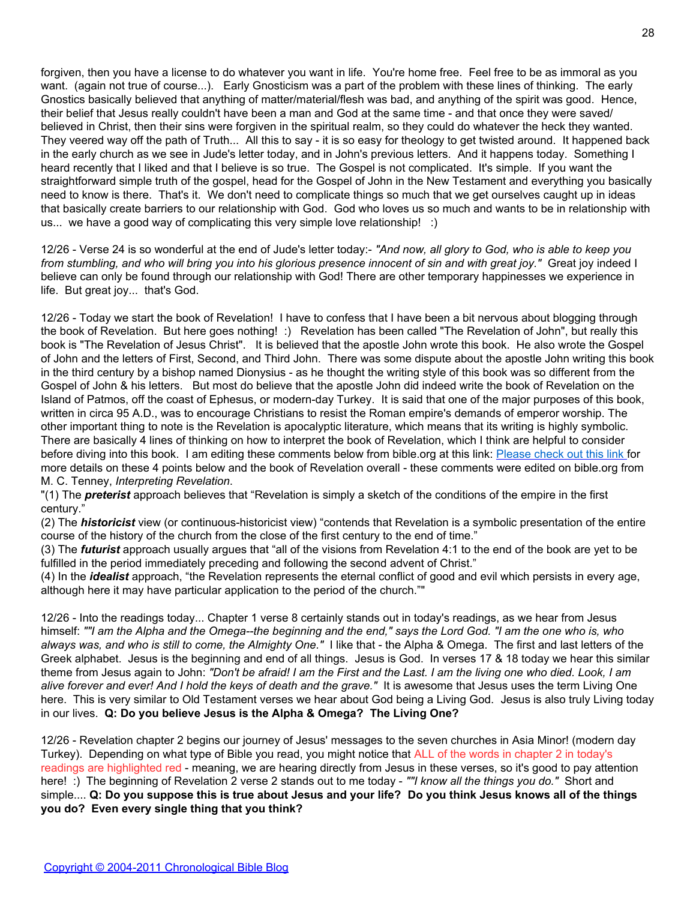forgiven, then you have a license to do whatever you want in life. You're home free. Feel free to be as immoral as you want. (again not true of course...). Early Gnosticism was a part of the problem with these lines of thinking. The early Gnostics basically believed that anything of matter/material/flesh was bad, and anything of the spirit was good. Hence, their belief that Jesus really couldn't have been a man and God at the same time - and that once they were saved/ believed in Christ, then their sins were forgiven in the spiritual realm, so they could do whatever the heck they wanted. They veered way off the path of Truth... All this to say - it is so easy for theology to get twisted around. It happened back in the early church as we see in Jude's letter today, and in John's previous letters. And it happens today. Something I heard recently that I liked and that I believe is so true. The Gospel is not complicated. It's simple. If you want the straightforward simple truth of the gospel, head for the Gospel of John in the New Testament and everything you basically need to know is there. That's it. We don't need to complicate things so much that we get ourselves caught up in ideas that basically create barriers to our relationship with God. God who loves us so much and wants to be in relationship with us... we have a good way of complicating this very simple love relationship! :)

12/26 - Verse 24 is so wonderful at the end of Jude's letter today:- *"And now, all glory to God, who is able to keep you from stumbling, and who will bring you into his glorious presence innocent of sin and with great joy."* Great joy indeed I believe can only be found through our relationship with God! There are other temporary happinesses we experience in life. But great joy... that's God.

12/26 - Today we start the book of Revelation! I have to confess that I have been a bit nervous about blogging through the book of Revelation. But here goes nothing! :) Revelation has been called "The Revelation of John", but really this book is "The Revelation of Jesus Christ". It is believed that the apostle John wrote this book. He also wrote the Gospel of John and the letters of First, Second, and Third John. There was some dispute about the apostle John writing this book in the third century by a bishop named Dionysius - as he thought the writing style of this book was so different from the Gospel of John & his letters. But most do believe that the apostle John did indeed write the book of Revelation on the Island of Patmos, off the coast of Ephesus, or modern-day Turkey. It is said that one of the major purposes of this book, written in circa 95 A.D., was to encourage Christians to resist the Roman empire's demands of emperor worship. The other important thing to note is the Revelation is apocalyptic literature, which means that its writing is highly symbolic. There are basically 4 lines of thinking on how to interpret the book of Revelation, which I think are helpful to consider before diving into this book. I am editing these comments below from bible.org at this link: Please check out this link for more details on these 4 points below and the book of Revelation overall - these comments were edited on bible.org from M. C. Tenney, *Interpreting Revelation*.

"(1) The ***preterist*** approach believes that "Revelation is simply a sketch of the conditions of the empire in the first century."

(2) The ***historicist*** view (or continuous-historicist view) "contends that Revelation is a symbolic presentation of the entire course of the history of the church from the close of the first century to the end of time."

(3) The ***futurist*** approach usually argues that "all of the visions from Revelation 4:1 to the end of the book are yet to be fulfilled in the period immediately preceding and following the second advent of Christ."

(4) In the ***idealist*** approach, "the Revelation represents the eternal conflict of good and evil which persists in every age, although here it may have particular application to the period of the church.""

12/26 - Into the readings today... Chapter 1 verse 8 certainly stands out in today's readings, as we hear from Jesus himself: *""I am the Alpha and the Omega--the beginning and the end," says the Lord God. "I am the one who is, who always was, and who is still to come, the Almighty One."* I like that - the Alpha & Omega. The first and last letters of the Greek alphabet. Jesus is the beginning and end of all things. Jesus is God. In verses 17 & 18 today we hear this similar theme from Jesus again to John: *"Don't be afraid! I am the First and the Last. I am the living one who died. Look, I am alive forever and ever! And I hold the keys of death and the grave."* It is awesome that Jesus uses the term Living One here. This is very similar to Old Testament verses we hear about God being a Living God. Jesus is also truly Living today in our lives. **Q: Do you believe Jesus is the Alpha & Omega? The Living One?**

12/26 - Revelation chapter 2 begins our journey of Jesus' messages to the seven churches in Asia Minor! (modern day Turkey). Depending on what type of Bible you read, you might notice that ALL of the words in chapter 2 in today's readings are highlighted red - meaning, we are hearing directly from Jesus in these verses, so it's good to pay attention here! :) The beginning of Revelation 2 verse 2 stands out to me today - *""I know all the things you do."* Short and simple.... **Q: Do you suppose this is true about Jesus and your life? Do you think Jesus knows all of the things you do? Even every single thing that you think?**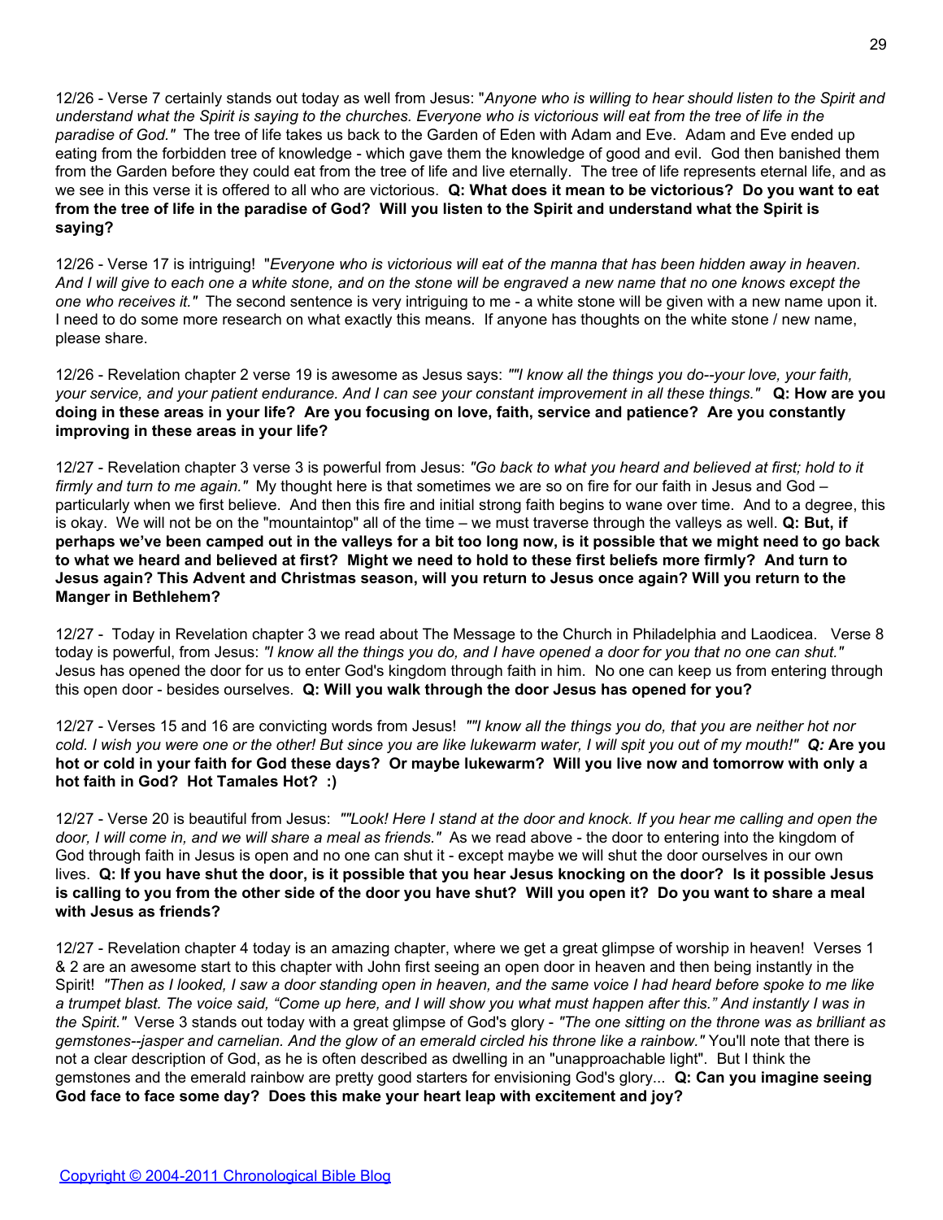12/26 - Verse 7 certainly stands out today as well from Jesus: "*Anyone who is willing to hear should listen to the Spirit and understand what the Spirit is saying to the churches. Everyone who is victorious will eat from the tree of life in the paradise of God."* The tree of life takes us back to the Garden of Eden with Adam and Eve. Adam and Eve ended up eating from the forbidden tree of knowledge - which gave them the knowledge of good and evil. God then banished them from the Garden before they could eat from the tree of life and live eternally. The tree of life represents eternal life, and as we see in this verse it is offered to all who are victorious. **Q: What does it mean to be victorious? Do you want to eat from the tree of life in the paradise of God? Will you listen to the Spirit and understand what the Spirit is saying?**

12/26 - Verse 17 is intriguing! "*Everyone who is victorious will eat of the manna that has been hidden away in heaven. And I will give to each one a white stone, and on the stone will be engraved a new name that no one knows except the one who receives it."* The second sentence is very intriguing to me - a white stone will be given with a new name upon it. I need to do some more research on what exactly this means. If anyone has thoughts on the white stone / new name, please share.

12/26 - Revelation chapter 2 verse 19 is awesome as Jesus says: *""I know all the things you do--your love, your faith, your service, and your patient endurance. And I can see your constant improvement in all these things."* **Q: How are you doing in these areas in your life? Are you focusing on love, faith, service and patience? Are you constantly improving in these areas in your life?**

12/27 - Revelation chapter 3 verse 3 is powerful from Jesus: *"Go back to what you heard and believed at first; hold to it firmly and turn to me again."* My thought here is that sometimes we are so on fire for our faith in Jesus and God – particularly when we first believe. And then this fire and initial strong faith begins to wane over time. And to a degree, this is okay. We will not be on the "mountaintop" all of the time – we must traverse through the valleys as well. **Q: But, if perhaps we've been camped out in the valleys for a bit too long now, is it possible that we might need to go back to what we heard and believed at first? Might we need to hold to these first beliefs more firmly? And turn to Jesus again? This Advent and Christmas season, will you return to Jesus once again? Will you return to the Manger in Bethlehem?**

12/27 - Today in Revelation chapter 3 we read about The Message to the Church in Philadelphia and Laodicea. Verse 8 today is powerful, from Jesus: *"I know all the things you do, and I have opened a door for you that no one can shut."* Jesus has opened the door for us to enter God's kingdom through faith in him. No one can keep us from entering through this open door - besides ourselves. **Q: Will you walk through the door Jesus has opened for you?**

12/27 - Verses 15 and 16 are convicting words from Jesus! *""I know all the things you do, that you are neither hot nor cold. I wish you were one or the other! But since you are like lukewarm water, I will spit you out of my mouth!" **Q:*** **Are you hot or cold in your faith for God these days? Or maybe lukewarm? Will you live now and tomorrow with only a hot faith in God? Hot Tamales Hot? :)**

12/27 - Verse 20 is beautiful from Jesus: *""Look! Here I stand at the door and knock. If you hear me calling and open the door, I will come in, and we will share a meal as friends."* As we read above - the door to entering into the kingdom of God through faith in Jesus is open and no one can shut it - except maybe we will shut the door ourselves in our own lives. **Q: If you have shut the door, is it possible that you hear Jesus knocking on the door? Is it possible Jesus is calling to you from the other side of the door you have shut? Will you open it? Do you want to share a meal with Jesus as friends?**

12/27 - Revelation chapter 4 today is an amazing chapter, where we get a great glimpse of worship in heaven! Verses 1 & 2 are an awesome start to this chapter with John first seeing an open door in heaven and then being instantly in the Spirit! *"Then as I looked, I saw a door standing open in heaven, and the same voice I had heard before spoke to me like a trumpet blast. The voice said, "Come up here, and I will show you what must happen after this." And instantly I was in the Spirit."* Verse 3 stands out today with a great glimpse of God's glory - *"The one sitting on the throne was as brilliant as gemstones--jasper and carnelian. And the glow of an emerald circled his throne like a rainbow."* You'll note that there is not a clear description of God, as he is often described as dwelling in an "unapproachable light". But I think the gemstones and the emerald rainbow are pretty good starters for envisioning God's glory... **Q: Can you imagine seeing God face to face some day? Does this make your heart leap with excitement and joy?**

Copyright © 2004-2011 Chronological Bible Blog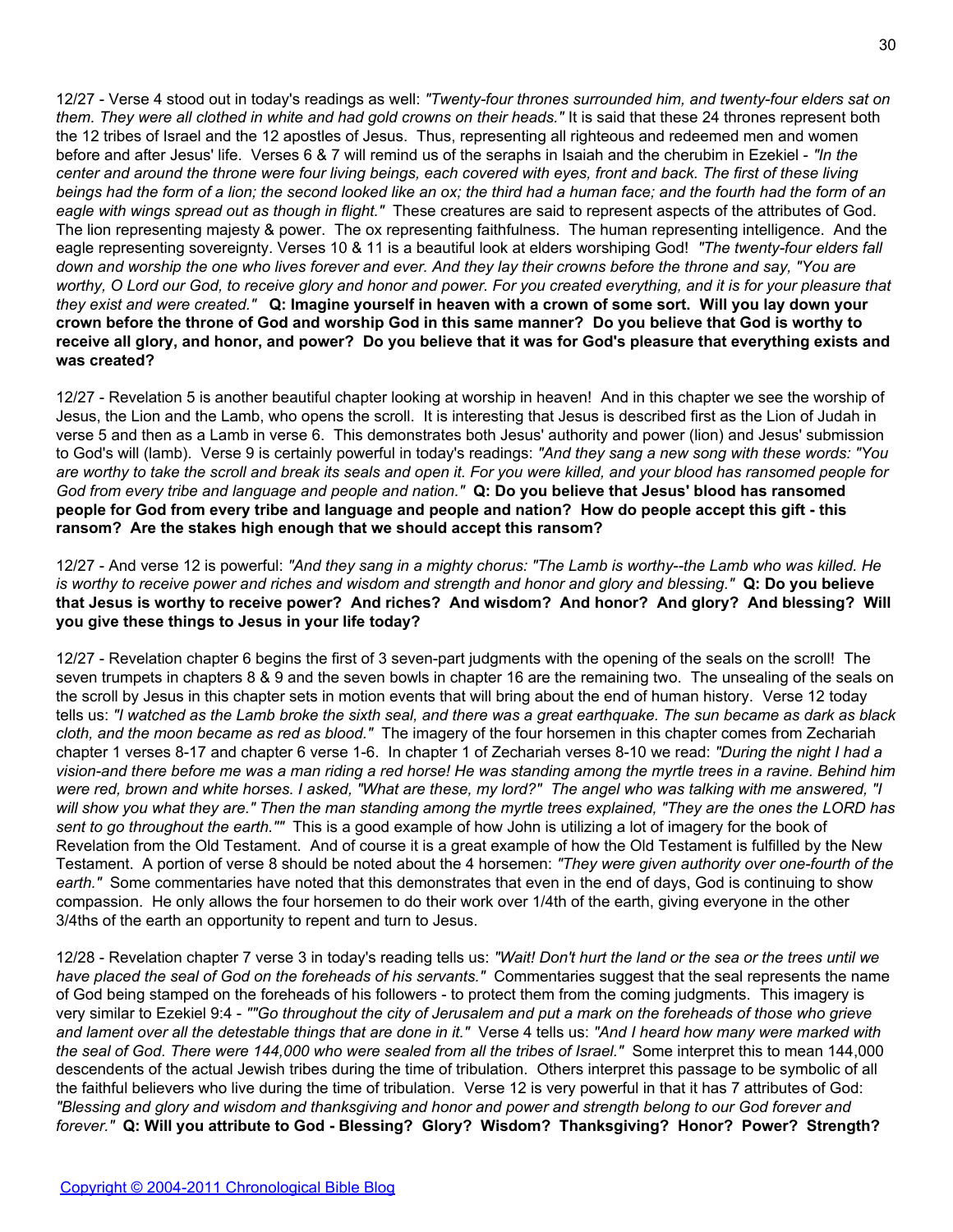12/27 - Verse 4 stood out in today's readings as well: *"Twenty-four thrones surrounded him, and twenty-four elders sat on them. They were all clothed in white and had gold crowns on their heads."* It is said that these 24 thrones represent both the 12 tribes of Israel and the 12 apostles of Jesus. Thus, representing all righteous and redeemed men and women before and after Jesus' life. Verses 6 & 7 will remind us of the seraphs in Isaiah and the cherubim in Ezekiel - *"In the center and around the throne were four living beings, each covered with eyes, front and back. The first of these living beings had the form of a lion; the second looked like an ox; the third had a human face; and the fourth had the form of an eagle with wings spread out as though in flight."* These creatures are said to represent aspects of the attributes of God. The lion representing majesty & power. The ox representing faithfulness. The human representing intelligence. And the eagle representing sovereignty. Verses 10 & 11 is a beautiful look at elders worshiping God! *"The twenty-four elders fall down and worship the one who lives forever and ever. And they lay their crowns before the throne and say, "You are worthy, O Lord our God, to receive glory and honor and power. For you created everything, and it is for your pleasure that they exist and were created."* **Q: Imagine yourself in heaven with a crown of some sort. Will you lay down your crown before the throne of God and worship God in this same manner? Do you believe that God is worthy to receive all glory, and honor, and power? Do you believe that it was for God's pleasure that everything exists and was created?**

12/27 - Revelation 5 is another beautiful chapter looking at worship in heaven! And in this chapter we see the worship of Jesus, the Lion and the Lamb, who opens the scroll. It is interesting that Jesus is described first as the Lion of Judah in verse 5 and then as a Lamb in verse 6. This demonstrates both Jesus' authority and power (lion) and Jesus' submission to God's will (lamb). Verse 9 is certainly powerful in today's readings: *"And they sang a new song with these words: "You are worthy to take the scroll and break its seals and open it. For you were killed, and your blood has ransomed people for God from every tribe and language and people and nation."* **Q: Do you believe that Jesus' blood has ransomed people for God from every tribe and language and people and nation? How do people accept this gift - this ransom? Are the stakes high enough that we should accept this ransom?**

12/27 - And verse 12 is powerful: *"And they sang in a mighty chorus: "The Lamb is worthy--the Lamb who was killed. He is worthy to receive power and riches and wisdom and strength and honor and glory and blessing."* **Q: Do you believe that Jesus is worthy to receive power? And riches? And wisdom? And honor? And glory? And blessing? Will you give these things to Jesus in your life today?**

12/27 - Revelation chapter 6 begins the first of 3 seven-part judgments with the opening of the seals on the scroll! The seven trumpets in chapters 8 & 9 and the seven bowls in chapter 16 are the remaining two. The unsealing of the seals on the scroll by Jesus in this chapter sets in motion events that will bring about the end of human history. Verse 12 today tells us: *"I watched as the Lamb broke the sixth seal, and there was a great earthquake. The sun became as dark as black cloth, and the moon became as red as blood."* The imagery of the four horsemen in this chapter comes from Zechariah chapter 1 verses 8-17 and chapter 6 verse 1-6. In chapter 1 of Zechariah verses 8-10 we read: *"During the night I had a vision-and there before me was a man riding a red horse! He was standing among the myrtle trees in a ravine. Behind him were red, brown and white horses. I asked, "What are these, my lord?" The angel who was talking with me answered, "I will show you what they are." Then the man standing among the myrtle trees explained, "They are the ones the LORD has sent to go throughout the earth.""* This is a good example of how John is utilizing a lot of imagery for the book of Revelation from the Old Testament. And of course it is a great example of how the Old Testament is fulfilled by the New Testament. A portion of verse 8 should be noted about the 4 horsemen: *"They were given authority over one-fourth of the earth."* Some commentaries have noted that this demonstrates that even in the end of days, God is continuing to show compassion. He only allows the four horsemen to do their work over 1/4th of the earth, giving everyone in the other 3/4ths of the earth an opportunity to repent and turn to Jesus.

12/28 - Revelation chapter 7 verse 3 in today's reading tells us: *"Wait! Don't hurt the land or the sea or the trees until we have placed the seal of God on the foreheads of his servants."* Commentaries suggest that the seal represents the name of God being stamped on the foreheads of his followers - to protect them from the coming judgments. This imagery is very similar to Ezekiel 9:4 - *""Go throughout the city of Jerusalem and put a mark on the foreheads of those who grieve and lament over all the detestable things that are done in it."* Verse 4 tells us: *"And I heard how many were marked with the seal of God. There were 144,000 who were sealed from all the tribes of Israel."* Some interpret this to mean 144,000 descendents of the actual Jewish tribes during the time of tribulation. Others interpret this passage to be symbolic of all the faithful believers who live during the time of tribulation. Verse 12 is very powerful in that it has 7 attributes of God: *"Blessing and glory and wisdom and thanksgiving and honor and power and strength belong to our God forever and forever."* **Q: Will you attribute to God - Blessing? Glory? Wisdom? Thanksgiving? Honor? Power? Strength?**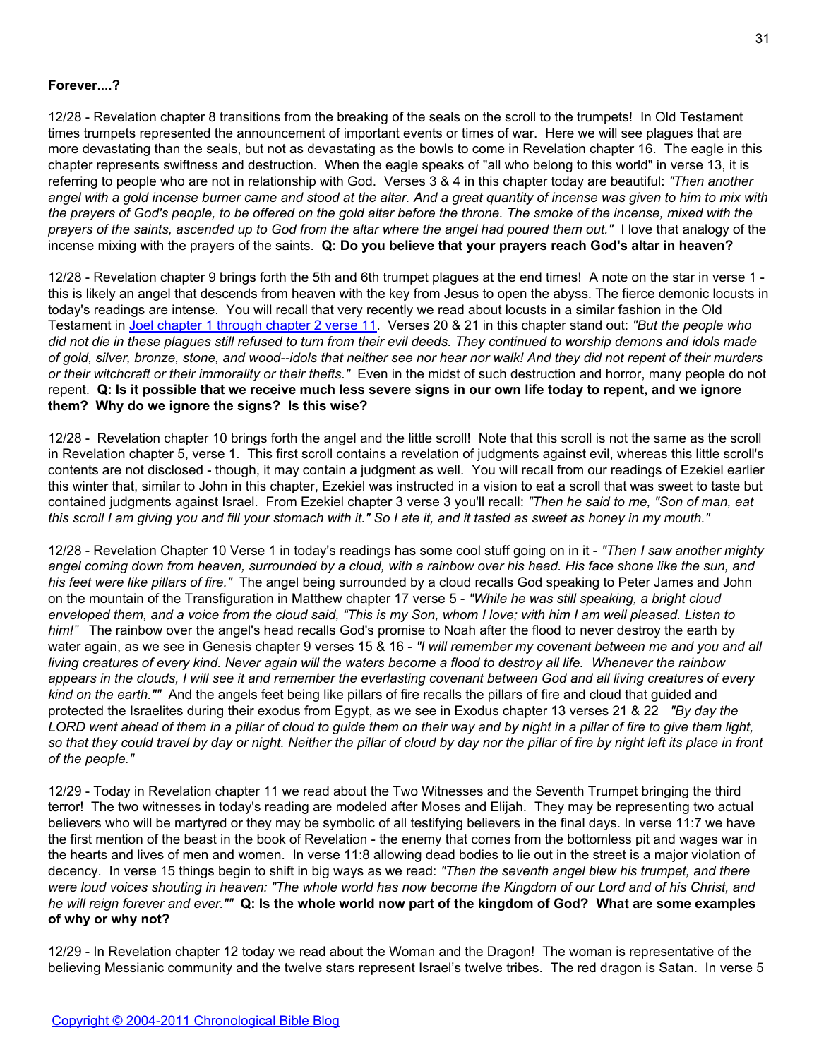**Forever....?**

12/28 - Revelation chapter 8 transitions from the breaking of the seals on the scroll to the trumpets! In Old Testament times trumpets represented the announcement of important events or times of war. Here we will see plagues that are more devastating than the seals, but not as devastating as the bowls to come in Revelation chapter 16. The eagle in this chapter represents swiftness and destruction. When the eagle speaks of "all who belong to this world" in verse 13, it is referring to people who are not in relationship with God. Verses 3 & 4 in this chapter today are beautiful: *"Then another angel with a gold incense burner came and stood at the altar. And a great quantity of incense was given to him to mix with the prayers of God's people, to be offered on the gold altar before the throne. The smoke of the incense, mixed with the prayers of the saints, ascended up to God from the altar where the angel had poured them out."* I love that analogy of the incense mixing with the prayers of the saints. **Q: Do you believe that your prayers reach God's altar in heaven?**

12/28 - Revelation chapter 9 brings forth the 5th and 6th trumpet plagues at the end times! A note on the star in verse 1 - this is likely an angel that descends from heaven with the key from Jesus to open the abyss. The fierce demonic locusts in today's readings are intense. You will recall that very recently we read about locusts in a similar fashion in the Old Testament in Joel chapter 1 through chapter 2 verse 11. Verses 20 & 21 in this chapter stand out: *"But the people who did not die in these plagues still refused to turn from their evil deeds. They continued to worship demons and idols made of gold, silver, bronze, stone, and wood--idols that neither see nor hear nor walk! And they did not repent of their murders or their witchcraft or their immorality or their thefts."* Even in the midst of such destruction and horror, many people do not repent. **Q: Is it possible that we receive much less severe signs in our own life today to repent, and we ignore them? Why do we ignore the signs? Is this wise?**

12/28 - Revelation chapter 10 brings forth the angel and the little scroll! Note that this scroll is not the same as the scroll in Revelation chapter 5, verse 1. This first scroll contains a revelation of judgments against evil, whereas this little scroll's contents are not disclosed - though, it may contain a judgment as well. You will recall from our readings of Ezekiel earlier this winter that, similar to John in this chapter, Ezekiel was instructed in a vision to eat a scroll that was sweet to taste but contained judgments against Israel. From Ezekiel chapter 3 verse 3 you'll recall: *"Then he said to me, "Son of man, eat this scroll I am giving you and fill your stomach with it." So I ate it, and it tasted as sweet as honey in my mouth."*

12/28 - Revelation Chapter 10 Verse 1 in today's readings has some cool stuff going on in it - *"Then I saw another mighty angel coming down from heaven, surrounded by a cloud, with a rainbow over his head. His face shone like the sun, and his feet were like pillars of fire."* The angel being surrounded by a cloud recalls God speaking to Peter James and John on the mountain of the Transfiguration in Matthew chapter 17 verse 5 - *"While he was still speaking, a bright cloud enveloped them, and a voice from the cloud said, "This is my Son, whom I love; with him I am well pleased. Listen to him!"* The rainbow over the angel's head recalls God's promise to Noah after the flood to never destroy the earth by water again, as we see in Genesis chapter 9 verses 15 & 16 - *"I will remember my covenant between me and you and all living creatures of every kind. Never again will the waters become a flood to destroy all life. Whenever the rainbow appears in the clouds, I will see it and remember the everlasting covenant between God and all living creatures of every kind on the earth.""* And the angels feet being like pillars of fire recalls the pillars of fire and cloud that guided and protected the Israelites during their exodus from Egypt, as we see in Exodus chapter 13 verses 21 & 22 *"By day the LORD went ahead of them in a pillar of cloud to guide them on their way and by night in a pillar of fire to give them light, so that they could travel by day or night. Neither the pillar of cloud by day nor the pillar of fire by night left its place in front of the people."*

12/29 - Today in Revelation chapter 11 we read about the Two Witnesses and the Seventh Trumpet bringing the third terror! The two witnesses in today's reading are modeled after Moses and Elijah. They may be representing two actual believers who will be martyred or they may be symbolic of all testifying believers in the final days. In verse 11:7 we have the first mention of the beast in the book of Revelation - the enemy that comes from the bottomless pit and wages war in the hearts and lives of men and women. In verse 11:8 allowing dead bodies to lie out in the street is a major violation of decency. In verse 15 things begin to shift in big ways as we read: *"Then the seventh angel blew his trumpet, and there were loud voices shouting in heaven: "The whole world has now become the Kingdom of our Lord and of his Christ, and he will reign forever and ever.""* **Q: Is the whole world now part of the kingdom of God? What are some examples of why or why not?**

12/29 - In Revelation chapter 12 today we read about the Woman and the Dragon! The woman is representative of the believing Messianic community and the twelve stars represent Israel's twelve tribes. The red dragon is Satan. In verse 5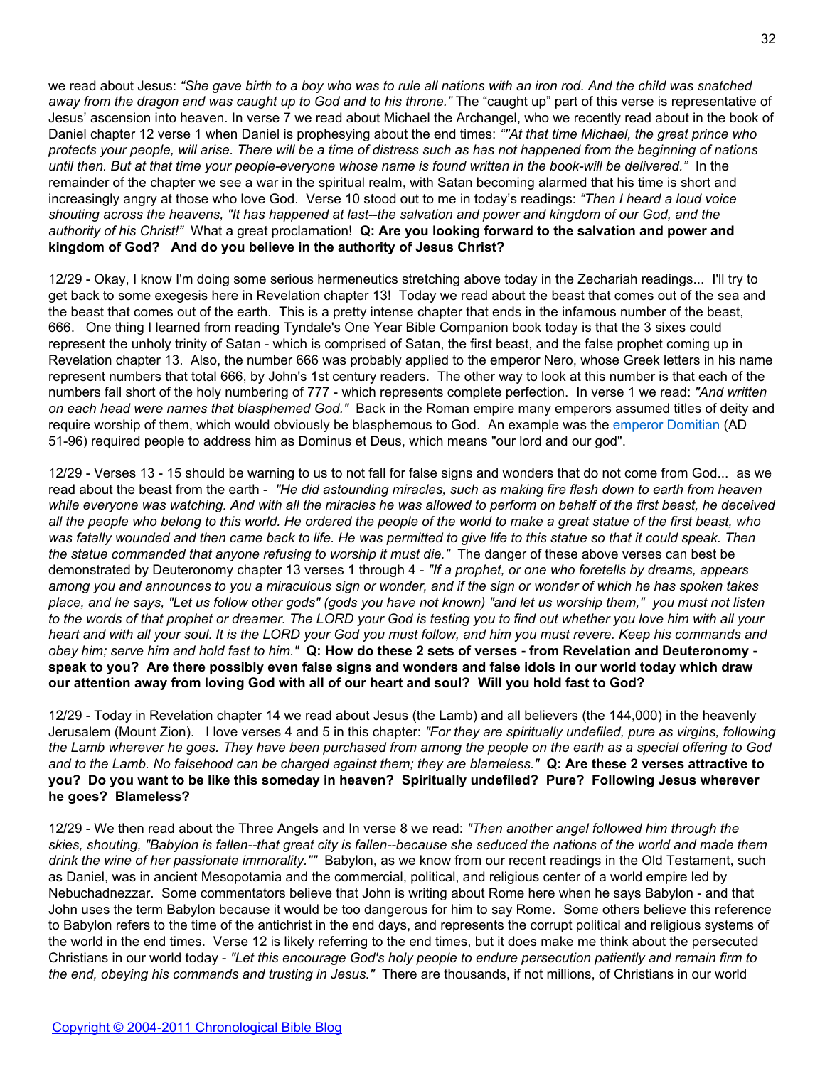we read about Jesus: *"She gave birth to a boy who was to rule all nations with an iron rod. And the child was snatched away from the dragon and was caught up to God and to his throne."* The "caught up" part of this verse is representative of Jesus' ascension into heaven. In verse 7 we read about Michael the Archangel, who we recently read about in the book of Daniel chapter 12 verse 1 when Daniel is prophesying about the end times: *""At that time Michael, the great prince who protects your people, will arise. There will be a time of distress such as has not happened from the beginning of nations until then. But at that time your people-everyone whose name is found written in the book-will be delivered."* In the remainder of the chapter we see a war in the spiritual realm, with Satan becoming alarmed that his time is short and increasingly angry at those who love God. Verse 10 stood out to me in today's readings: *"Then I heard a loud voice shouting across the heavens, "It has happened at last--the salvation and power and kingdom of our God, and the authority of his Christ!"* What a great proclamation! **Q: Are you looking forward to the salvation and power and kingdom of God? And do you believe in the authority of Jesus Christ?**

12/29 - Okay, I know I'm doing some serious hermeneutics stretching above today in the Zechariah readings... I'll try to get back to some exegesis here in Revelation chapter 13! Today we read about the beast that comes out of the sea and the beast that comes out of the earth. This is a pretty intense chapter that ends in the infamous number of the beast, 666. One thing I learned from reading Tyndale's One Year Bible Companion book today is that the 3 sixes could represent the unholy trinity of Satan - which is comprised of Satan, the first beast, and the false prophet coming up in Revelation chapter 13. Also, the number 666 was probably applied to the emperor Nero, whose Greek letters in his name represent numbers that total 666, by John's 1st century readers. The other way to look at this number is that each of the numbers fall short of the holy numbering of 777 - which represents complete perfection. In verse 1 we read: *"And written on each head were names that blasphemed God."* Back in the Roman empire many emperors assumed titles of deity and require worship of them, which would obviously be blasphemous to God. An example was the emperor Domitian (AD 51-96) required people to address him as Dominus et Deus, which means "our lord and our god".

12/29 - Verses 13 - 15 should be warning to us to not fall for false signs and wonders that do not come from God... as we read about the beast from the earth - *"He did astounding miracles, such as making fire flash down to earth from heaven while everyone was watching. And with all the miracles he was allowed to perform on behalf of the first beast, he deceived all the people who belong to this world. He ordered the people of the world to make a great statue of the first beast, who was fatally wounded and then came back to life. He was permitted to give life to this statue so that it could speak. Then the statue commanded that anyone refusing to worship it must die."* The danger of these above verses can best be demonstrated by Deuteronomy chapter 13 verses 1 through 4 - *"If a prophet, or one who foretells by dreams, appears among you and announces to you a miraculous sign or wonder, and if the sign or wonder of which he has spoken takes place, and he says, "Let us follow other gods" (gods you have not known) "and let us worship them," you must not listen to the words of that prophet or dreamer. The LORD your God is testing you to find out whether you love him with all your heart and with all your soul. It is the LORD your God you must follow, and him you must revere. Keep his commands and obey him; serve him and hold fast to him."* **Q: How do these 2 sets of verses - from Revelation and Deuteronomy - speak to you? Are there possibly even false signs and wonders and false idols in our world today which draw our attention away from loving God with all of our heart and soul? Will you hold fast to God?**

12/29 - Today in Revelation chapter 14 we read about Jesus (the Lamb) and all believers (the 144,000) in the heavenly Jerusalem (Mount Zion). I love verses 4 and 5 in this chapter: *"For they are spiritually undefiled, pure as virgins, following the Lamb wherever he goes. They have been purchased from among the people on the earth as a special offering to God and to the Lamb. No falsehood can be charged against them; they are blameless."* **Q: Are these 2 verses attractive to you? Do you want to be like this someday in heaven? Spiritually undefiled? Pure? Following Jesus wherever he goes? Blameless?**

12/29 - We then read about the Three Angels and In verse 8 we read: *"Then another angel followed him through the skies, shouting, "Babylon is fallen--that great city is fallen--because she seduced the nations of the world and made them drink the wine of her passionate immorality.""* Babylon, as we know from our recent readings in the Old Testament, such as Daniel, was in ancient Mesopotamia and the commercial, political, and religious center of a world empire led by Nebuchadnezzar. Some commentators believe that John is writing about Rome here when he says Babylon - and that John uses the term Babylon because it would be too dangerous for him to say Rome. Some others believe this reference to Babylon refers to the time of the antichrist in the end days, and represents the corrupt political and religious systems of the world in the end times. Verse 12 is likely referring to the end times, but it does make me think about the persecuted Christians in our world today - *"Let this encourage God's holy people to endure persecution patiently and remain firm to the end, obeying his commands and trusting in Jesus."* There are thousands, if not millions, of Christians in our world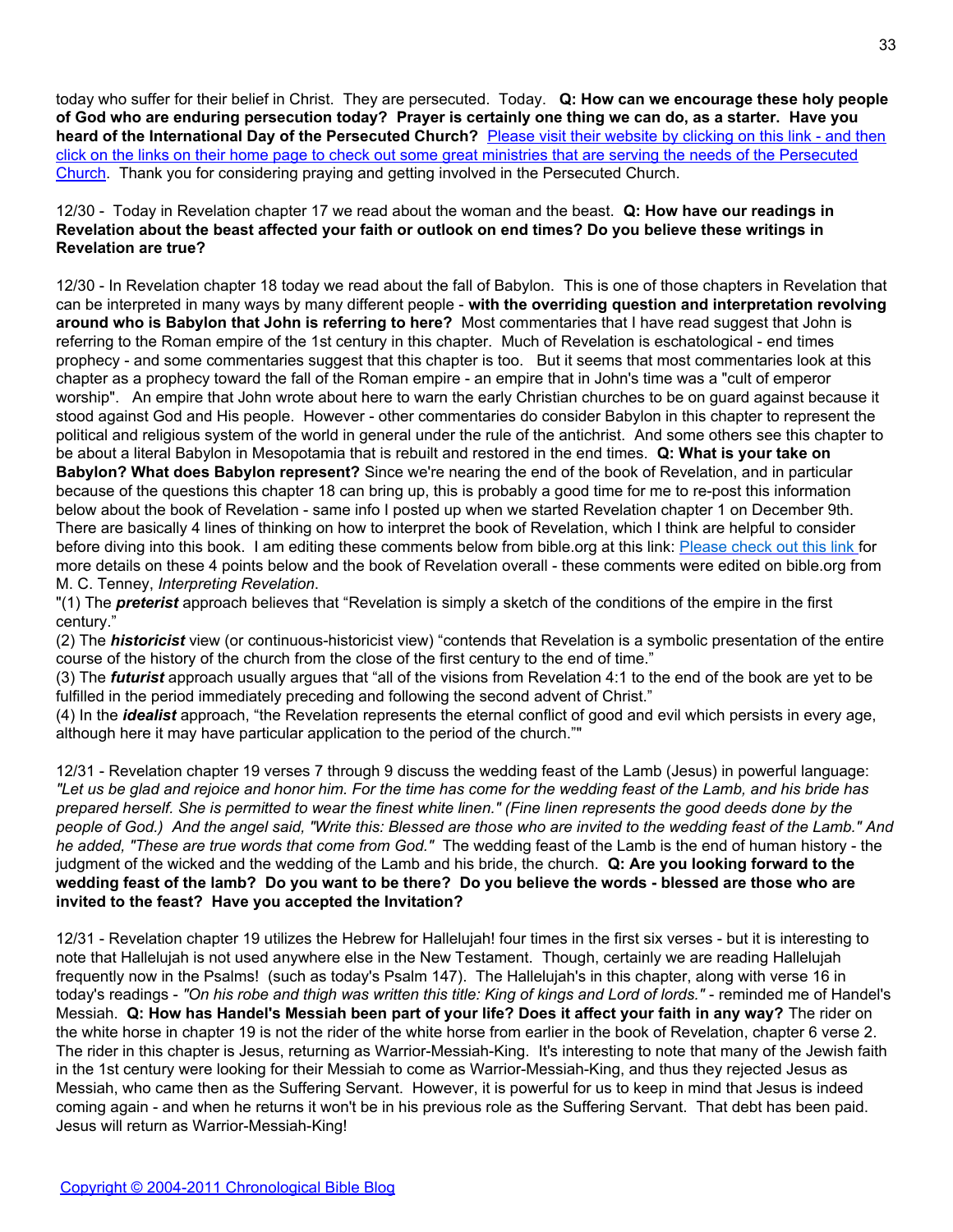today who suffer for their belief in Christ. They are persecuted. Today. **Q: How can we encourage these holy people of God who are enduring persecution today? Prayer is certainly one thing we can do, as a starter. Have you heard of the International Day of the Persecuted Church?** [Please visit their website by clicking on this link - and then click on the links on their home page to check out some great ministries that are serving the needs of the Persecuted Church](). Thank you for considering praying and getting involved in the Persecuted Church.

12/30 - Today in Revelation chapter 17 we read about the woman and the beast. **Q: How have our readings in Revelation about the beast affected your faith or outlook on end times? Do you believe these writings in Revelation are true?**

12/30 - In Revelation chapter 18 today we read about the fall of Babylon. This is one of those chapters in Revelation that can be interpreted in many ways by many different people - **with the overriding question and interpretation revolving around who is Babylon that John is referring to here?** Most commentaries that I have read suggest that John is referring to the Roman empire of the 1st century in this chapter. Much of Revelation is eschatological - end times prophecy - and some commentaries suggest that this chapter is too. But it seems that most commentaries look at this chapter as a prophecy toward the fall of the Roman empire - an empire that in John's time was a "cult of emperor worship". An empire that John wrote about here to warn the early Christian churches to be on guard against because it stood against God and His people. However - other commentaries do consider Babylon in this chapter to represent the political and religious system of the world in general under the rule of the antichrist. And some others see this chapter to be about a literal Babylon in Mesopotamia that is rebuilt and restored in the end times. **Q: What is your take on Babylon? What does Babylon represent?** Since we're nearing the end of the book of Revelation, and in particular because of the questions this chapter 18 can bring up, this is probably a good time for me to re-post this information below about the book of Revelation - same info I posted up when we started Revelation chapter 1 on December 9th. There are basically 4 lines of thinking on how to interpret the book of Revelation, which I think are helpful to consider before diving into this book. I am editing these comments below from bible.org at this link: [Please check out this link ]()for more details on these 4 points below and the book of Revelation overall - these comments were edited on bible.org from M. C. Tenney, *Interpreting Revelation*.

"(1) The ***preterist*** approach believes that "Revelation is simply a sketch of the conditions of the empire in the first century."

(2) The ***historicist*** view (or continuous-historicist view) "contends that Revelation is a symbolic presentation of the entire course of the history of the church from the close of the first century to the end of time."

(3) The ***futurist*** approach usually argues that "all of the visions from Revelation 4:1 to the end of the book are yet to be fulfilled in the period immediately preceding and following the second advent of Christ."

(4) In the ***idealist*** approach, "the Revelation represents the eternal conflict of good and evil which persists in every age, although here it may have particular application to the period of the church.""

12/31 - Revelation chapter 19 verses 7 through 9 discuss the wedding feast of the Lamb (Jesus) in powerful language: *"Let us be glad and rejoice and honor him. For the time has come for the wedding feast of the Lamb, and his bride has prepared herself. She is permitted to wear the finest white linen." (Fine linen represents the good deeds done by the people of God.) And the angel said, "Write this: Blessed are those who are invited to the wedding feast of the Lamb." And he added, "These are true words that come from God."* The wedding feast of the Lamb is the end of human history - the judgment of the wicked and the wedding of the Lamb and his bride, the church. **Q: Are you looking forward to the wedding feast of the lamb? Do you want to be there? Do you believe the words - blessed are those who are invited to the feast? Have you accepted the Invitation?**

12/31 - Revelation chapter 19 utilizes the Hebrew for Hallelujah! four times in the first six verses - but it is interesting to note that Hallelujah is not used anywhere else in the New Testament. Though, certainly we are reading Hallelujah frequently now in the Psalms! (such as today's Psalm 147). The Hallelujah's in this chapter, along with verse 16 in today's readings - *"On his robe and thigh was written this title: King of kings and Lord of lords."* - reminded me of Handel's Messiah. **Q: How has Handel's Messiah been part of your life? Does it affect your faith in any way?** The rider on the white horse in chapter 19 is not the rider of the white horse from earlier in the book of Revelation, chapter 6 verse 2. The rider in this chapter is Jesus, returning as Warrior-Messiah-King. It's interesting to note that many of the Jewish faith in the 1st century were looking for their Messiah to come as Warrior-Messiah-King, and thus they rejected Jesus as Messiah, who came then as the Suffering Servant. However, it is powerful for us to keep in mind that Jesus is indeed coming again - and when he returns it won't be in his previous role as the Suffering Servant. That debt has been paid. Jesus will return as Warrior-Messiah-King!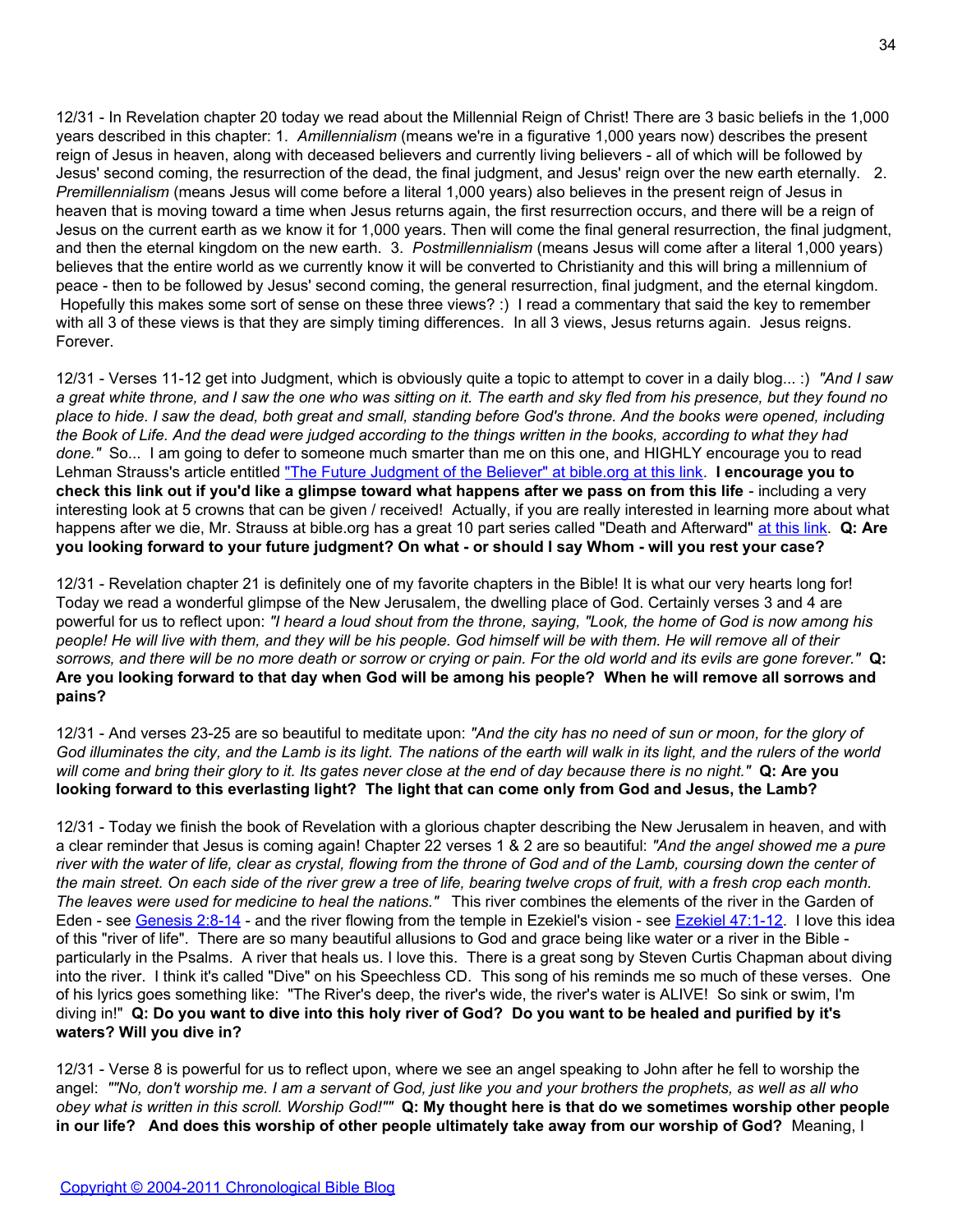12/31 - In Revelation chapter 20 today we read about the Millennial Reign of Christ! There are 3 basic beliefs in the 1,000 years described in this chapter: 1. *Amillennialism* (means we're in a figurative 1,000 years now) describes the present reign of Jesus in heaven, along with deceased believers and currently living believers - all of which will be followed by Jesus' second coming, the resurrection of the dead, the final judgment, and Jesus' reign over the new earth eternally. 2. *Premillennialism* (means Jesus will come before a literal 1,000 years) also believes in the present reign of Jesus in heaven that is moving toward a time when Jesus returns again, the first resurrection occurs, and there will be a reign of Jesus on the current earth as we know it for 1,000 years. Then will come the final general resurrection, the final judgment, and then the eternal kingdom on the new earth. 3. *Postmillennialism* (means Jesus will come after a literal 1,000 years) believes that the entire world as we currently know it will be converted to Christianity and this will bring a millennium of peace - then to be followed by Jesus' second coming, the general resurrection, final judgment, and the eternal kingdom. Hopefully this makes some sort of sense on these three views? :) I read a commentary that said the key to remember with all 3 of these views is that they are simply timing differences. In all 3 views, Jesus returns again. Jesus reigns. Forever.

12/31 - Verses 11-12 get into Judgment, which is obviously quite a topic to attempt to cover in a daily blog... :) *"And I saw a great white throne, and I saw the one who was sitting on it. The earth and sky fled from his presence, but they found no place to hide. I saw the dead, both great and small, standing before God's throne. And the books were opened, including the Book of Life. And the dead were judged according to the things written in the books, according to what they had done."* So... I am going to defer to someone much smarter than me on this one, and HIGHLY encourage you to read Lehman Strauss's article entitled "The Future Judgment of the Believer" at bible.org at this link. **I encourage you to check this link out if you'd like a glimpse toward what happens after we pass on from this life** - including a very interesting look at 5 crowns that can be given / received! Actually, if you are really interested in learning more about what happens after we die, Mr. Strauss at bible.org has a great 10 part series called "Death and Afterward" at this link. **Q: Are you looking forward to your future judgment? On what - or should I say Whom - will you rest your case?**

12/31 - Revelation chapter 21 is definitely one of my favorite chapters in the Bible! It is what our very hearts long for! Today we read a wonderful glimpse of the New Jerusalem, the dwelling place of God. Certainly verses 3 and 4 are powerful for us to reflect upon: *"I heard a loud shout from the throne, saying, "Look, the home of God is now among his people! He will live with them, and they will be his people. God himself will be with them. He will remove all of their sorrows, and there will be no more death or sorrow or crying or pain. For the old world and its evils are gone forever."* **Q: Are you looking forward to that day when God will be among his people? When he will remove all sorrows and pains?**

12/31 - And verses 23-25 are so beautiful to meditate upon: *"And the city has no need of sun or moon, for the glory of God illuminates the city, and the Lamb is its light. The nations of the earth will walk in its light, and the rulers of the world will come and bring their glory to it. Its gates never close at the end of day because there is no night."* **Q: Are you looking forward to this everlasting light? The light that can come only from God and Jesus, the Lamb?**

12/31 - Today we finish the book of Revelation with a glorious chapter describing the New Jerusalem in heaven, and with a clear reminder that Jesus is coming again! Chapter 22 verses 1 & 2 are so beautiful: *"And the angel showed me a pure river with the water of life, clear as crystal, flowing from the throne of God and of the Lamb, coursing down the center of the main street. On each side of the river grew a tree of life, bearing twelve crops of fruit, with a fresh crop each month. The leaves were used for medicine to heal the nations."* This river combines the elements of the river in the Garden of Eden - see Genesis 2:8-14 - and the river flowing from the temple in Ezekiel's vision - see Ezekiel 47:1-12. I love this idea of this "river of life". There are so many beautiful allusions to God and grace being like water or a river in the Bible - particularly in the Psalms. A river that heals us. I love this. There is a great song by Steven Curtis Chapman about diving into the river. I think it's called "Dive" on his Speechless CD. This song of his reminds me so much of these verses. One of his lyrics goes something like: "The River's deep, the river's wide, the river's water is ALIVE! So sink or swim, I'm diving in!" **Q: Do you want to dive into this holy river of God? Do you want to be healed and purified by it's waters? Will you dive in?**

12/31 - Verse 8 is powerful for us to reflect upon, where we see an angel speaking to John after he fell to worship the angel: *""No, don't worship me. I am a servant of God, just like you and your brothers the prophets, as well as all who obey what is written in this scroll. Worship God!""* **Q: My thought here is that do we sometimes worship other people in our life? And does this worship of other people ultimately take away from our worship of God?** Meaning, I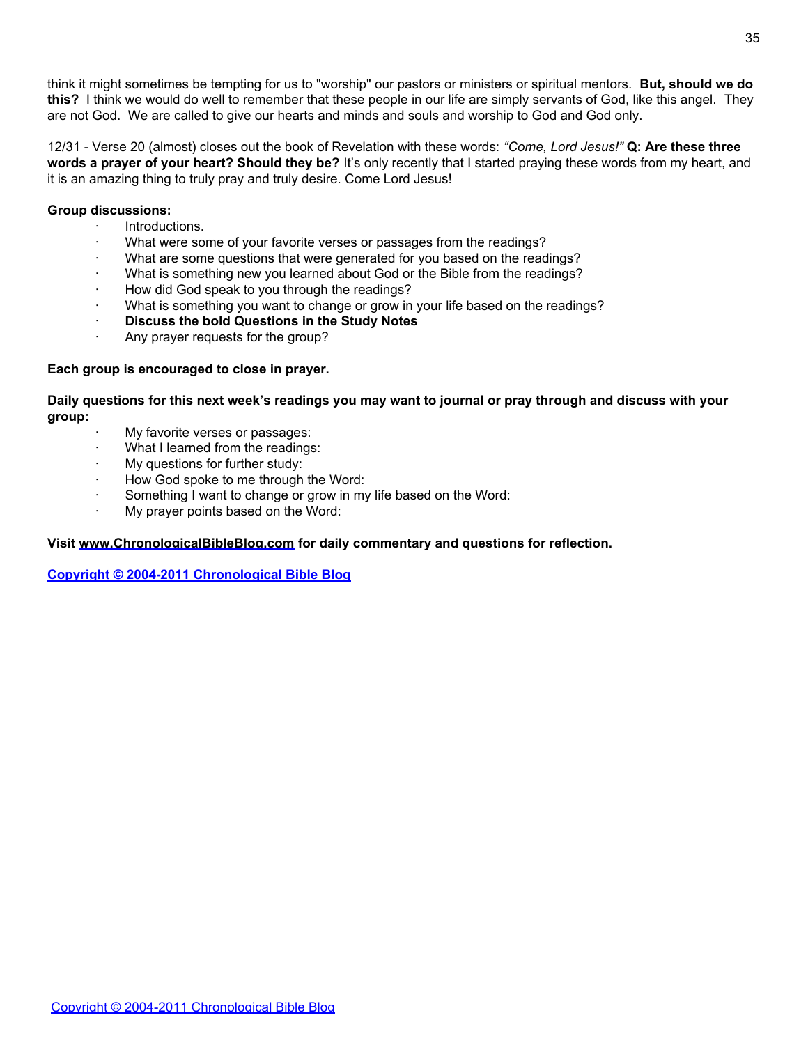think it might sometimes be tempting for us to "worship" our pastors or ministers or spiritual mentors. **But, should we do this?** I think we would do well to remember that these people in our life are simply servants of God, like this angel. They are not God. We are called to give our hearts and minds and souls and worship to God and God only.

12/31 - Verse 20 (almost) closes out the book of Revelation with these words: *"Come, Lord Jesus!"* **Q: Are these three words a prayer of your heart? Should they be?** It's only recently that I started praying these words from my heart, and it is an amazing thing to truly pray and truly desire. Come Lord Jesus!

**Group discussions:**

- Introductions.
- What were some of your favorite verses or passages from the readings?
- What are some questions that were generated for you based on the readings?
- What is something new you learned about God or the Bible from the readings?
- How did God speak to you through the readings?
- What is something you want to change or grow in your life based on the readings?
- **Discuss the bold Questions in the Study Notes**
- Any prayer requests for the group?

**Each group is encouraged to close in prayer.**

**Daily questions for this next week's readings you may want to journal or pray through and discuss with your group:**

- My favorite verses or passages:
- What I learned from the readings:
- My questions for further study:
- How God spoke to me through the Word:
- Something I want to change or grow in my life based on the Word:
- My prayer points based on the Word:

**Visit [www.ChronologicalBibleBlog.com](http://www.ChronologicalBibleBlog.com) for daily commentary and questions for reflection.**

**[Copyright © 2004-2011 Chronological Bible Blog](http://www.ChronologicalBibleBlog.com)**